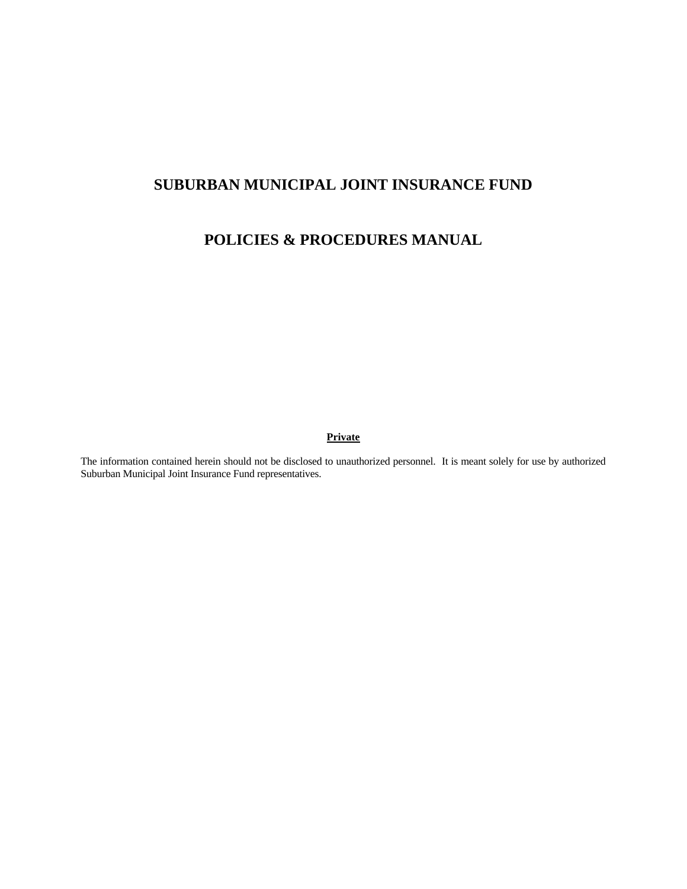# SUBURBAN MUNICIPAL JOINT INSURANCE FUND

# POLICIES & PROCEDURES MANUAL

**Private**

The information contained herein should not be disclosed to unauthorized personnel. It is meant solely for use by authorized Suburban Municipal Joint Insurance Fund representatives.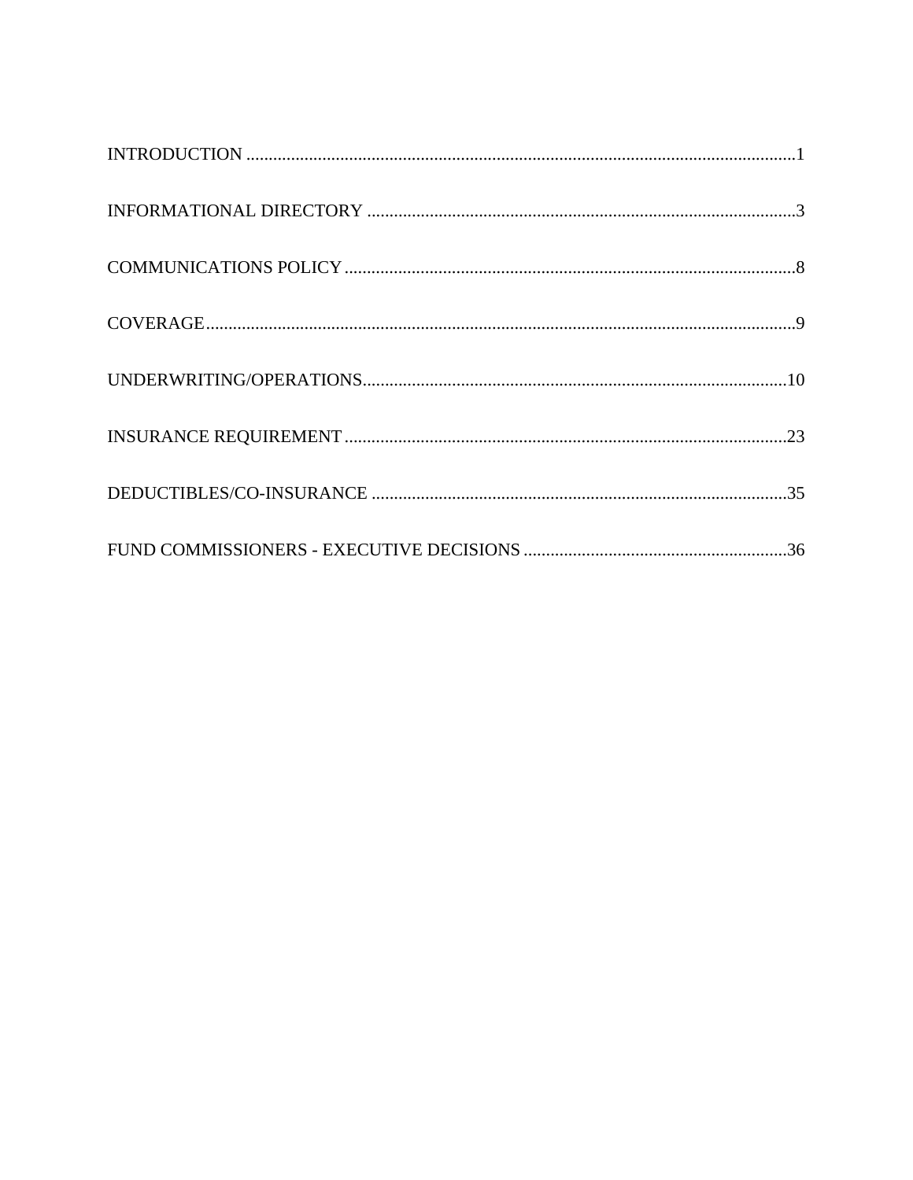INTRODUCTION ..........................................................................................................................1

INFORMATIONAL DIRECTORY ...............................................................................................3

COMMUNICATIONS POLICY ....................................................................................................8

COVERAGE...................................................................................................................................9

UNDERWRITING/OPERATIONS..............................................................................................10

INSURANCE REQUIREMENT ..................................................................................................23

DEDUCTIBLES/CO-INSURANCE ............................................................................................35

FUND COMMISSIONERS - EXECUTIVE DECISIONS ..........................................................36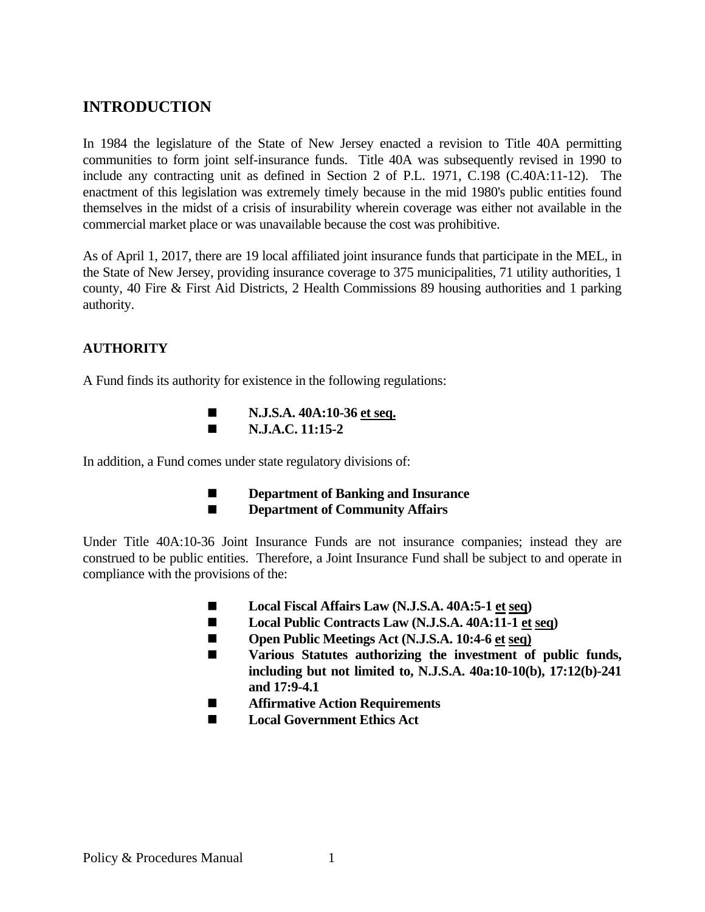## INTRODUCTION

In 1984 the legislature of the State of New Jersey enacted a revision to Title 40A permitting communities to form joint self-insurance funds. Title 40A was subsequently revised in 1990 to include any contracting unit as defined in Section 2 of P.L. 1971, C.198 (C.40A:11-12). The enactment of this legislation was extremely timely because in the mid 1980's public entities found themselves in the midst of a crisis of insurability wherein coverage was either not available in the commercial market place or was unavailable because the cost was prohibitive.

As of April 1, 2017, there are 19 local affiliated joint insurance funds that participate in the MEL, in the State of New Jersey, providing insurance coverage to 375 municipalities, 71 utility authorities, 1 county, 40 Fire & First Aid Districts, 2 Health Commissions 89 housing authorities and 1 parking authority.

### AUTHORITY

A Fund finds its authority for existence in the following regulations:

- **N.J.S.A. 40A:10-36 et seq.**
- **N.J.A.C. 11:15-2**

In addition, a Fund comes under state regulatory divisions of:

- **Department of Banking and Insurance**
- **Department of Community Affairs**

Under Title 40A:10-36 Joint Insurance Funds are not insurance companies; instead they are construed to be public entities. Therefore, a Joint Insurance Fund shall be subject to and operate in compliance with the provisions of the:

- **Local Fiscal Affairs Law (N.J.S.A. 40A:5-1 et seq)**
- **Local Public Contracts Law (N.J.S.A. 40A:11-1 et seq)**
- **Open Public Meetings Act (N.J.S.A. 10:4-6 et seq)**
- **Various Statutes authorizing the investment of public funds, including but not limited to, N.J.S.A. 40a:10-10(b), 17:12(b)-241 and 17:9-4.1**
- **Affirmative Action Requirements**
- **Local Government Ethics Act**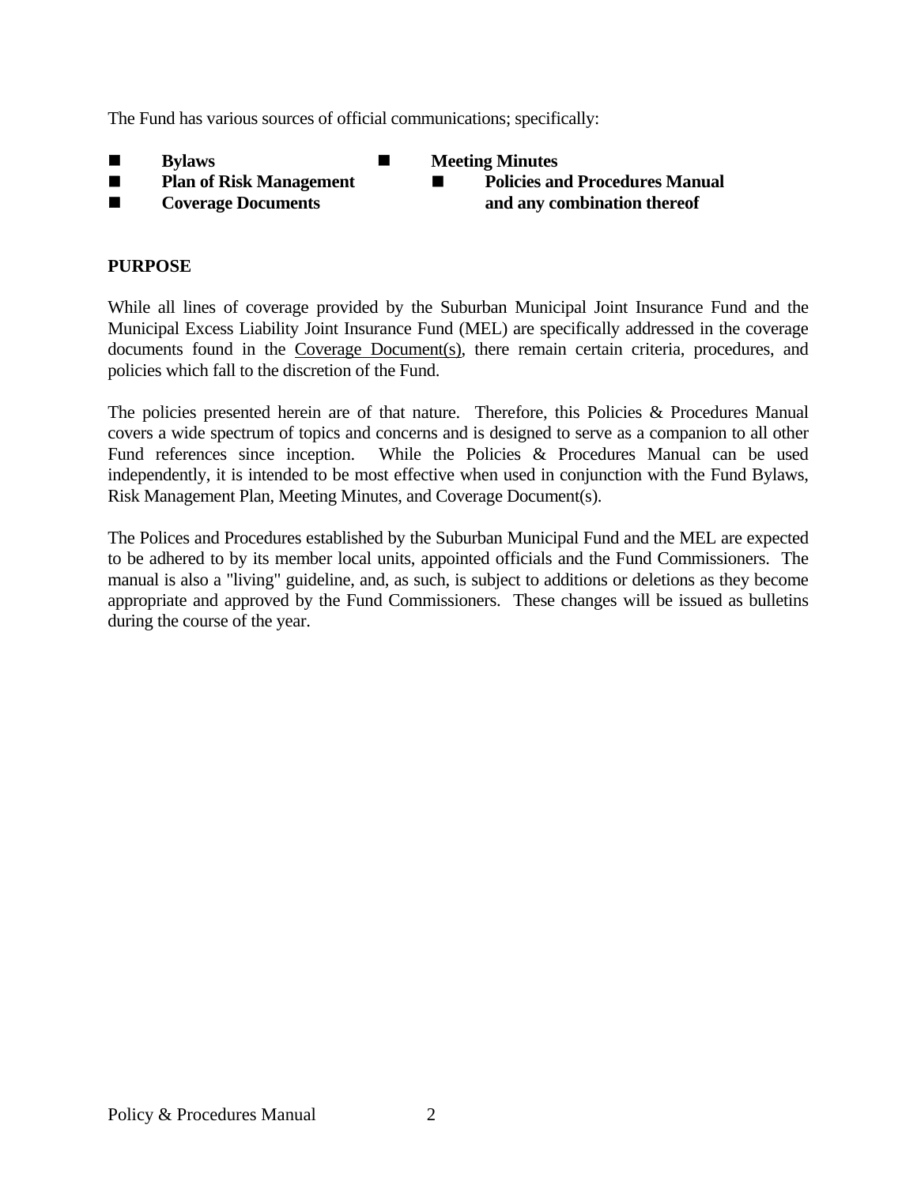The Fund has various sources of official communications; specifically:

- **Bylaws**
- **Plan of Risk Management**
- **Coverage Documents**
- **Meeting Minutes**
- **Policies and Procedures Manual and any combination thereof**

**PURPOSE**

While all lines of coverage provided by the Suburban Municipal Joint Insurance Fund and the Municipal Excess Liability Joint Insurance Fund (MEL) are specifically addressed in the coverage documents found in the Coverage Document(s), there remain certain criteria, procedures, and policies which fall to the discretion of the Fund.

The policies presented herein are of that nature. Therefore, this Policies & Procedures Manual covers a wide spectrum of topics and concerns and is designed to serve as a companion to all other Fund references since inception. While the Policies & Procedures Manual can be used independently, it is intended to be most effective when used in conjunction with the Fund Bylaws, Risk Management Plan, Meeting Minutes, and Coverage Document(s).

The Polices and Procedures established by the Suburban Municipal Fund and the MEL are expected to be adhered to by its member local units, appointed officials and the Fund Commissioners. The manual is also a "living" guideline, and, as such, is subject to additions or deletions as they become appropriate and approved by the Fund Commissioners. These changes will be issued as bulletins during the course of the year.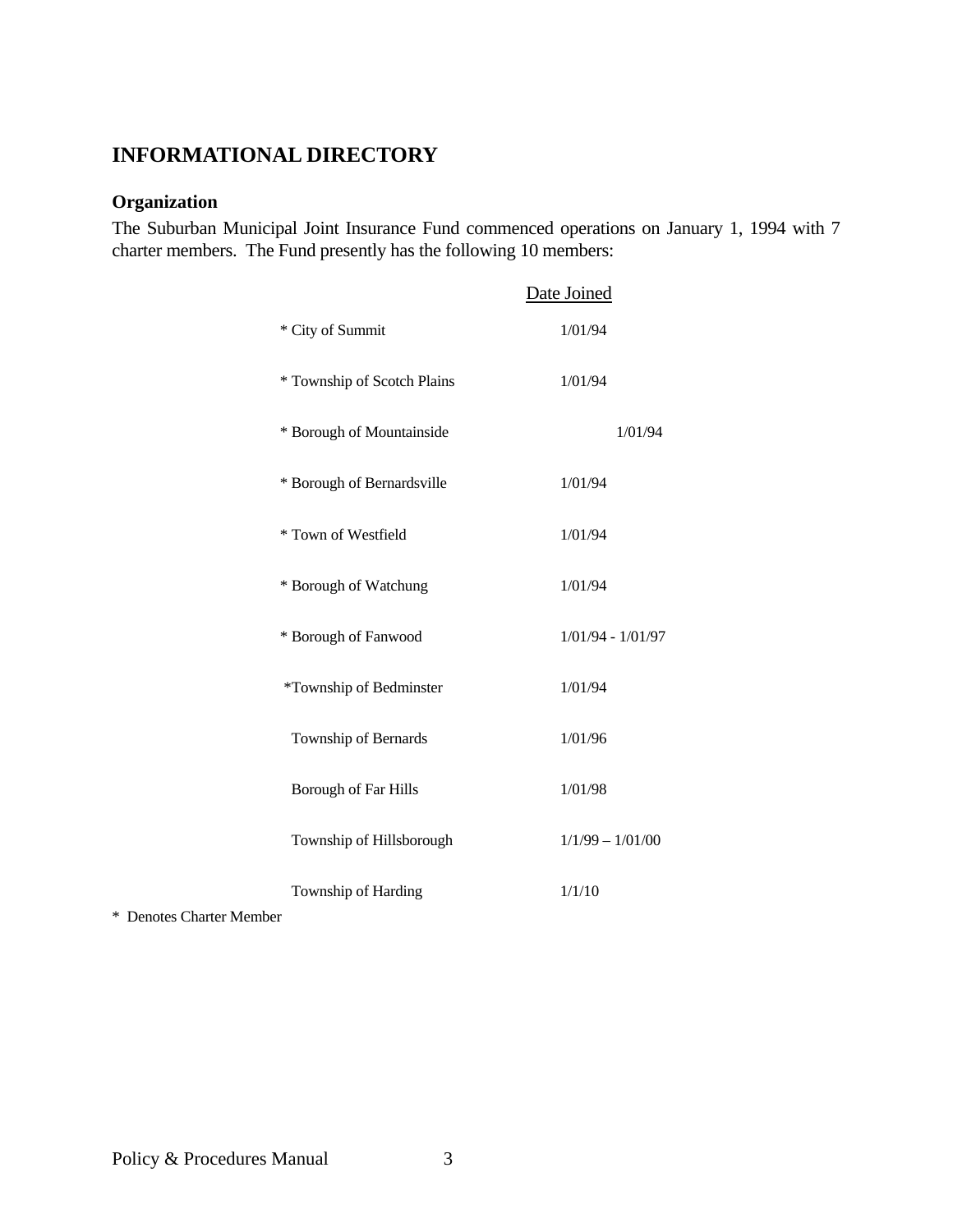## INFORMATIONAL DIRECTORY

### Organization

The Suburban Municipal Joint Insurance Fund commenced operations on January 1, 1994 with 7 charter members. The Fund presently has the following 10 members:

| | Date Joined |
|---|---|
| * City of Summit | 1/01/94 |
| * Township of Scotch Plains | 1/01/94 |
| * Borough of Mountainside | 1/01/94 |
| * Borough of Bernardsville | 1/01/94 |
| * Town of Westfield | 1/01/94 |
| * Borough of Watchung | 1/01/94 |
| * Borough of Fanwood | 1/01/94 - 1/01/97 |
| *Township of Bedminster | 1/01/94 |
| Township of Bernards | 1/01/96 |
| Borough of Far Hills | 1/01/98 |
| Township of Hillsborough | 1/1/99 – 1/01/00 |
| Township of Harding | 1/1/10 |

* Denotes Charter Member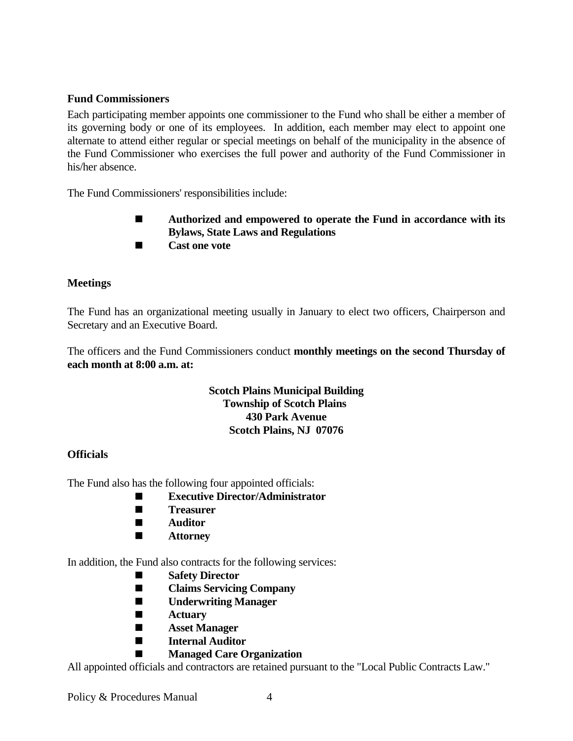**Fund Commissioners**

Each participating member appoints one commissioner to the Fund who shall be either a member of its governing body or one of its employees. In addition, each member may elect to appoint one alternate to attend either regular or special meetings on behalf of the municipality in the absence of the Fund Commissioner who exercises the full power and authority of the Fund Commissioner in his/her absence.

The Fund Commissioners' responsibilities include:

- **Authorized and empowered to operate the Fund in accordance with its Bylaws, State Laws and Regulations**
- **Cast one vote**

**Meetings**

The Fund has an organizational meeting usually in January to elect two officers, Chairperson and Secretary and an Executive Board.

The officers and the Fund Commissioners conduct **monthly meetings on the second Thursday of each month at 8:00 a.m. at:**

**Scotch Plains Municipal Building**
**Township of Scotch Plains**
**430 Park Avenue**
**Scotch Plains, NJ 07076**

**Officials**

The Fund also has the following four appointed officials:

- **Executive Director/Administrator**
- **Treasurer**
- **Auditor**
- **Attorney**

In addition, the Fund also contracts for the following services:

- **Safety Director**
- **Claims Servicing Company**
- **Underwriting Manager**
- **Actuary**
- **Asset Manager**
- **Internal Auditor**
- **Managed Care Organization**

All appointed officials and contractors are retained pursuant to the "Local Public Contracts Law."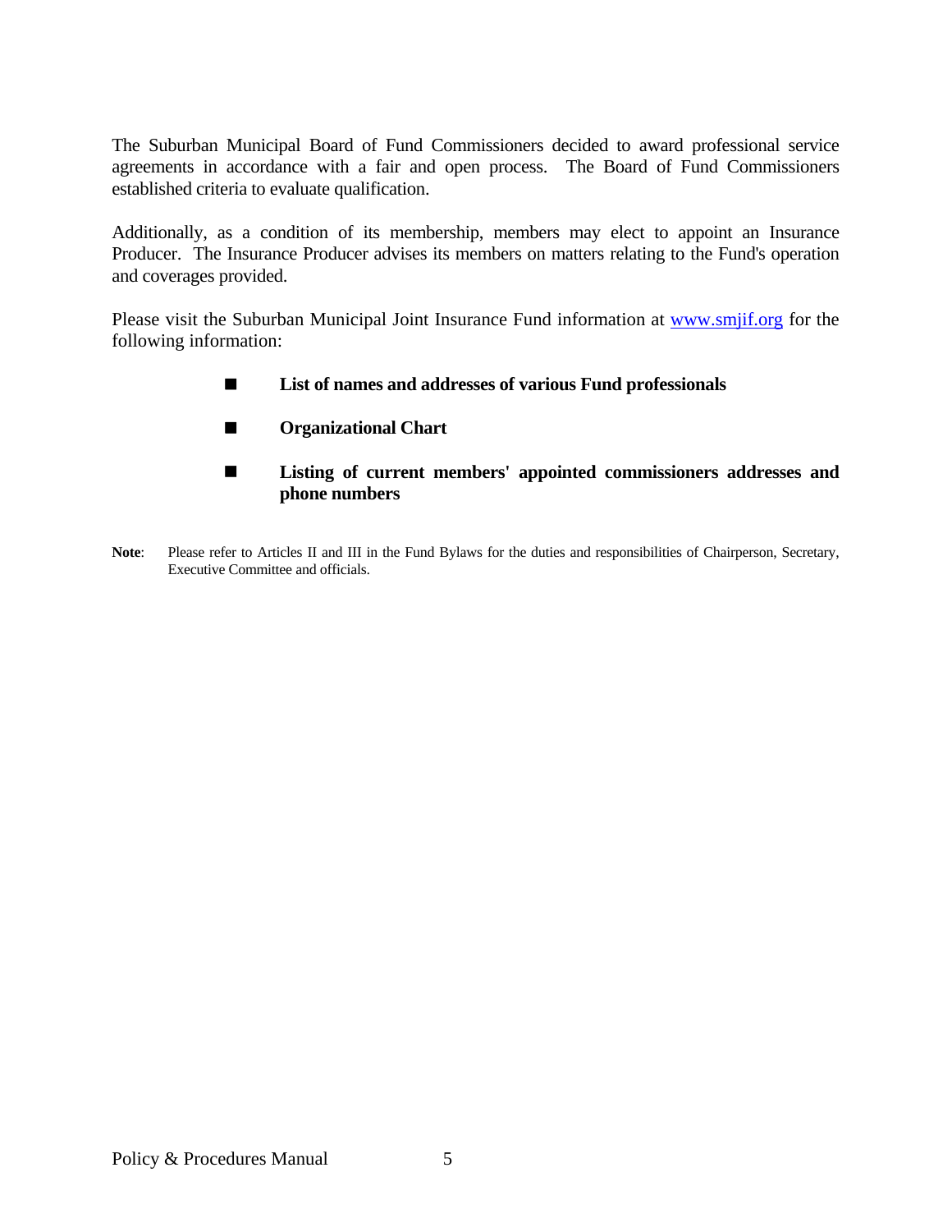The Suburban Municipal Board of Fund Commissioners decided to award professional service agreements in accordance with a fair and open process. The Board of Fund Commissioners established criteria to evaluate qualification.

Additionally, as a condition of its membership, members may elect to appoint an Insurance Producer. The Insurance Producer advises its members on matters relating to the Fund's operation and coverages provided.

Please visit the Suburban Municipal Joint Insurance Fund information at [www.smjif.org](http://www.smjif.org) for the following information:

- **List of names and addresses of various Fund professionals**
- **Organizational Chart**
- **Listing of current members' appointed commissioners addresses and phone numbers**

**Note**: Please refer to Articles II and III in the Fund Bylaws for the duties and responsibilities of Chairperson, Secretary, Executive Committee and officials.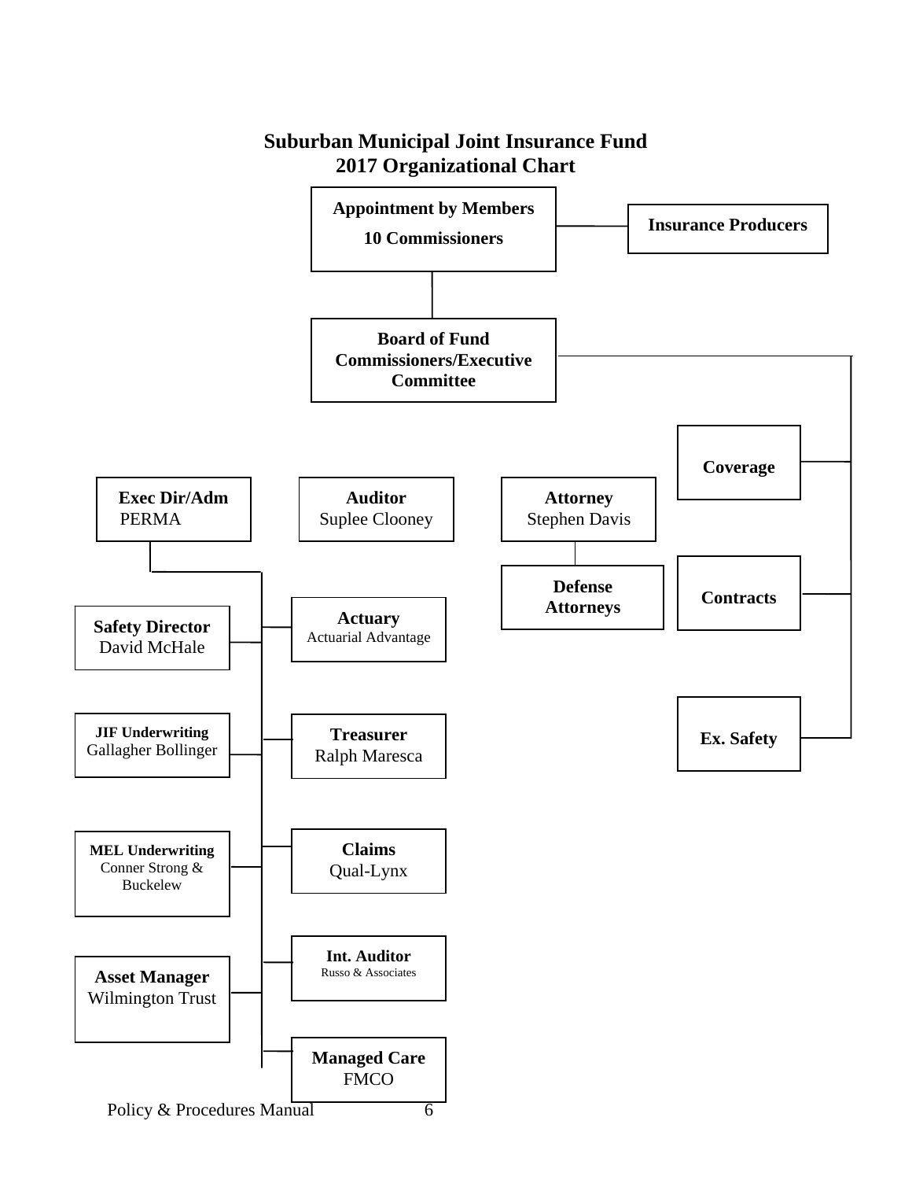# Suburban Municipal Joint Insurance Fund
## 2017 Organizational Chart

**Appointment by Members**
**10 Commissioners**

**Insurance Producers**

**Board of Fund Commissioners/Executive Committee**

**Coverage**

**Contracts**

**Ex. Safety**

**Exec Dir/Adm**
PERMA

**Auditor**
Suplee Clooney

**Attorney**
Stephen Davis

**Defense Attorneys**

**Safety Director**
David McHale

**Actuary**
Actuarial Advantage

**JIF Underwriting**
Gallagher Bollinger

**Treasurer**
Ralph Maresca

**MEL Underwriting**
Conner Strong & Buckelew

**Claims**
Qual-Lynx

**Int. Auditor**
Russo & Associates

**Asset Manager**
Wilmington Trust

**Managed Care**
FMCO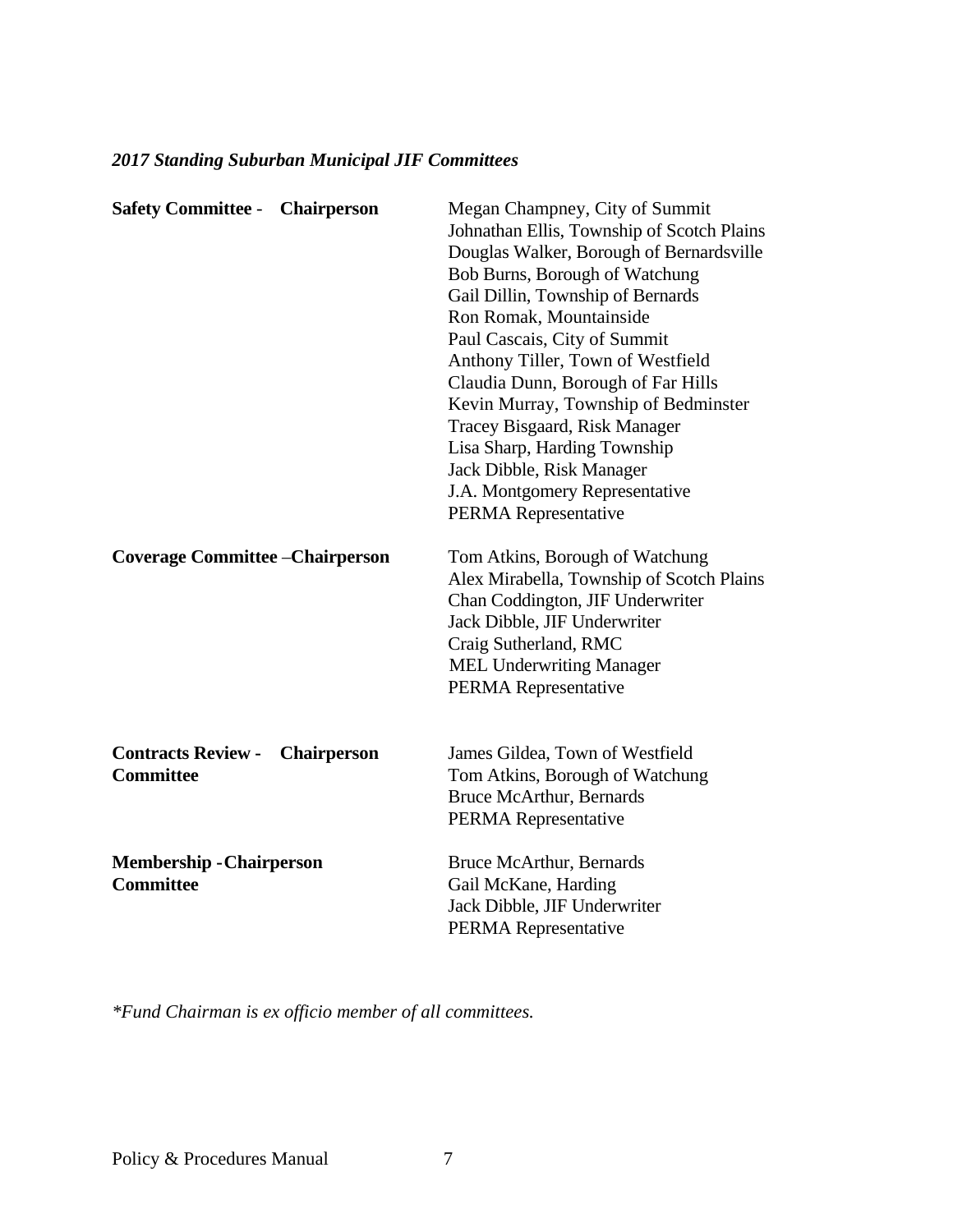***2017 Standing Suburban Municipal JIF Committees***

| Committee | Members |
|---|---|
| **Safety Committee - Chairperson** | Megan Champney, City of Summit<br>Johnathan Ellis, Township of Scotch Plains<br>Douglas Walker, Borough of Bernardsville<br>Bob Burns, Borough of Watchung<br>Gail Dillin, Township of Bernards<br>Ron Romak, Mountainside<br>Paul Cascais, City of Summit<br>Anthony Tiller, Town of Westfield<br>Claudia Dunn, Borough of Far Hills<br>Kevin Murray, Township of Bedminster<br>Tracey Bisgaard, Risk Manager<br>Lisa Sharp, Harding Township<br>Jack Dibble, Risk Manager<br>J.A. Montgomery Representative<br>PERMA Representative |
| **Coverage Committee –Chairperson** | Tom Atkins, Borough of Watchung<br>Alex Mirabella, Township of Scotch Plains<br>Chan Coddington, JIF Underwriter<br>Jack Dibble, JIF Underwriter<br>Craig Sutherland, RMC<br>MEL Underwriting Manager<br>PERMA Representative |
| **Contracts Review - Chairperson Committee** | James Gildea, Town of Westfield<br>Tom Atkins, Borough of Watchung<br>Bruce McArthur, Bernards<br>PERMA Representative |
| **Membership -Chairperson Committee** | Bruce McArthur, Bernards<br>Gail McKane, Harding<br>Jack Dibble, JIF Underwriter<br>PERMA Representative |

**Fund Chairman is ex officio member of all committees.*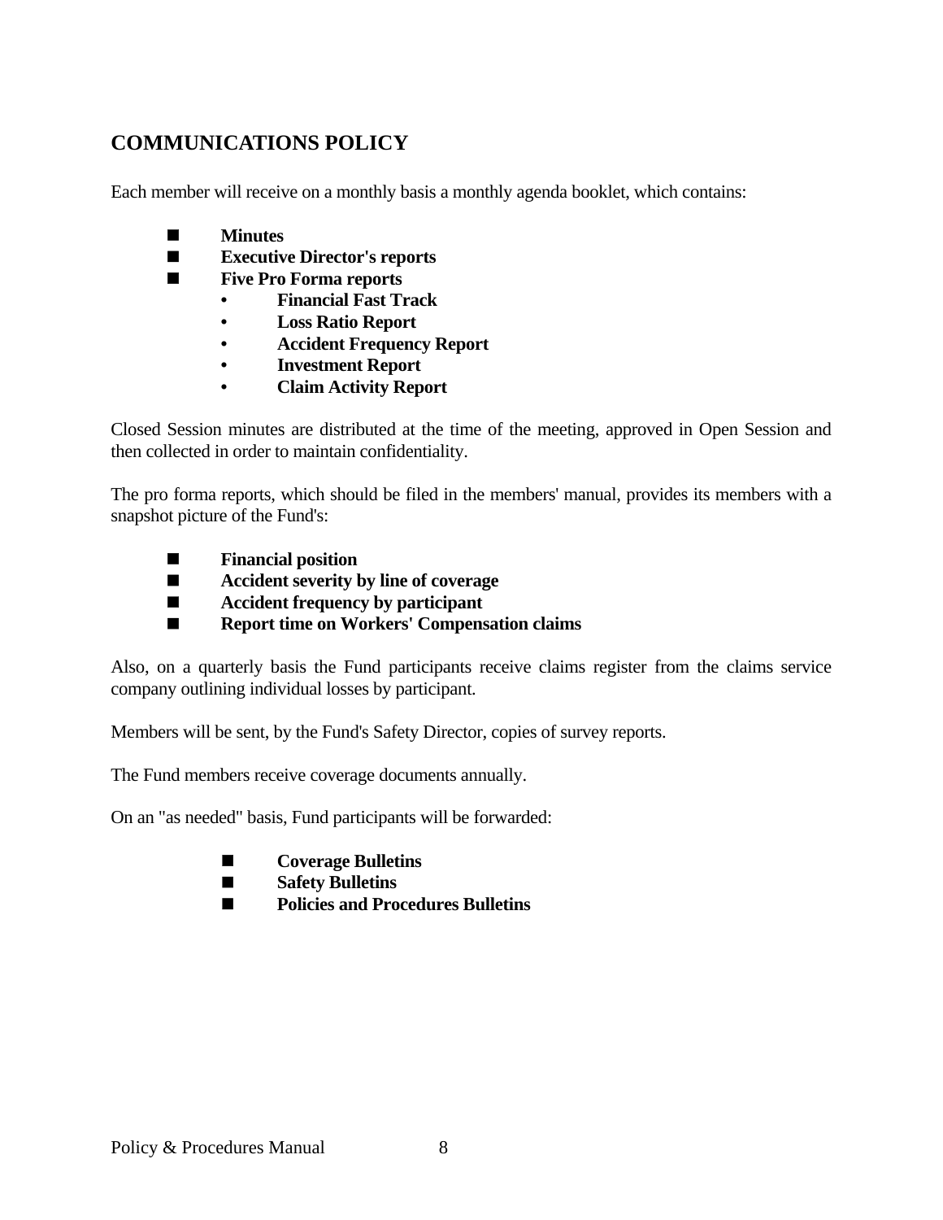## COMMUNICATIONS POLICY

Each member will receive on a monthly basis a monthly agenda booklet, which contains:

- **Minutes**
- **Executive Director's reports**
- **Five Pro Forma reports**
    - **Financial Fast Track**
    - **Loss Ratio Report**
    - **Accident Frequency Report**
    - **Investment Report**
    - **Claim Activity Report**

Closed Session minutes are distributed at the time of the meeting, approved in Open Session and then collected in order to maintain confidentiality.

The pro forma reports, which should be filed in the members' manual, provides its members with a snapshot picture of the Fund's:

- **Financial position**
- **Accident severity by line of coverage**
- **Accident frequency by participant**
- **Report time on Workers' Compensation claims**

Also, on a quarterly basis the Fund participants receive claims register from the claims service company outlining individual losses by participant.

Members will be sent, by the Fund's Safety Director, copies of survey reports.

The Fund members receive coverage documents annually.

On an "as needed" basis, Fund participants will be forwarded:

- **Coverage Bulletins**
- **Safety Bulletins**
- **Policies and Procedures Bulletins**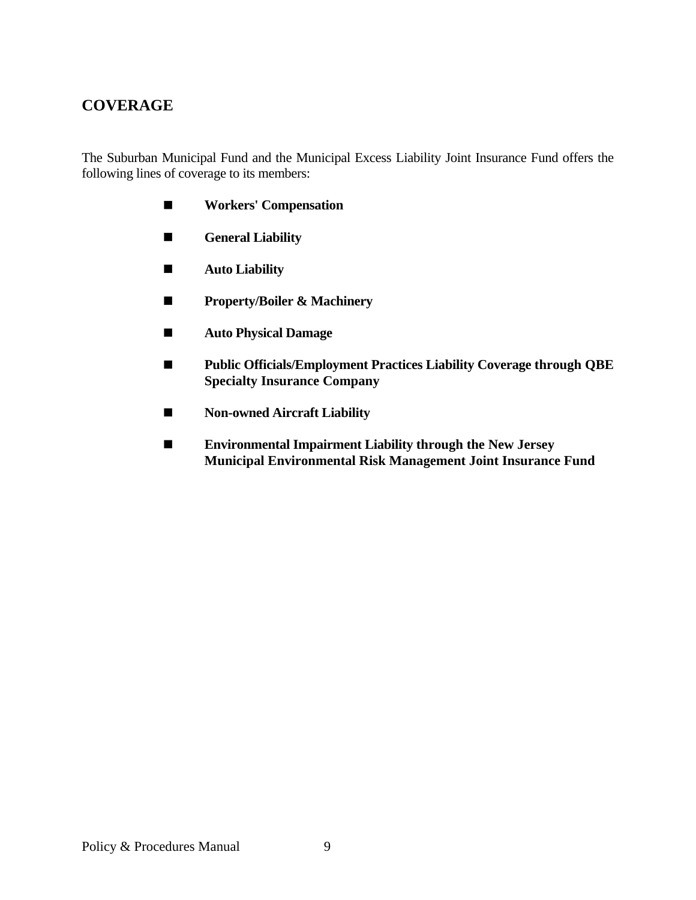## COVERAGE

The Suburban Municipal Fund and the Municipal Excess Liability Joint Insurance Fund offers the following lines of coverage to its members:

- **Workers' Compensation**
- **General Liability**
- **Auto Liability**
- **Property/Boiler & Machinery**
- **Auto Physical Damage**
- **Public Officials/Employment Practices Liability Coverage through QBE Specialty Insurance Company**
- **Non-owned Aircraft Liability**
- **Environmental Impairment Liability through the New Jersey Municipal Environmental Risk Management Joint Insurance Fund**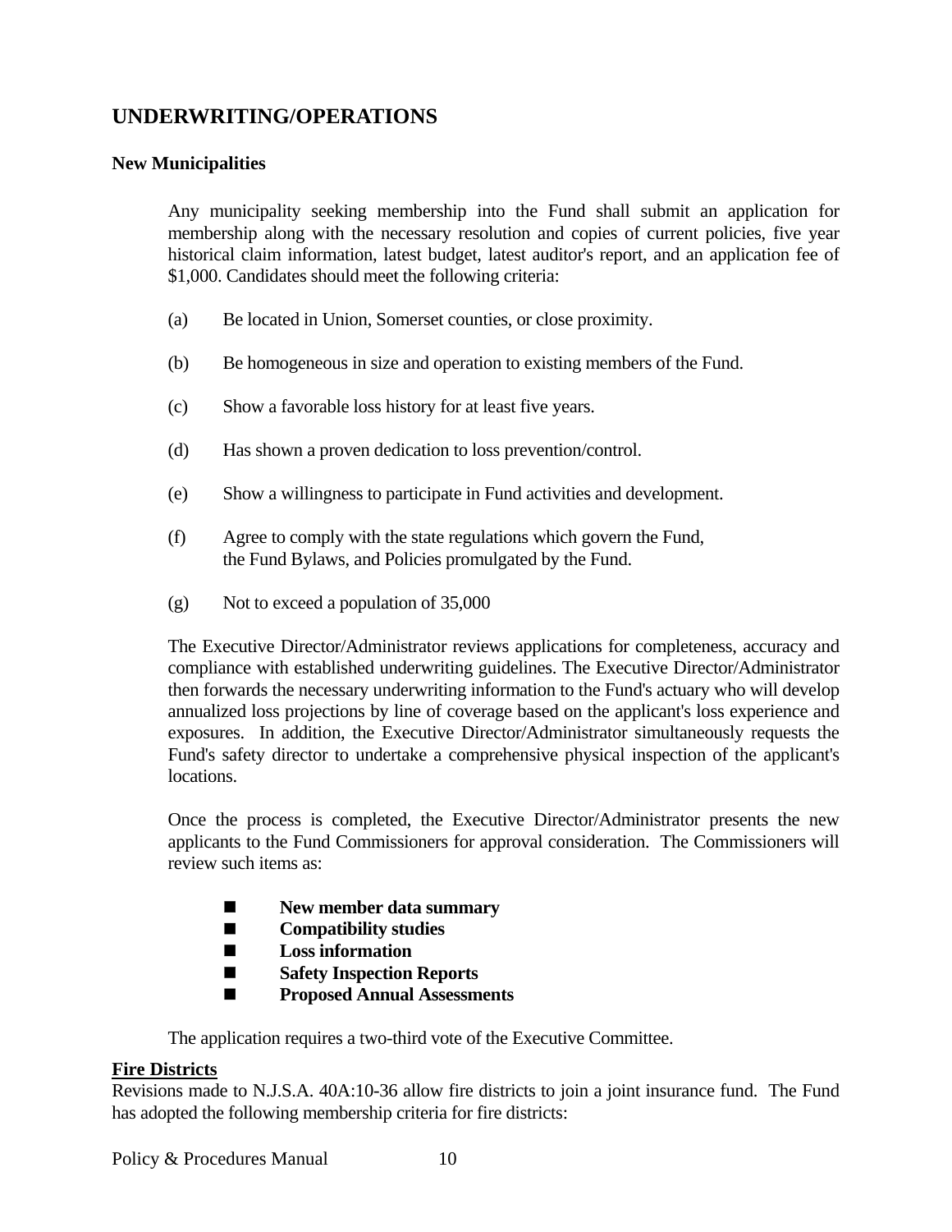## UNDERWRITING/OPERATIONS

### New Municipalities

Any municipality seeking membership into the Fund shall submit an application for membership along with the necessary resolution and copies of current policies, five year historical claim information, latest budget, latest auditor's report, and an application fee of $1,000. Candidates should meet the following criteria:

(a) Be located in Union, Somerset counties, or close proximity.

(b) Be homogeneous in size and operation to existing members of the Fund.

(c) Show a favorable loss history for at least five years.

(d) Has shown a proven dedication to loss prevention/control.

(e) Show a willingness to participate in Fund activities and development.

(f) Agree to comply with the state regulations which govern the Fund, the Fund Bylaws, and Policies promulgated by the Fund.

(g) Not to exceed a population of 35,000

The Executive Director/Administrator reviews applications for completeness, accuracy and compliance with established underwriting guidelines. The Executive Director/Administrator then forwards the necessary underwriting information to the Fund's actuary who will develop annualized loss projections by line of coverage based on the applicant's loss experience and exposures. In addition, the Executive Director/Administrator simultaneously requests the Fund's safety director to undertake a comprehensive physical inspection of the applicant's locations.

Once the process is completed, the Executive Director/Administrator presents the new applicants to the Fund Commissioners for approval consideration. The Commissioners will review such items as:

- **New member data summary**
- **Compatibility studies**
- **Loss information**
- **Safety Inspection Reports**
- **Proposed Annual Assessments**

The application requires a two-third vote of the Executive Committee.

**<u>Fire Districts</u>**

Revisions made to N.J.S.A. 40A:10-36 allow fire districts to join a joint insurance fund. The Fund has adopted the following membership criteria for fire districts: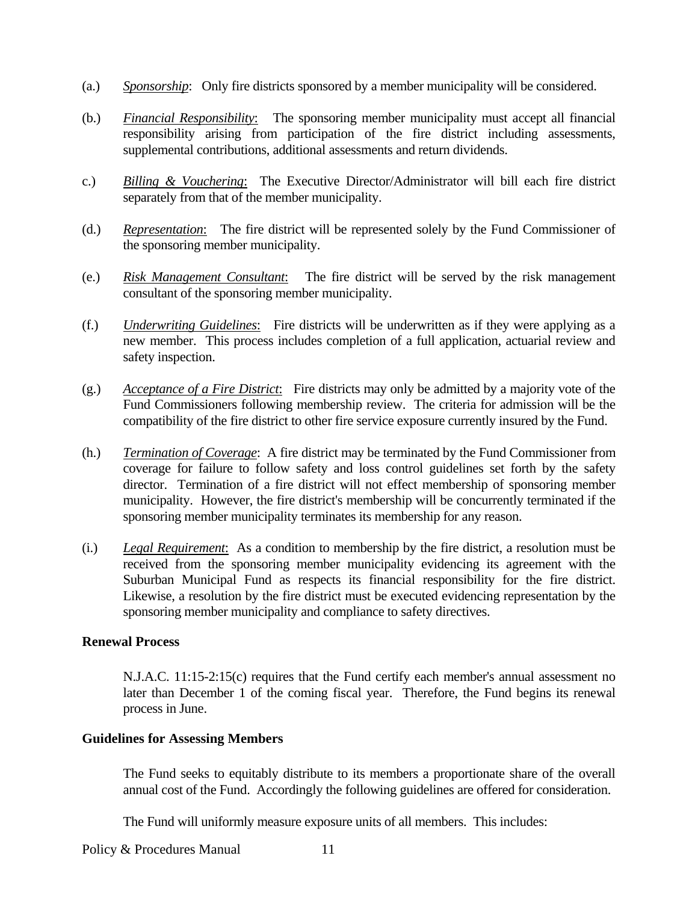(a.) *Sponsorship*: Only fire districts sponsored by a member municipality will be considered.

(b.) *Financial Responsibility*: The sponsoring member municipality must accept all financial responsibility arising from participation of the fire district including assessments, supplemental contributions, additional assessments and return dividends.

c.) *Billing & Vouchering*: The Executive Director/Administrator will bill each fire district separately from that of the member municipality.

(d.) *Representation*: The fire district will be represented solely by the Fund Commissioner of the sponsoring member municipality.

(e.) *Risk Management Consultant*: The fire district will be served by the risk management consultant of the sponsoring member municipality.

(f.) *Underwriting Guidelines*: Fire districts will be underwritten as if they were applying as a new member. This process includes completion of a full application, actuarial review and safety inspection.

(g.) *Acceptance of a Fire District*: Fire districts may only be admitted by a majority vote of the Fund Commissioners following membership review. The criteria for admission will be the compatibility of the fire district to other fire service exposure currently insured by the Fund.

(h.) *Termination of Coverage*: A fire district may be terminated by the Fund Commissioner from coverage for failure to follow safety and loss control guidelines set forth by the safety director. Termination of a fire district will not effect membership of sponsoring member municipality. However, the fire district's membership will be concurrently terminated if the sponsoring member municipality terminates its membership for any reason.

(i.) *Legal Requirement*: As a condition to membership by the fire district, a resolution must be received from the sponsoring member municipality evidencing its agreement with the Suburban Municipal Fund as respects its financial responsibility for the fire district. Likewise, a resolution by the fire district must be executed evidencing representation by the sponsoring member municipality and compliance to safety directives.

**Renewal Process**

N.J.A.C. 11:15-2:15(c) requires that the Fund certify each member's annual assessment no later than December 1 of the coming fiscal year. Therefore, the Fund begins its renewal process in June.

**Guidelines for Assessing Members**

The Fund seeks to equitably distribute to its members a proportionate share of the overall annual cost of the Fund. Accordingly the following guidelines are offered for consideration.

The Fund will uniformly measure exposure units of all members. This includes: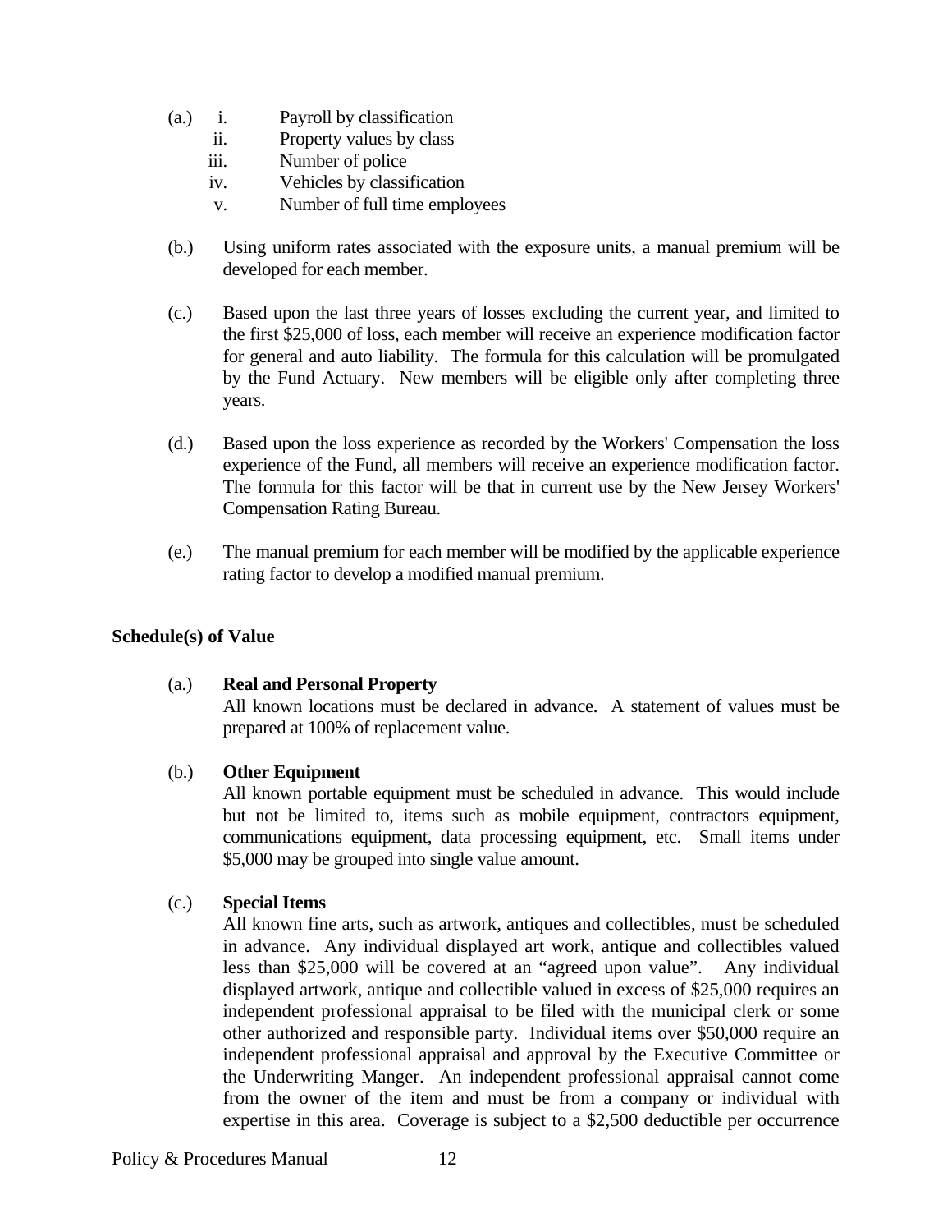(a.) 
   i. Payroll by classification
   ii. Property values by class
   iii. Number of police
   iv. Vehicles by classification
   v. Number of full time employees

(b.) Using uniform rates associated with the exposure units, a manual premium will be developed for each member.

(c.) Based upon the last three years of losses excluding the current year, and limited to the first $25,000 of loss, each member will receive an experience modification factor for general and auto liability. The formula for this calculation will be promulgated by the Fund Actuary. New members will be eligible only after completing three years.

(d.) Based upon the loss experience as recorded by the Workers' Compensation the loss experience of the Fund, all members will receive an experience modification factor. The formula for this factor will be that in current use by the New Jersey Workers' Compensation Rating Bureau.

(e.) The manual premium for each member will be modified by the applicable experience rating factor to develop a modified manual premium.

**Schedule(s) of Value**

(a.) **Real and Personal Property**
All known locations must be declared in advance. A statement of values must be prepared at 100% of replacement value.

(b.) **Other Equipment**
All known portable equipment must be scheduled in advance. This would include but not be limited to, items such as mobile equipment, contractors equipment, communications equipment, data processing equipment, etc. Small items under $5,000 may be grouped into single value amount.

(c.) **Special Items**
All known fine arts, such as artwork, antiques and collectibles, must be scheduled in advance. Any individual displayed art work, antique and collectibles valued less than $25,000 will be covered at an "agreed upon value". Any individual displayed artwork, antique and collectible valued in excess of $25,000 requires an independent professional appraisal to be filed with the municipal clerk or some other authorized and responsible party. Individual items over $50,000 require an independent professional appraisal and approval by the Executive Committee or the Underwriting Manger. An independent professional appraisal cannot come from the owner of the item and must be from a company or individual with expertise in this area. Coverage is subject to a $2,500 deductible per occurrence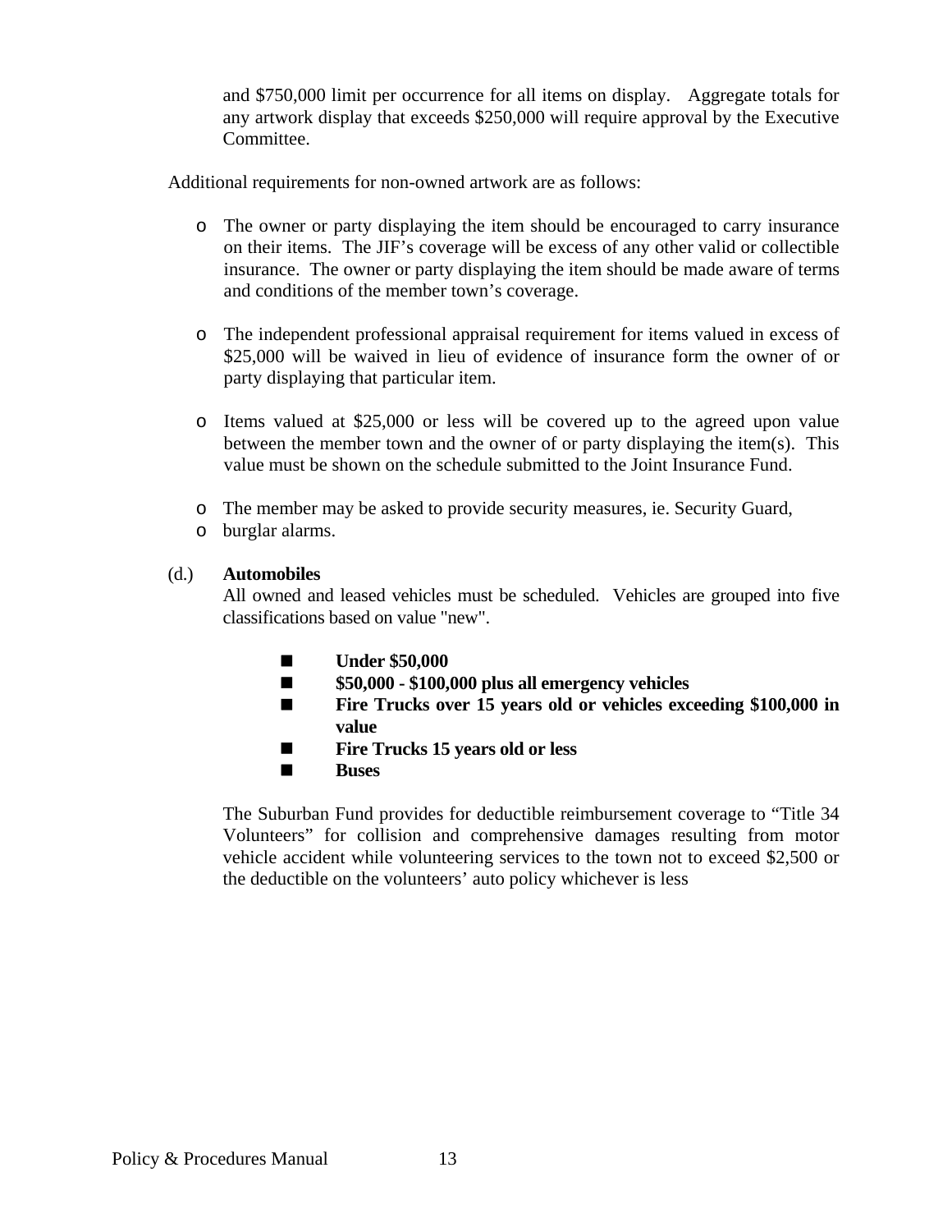and $750,000 limit per occurrence for all items on display. Aggregate totals for any artwork display that exceeds $250,000 will require approval by the Executive Committee.

Additional requirements for non-owned artwork are as follows:

- The owner or party displaying the item should be encouraged to carry insurance on their items. The JIF's coverage will be excess of any other valid or collectible insurance. The owner or party displaying the item should be made aware of terms and conditions of the member town's coverage.

- The independent professional appraisal requirement for items valued in excess of $25,000 will be waived in lieu of evidence of insurance form the owner of or party displaying that particular item.

- Items valued at $25,000 or less will be covered up to the agreed upon value between the member town and the owner of or party displaying the item(s). This value must be shown on the schedule submitted to the Joint Insurance Fund.

- The member may be asked to provide security measures, ie. Security Guard,
- burglar alarms.

(d.) **Automobiles**

All owned and leased vehicles must be scheduled. Vehicles are grouped into five classifications based on value "new".

- **Under $50,000**
- **$50,000 - $100,000 plus all emergency vehicles**
- **Fire Trucks over 15 years old or vehicles exceeding $100,000 in value**
- **Fire Trucks 15 years old or less**
- **Buses**

The Suburban Fund provides for deductible reimbursement coverage to "Title 34 Volunteers" for collision and comprehensive damages resulting from motor vehicle accident while volunteering services to the town not to exceed $2,500 or the deductible on the volunteers' auto policy whichever is less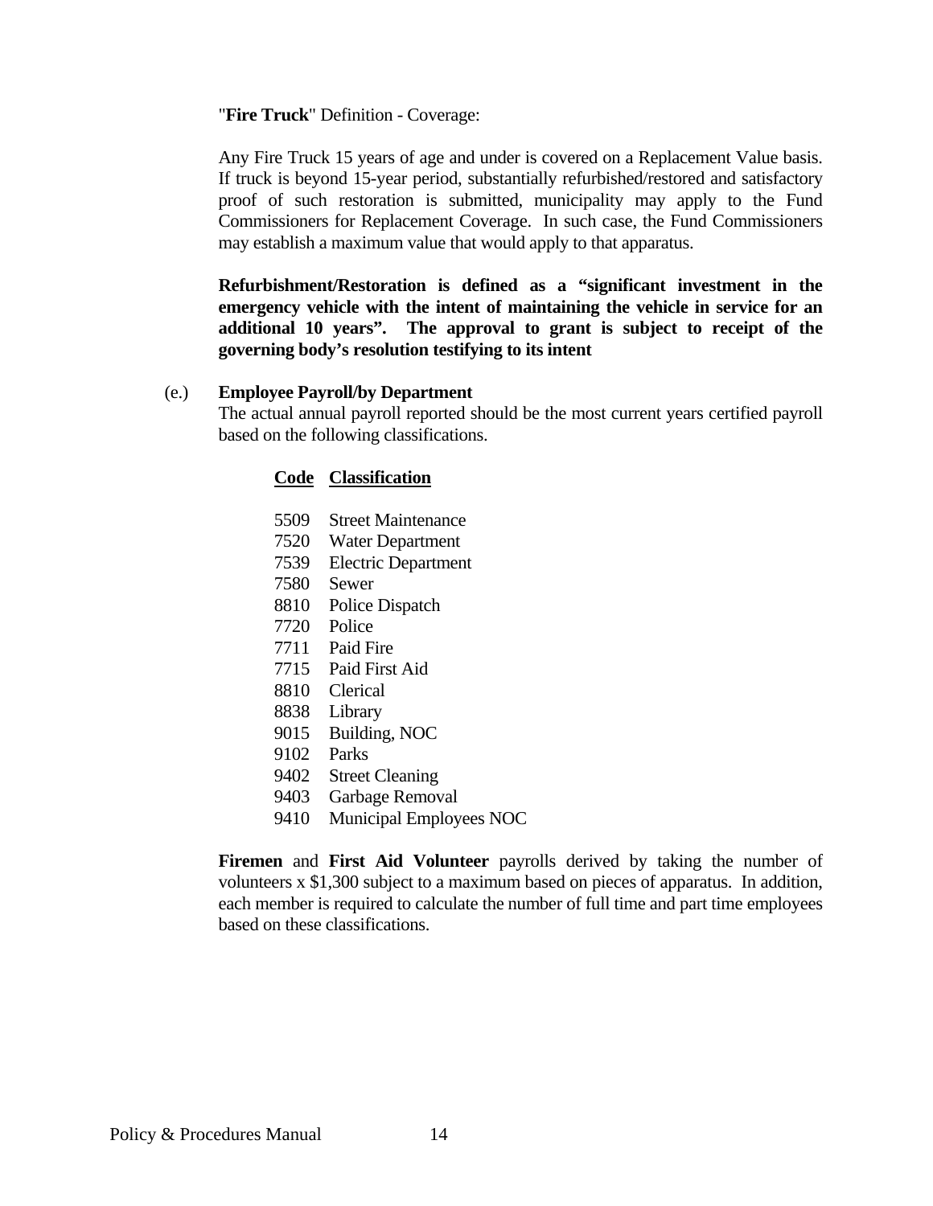"**Fire Truck**" Definition - Coverage:

Any Fire Truck 15 years of age and under is covered on a Replacement Value basis. If truck is beyond 15-year period, substantially refurbished/restored and satisfactory proof of such restoration is submitted, municipality may apply to the Fund Commissioners for Replacement Coverage. In such case, the Fund Commissioners may establish a maximum value that would apply to that apparatus.

**Refurbishment/Restoration is defined as a "significant investment in the emergency vehicle with the intent of maintaining the vehicle in service for an additional 10 years". The approval to grant is subject to receipt of the governing body's resolution testifying to its intent**

(e.) **Employee Payroll/by Department**

The actual annual payroll reported should be the most current years certified payroll based on the following classifications.

| Code | Classification |
|---|---|
| 5509 | Street Maintenance |
| 7520 | Water Department |
| 7539 | Electric Department |
| 7580 | Sewer |
| 8810 | Police Dispatch |
| 7720 | Police |
| 7711 | Paid Fire |
| 7715 | Paid First Aid |
| 8810 | Clerical |
| 8838 | Library |
| 9015 | Building, NOC |
| 9102 | Parks |
| 9402 | Street Cleaning |
| 9403 | Garbage Removal |
| 9410 | Municipal Employees NOC |

**Firemen** and **First Aid Volunteer** payrolls derived by taking the number of volunteers x $1,300 subject to a maximum based on pieces of apparatus. In addition, each member is required to calculate the number of full time and part time employees based on these classifications.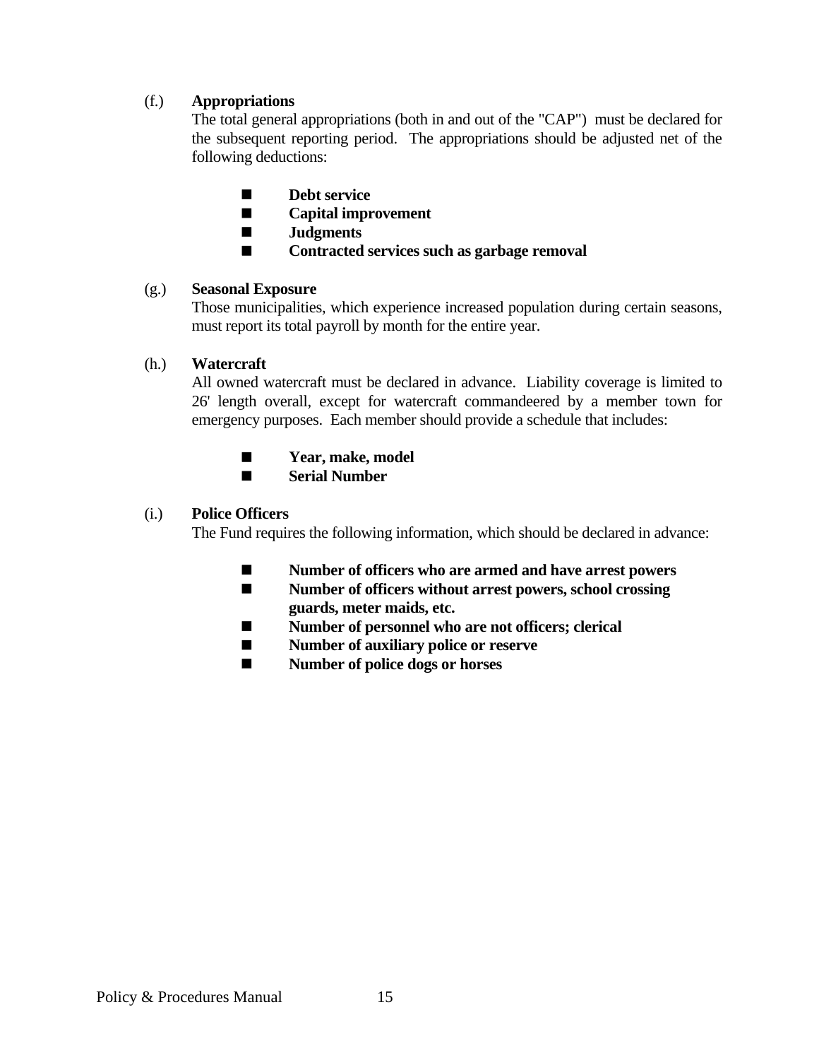(f.) **Appropriations**

The total general appropriations (both in and out of the "CAP") must be declared for the subsequent reporting period. The appropriations should be adjusted net of the following deductions:

- **Debt service**
- **Capital improvement**
- **Judgments**
- **Contracted services such as garbage removal**

(g.) **Seasonal Exposure**

Those municipalities, which experience increased population during certain seasons, must report its total payroll by month for the entire year.

(h.) **Watercraft**

All owned watercraft must be declared in advance. Liability coverage is limited to 26' length overall, except for watercraft commandeered by a member town for emergency purposes. Each member should provide a schedule that includes:

- **Year, make, model**
- **Serial Number**

(i.) **Police Officers**

The Fund requires the following information, which should be declared in advance:

- **Number of officers who are armed and have arrest powers**
- **Number of officers without arrest powers, school crossing guards, meter maids, etc.**
- **Number of personnel who are not officers; clerical**
- **Number of auxiliary police or reserve**
- **Number of police dogs or horses**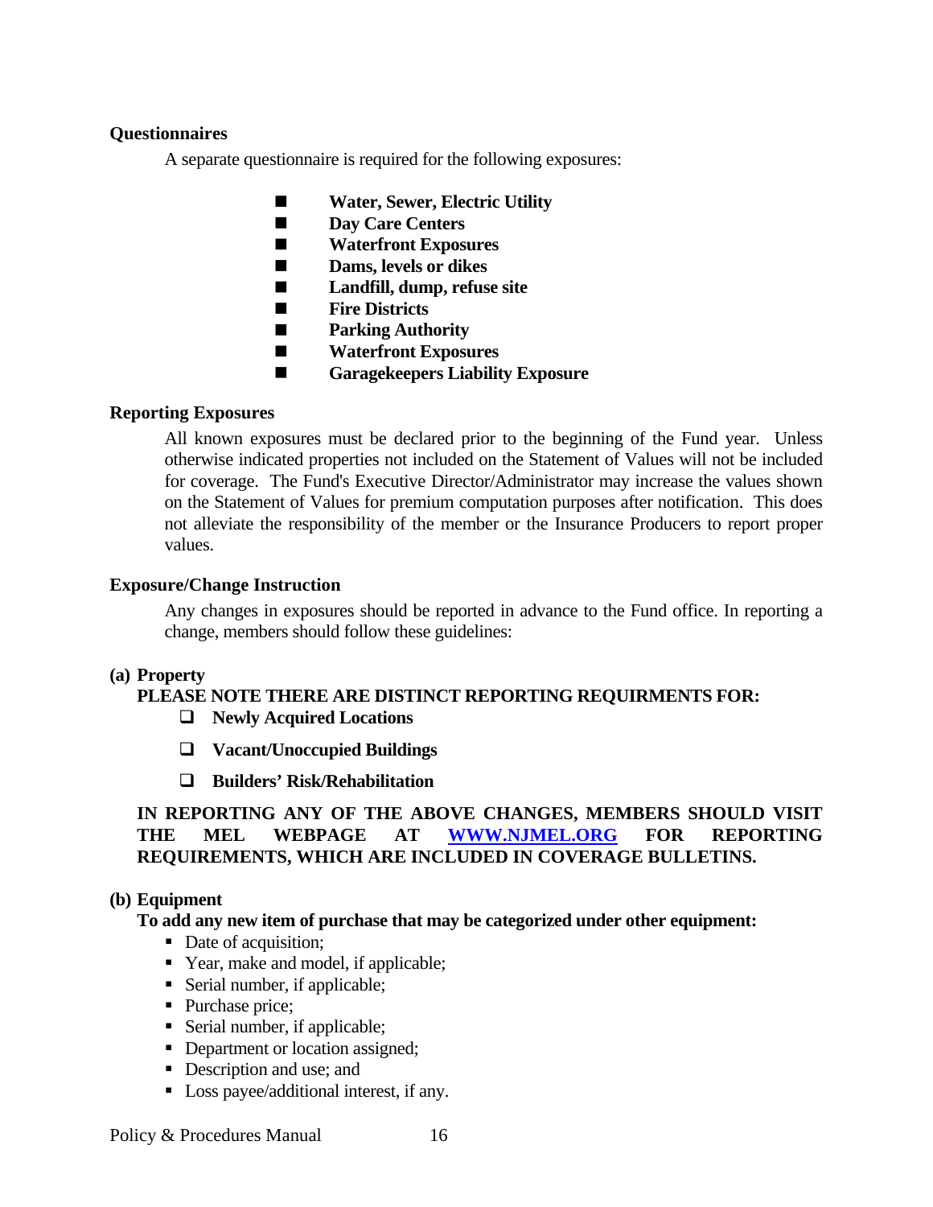### Questionnaires

A separate questionnaire is required for the following exposures:

- **Water, Sewer, Electric Utility**
- **Day Care Centers**
- **Waterfront Exposures**
- **Dams, levels or dikes**
- **Landfill, dump, refuse site**
- **Fire Districts**
- **Parking Authority**
- **Waterfront Exposures**
- **Garagekeepers Liability Exposure**

### Reporting Exposures

All known exposures must be declared prior to the beginning of the Fund year. Unless otherwise indicated properties not included on the Statement of Values will not be included for coverage. The Fund's Executive Director/Administrator may increase the values shown on the Statement of Values for premium computation purposes after notification. This does not alleviate the responsibility of the member or the Insurance Producers to report proper values.

### Exposure/Change Instruction

Any changes in exposures should be reported in advance to the Fund office. In reporting a change, members should follow these guidelines:

**(a) Property**

**PLEASE NOTE THERE ARE DISTINCT REPORTING REQUIRMENTS FOR:**

- **Newly Acquired Locations**
- **Vacant/Unoccupied Buildings**
- **Builders' Risk/Rehabilitation**

**IN REPORTING ANY OF THE ABOVE CHANGES, MEMBERS SHOULD VISIT THE MEL WEBPAGE AT [WWW.NJMEL.ORG](http://www.njmel.org) FOR REPORTING REQUIREMENTS, WHICH ARE INCLUDED IN COVERAGE BULLETINS.**

**(b) Equipment**

**To add any new item of purchase that may be categorized under other equipment:**

- Date of acquisition;
- Year, make and model, if applicable;
- Serial number, if applicable;
- Purchase price;
- Serial number, if applicable;
- Department or location assigned;
- Description and use; and
- Loss payee/additional interest, if any.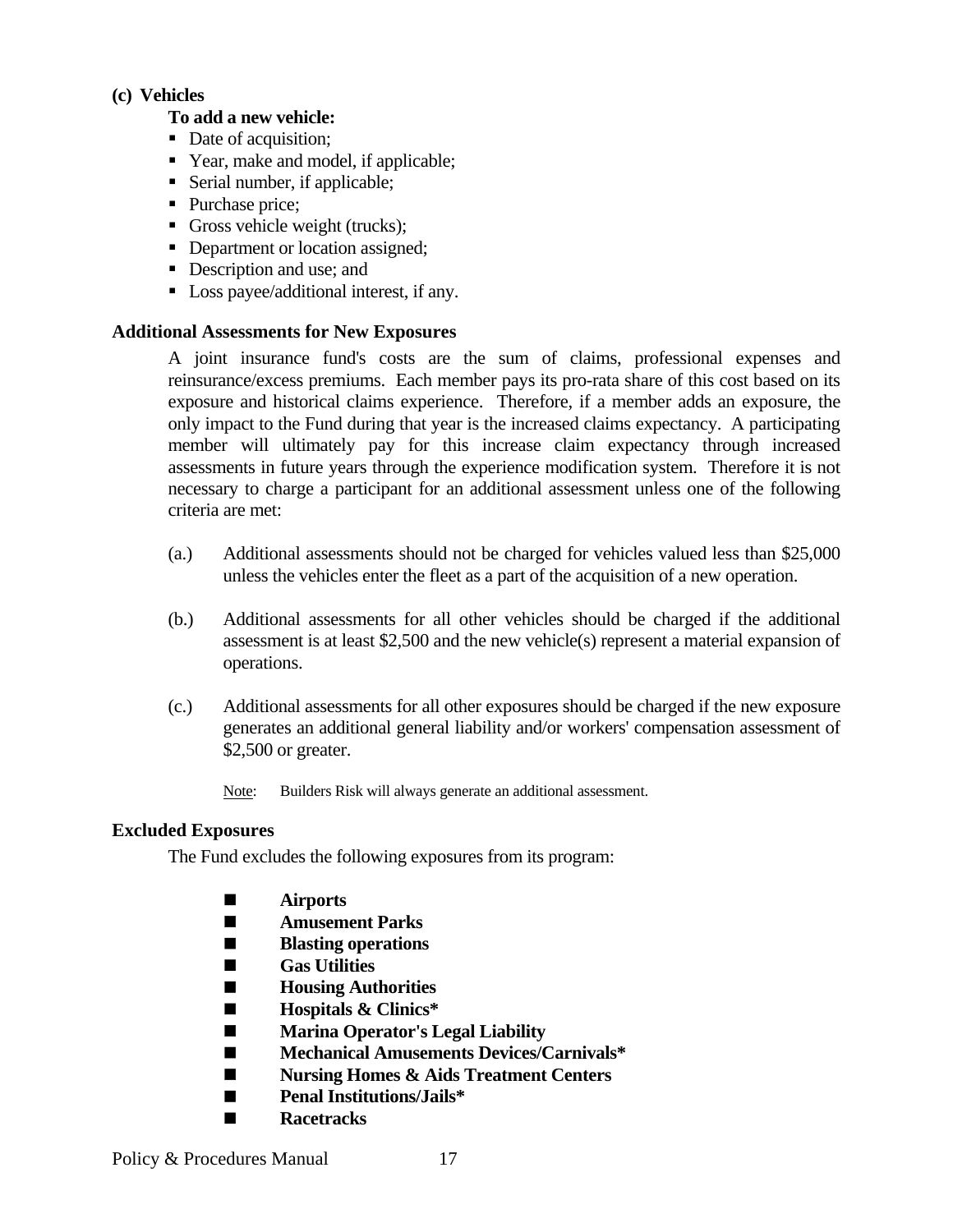**(c) Vehicles**

**To add a new vehicle:**

- Date of acquisition;
- Year, make and model, if applicable;
- Serial number, if applicable;
- Purchase price;
- Gross vehicle weight (trucks);
- Department or location assigned;
- Description and use; and
- Loss payee/additional interest, if any.

**Additional Assessments for New Exposures**

A joint insurance fund's costs are the sum of claims, professional expenses and reinsurance/excess premiums. Each member pays its pro-rata share of this cost based on its exposure and historical claims experience. Therefore, if a member adds an exposure, the only impact to the Fund during that year is the increased claims expectancy. A participating member will ultimately pay for this increase claim expectancy through increased assessments in future years through the experience modification system. Therefore it is not necessary to charge a participant for an additional assessment unless one of the following criteria are met:

(a.) Additional assessments should not be charged for vehicles valued less than $25,000 unless the vehicles enter the fleet as a part of the acquisition of a new operation.

(b.) Additional assessments for all other vehicles should be charged if the additional assessment is at least $2,500 and the new vehicle(s) represent a material expansion of operations.

(c.) Additional assessments for all other exposures should be charged if the new exposure generates an additional general liability and/or workers' compensation assessment of $2,500 or greater.

Note: Builders Risk will always generate an additional assessment.

**Excluded Exposures**

The Fund excludes the following exposures from its program:

- **Airports**
- **Amusement Parks**
- **Blasting operations**
- **Gas Utilities**
- **Housing Authorities**
- **Hospitals & Clinics***
- **Marina Operator's Legal Liability**
- **Mechanical Amusements Devices/Carnivals***
- **Nursing Homes & Aids Treatment Centers**
- **Penal Institutions/Jails***
- **Racetracks**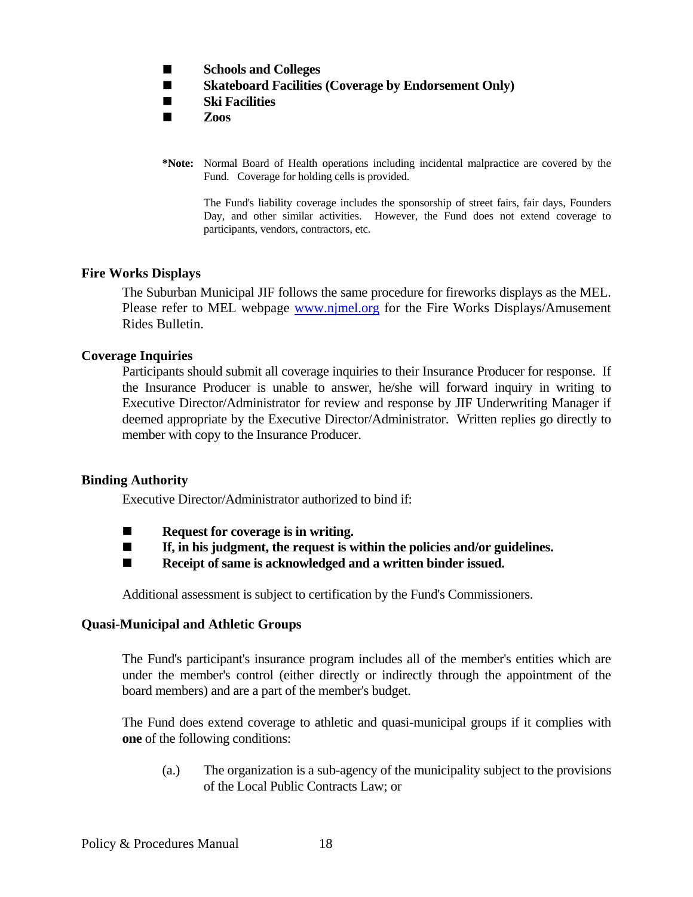- **Schools and Colleges**
- **Skateboard Facilities (Coverage by Endorsement Only)**
- **Ski Facilities**
- **Zoos**

**\*Note:** Normal Board of Health operations including incidental malpractice are covered by the Fund. Coverage for holding cells is provided.

The Fund's liability coverage includes the sponsorship of street fairs, fair days, Founders Day, and other similar activities. However, the Fund does not extend coverage to participants, vendors, contractors, etc.

### Fire Works Displays

The Suburban Municipal JIF follows the same procedure for fireworks displays as the MEL. Please refer to MEL webpage [www.njmel.org](http://www.njmel.org) for the Fire Works Displays/Amusement Rides Bulletin.

### Coverage Inquiries

Participants should submit all coverage inquiries to their Insurance Producer for response. If the Insurance Producer is unable to answer, he/she will forward inquiry in writing to Executive Director/Administrator for review and response by JIF Underwriting Manager if deemed appropriate by the Executive Director/Administrator. Written replies go directly to member with copy to the Insurance Producer.

### Binding Authority

Executive Director/Administrator authorized to bind if:

- **Request for coverage is in writing.**
- **If, in his judgment, the request is within the policies and/or guidelines.**
- **Receipt of same is acknowledged and a written binder issued.**

Additional assessment is subject to certification by the Fund's Commissioners.

### Quasi-Municipal and Athletic Groups

The Fund's participant's insurance program includes all of the member's entities which are under the member's control (either directly or indirectly through the appointment of the board members) and are a part of the member's budget.

The Fund does extend coverage to athletic and quasi-municipal groups if it complies with **one** of the following conditions:

(a.) The organization is a sub-agency of the municipality subject to the provisions of the Local Public Contracts Law; or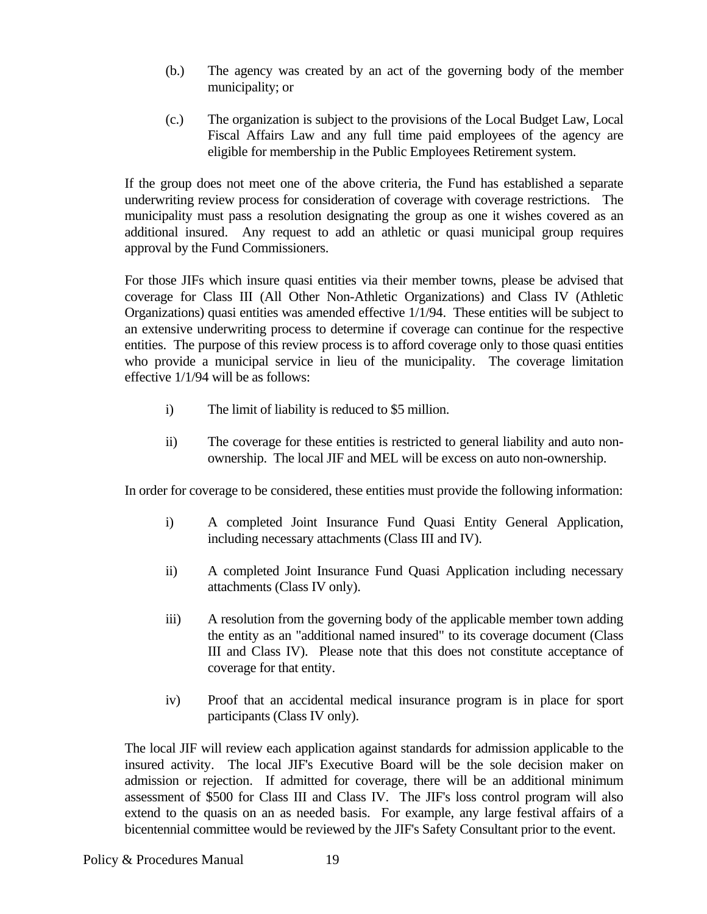(b.) The agency was created by an act of the governing body of the member municipality; or

(c.) The organization is subject to the provisions of the Local Budget Law, Local Fiscal Affairs Law and any full time paid employees of the agency are eligible for membership in the Public Employees Retirement system.

If the group does not meet one of the above criteria, the Fund has established a separate underwriting review process for consideration of coverage with coverage restrictions. The municipality must pass a resolution designating the group as one it wishes covered as an additional insured. Any request to add an athletic or quasi municipal group requires approval by the Fund Commissioners.

For those JIFs which insure quasi entities via their member towns, please be advised that coverage for Class III (All Other Non-Athletic Organizations) and Class IV (Athletic Organizations) quasi entities was amended effective 1/1/94. These entities will be subject to an extensive underwriting process to determine if coverage can continue for the respective entities. The purpose of this review process is to afford coverage only to those quasi entities who provide a municipal service in lieu of the municipality. The coverage limitation effective 1/1/94 will be as follows:

i) The limit of liability is reduced to $5 million.

ii) The coverage for these entities is restricted to general liability and auto non-ownership. The local JIF and MEL will be excess on auto non-ownership.

In order for coverage to be considered, these entities must provide the following information:

i) A completed Joint Insurance Fund Quasi Entity General Application, including necessary attachments (Class III and IV).

ii) A completed Joint Insurance Fund Quasi Application including necessary attachments (Class IV only).

iii) A resolution from the governing body of the applicable member town adding the entity as an "additional named insured" to its coverage document (Class III and Class IV). Please note that this does not constitute acceptance of coverage for that entity.

iv) Proof that an accidental medical insurance program is in place for sport participants (Class IV only).

The local JIF will review each application against standards for admission applicable to the insured activity. The local JIF's Executive Board will be the sole decision maker on admission or rejection. If admitted for coverage, there will be an additional minimum assessment of $500 for Class III and Class IV. The JIF's loss control program will also extend to the quasis on an as needed basis. For example, any large festival affairs of a bicentennial committee would be reviewed by the JIF's Safety Consultant prior to the event.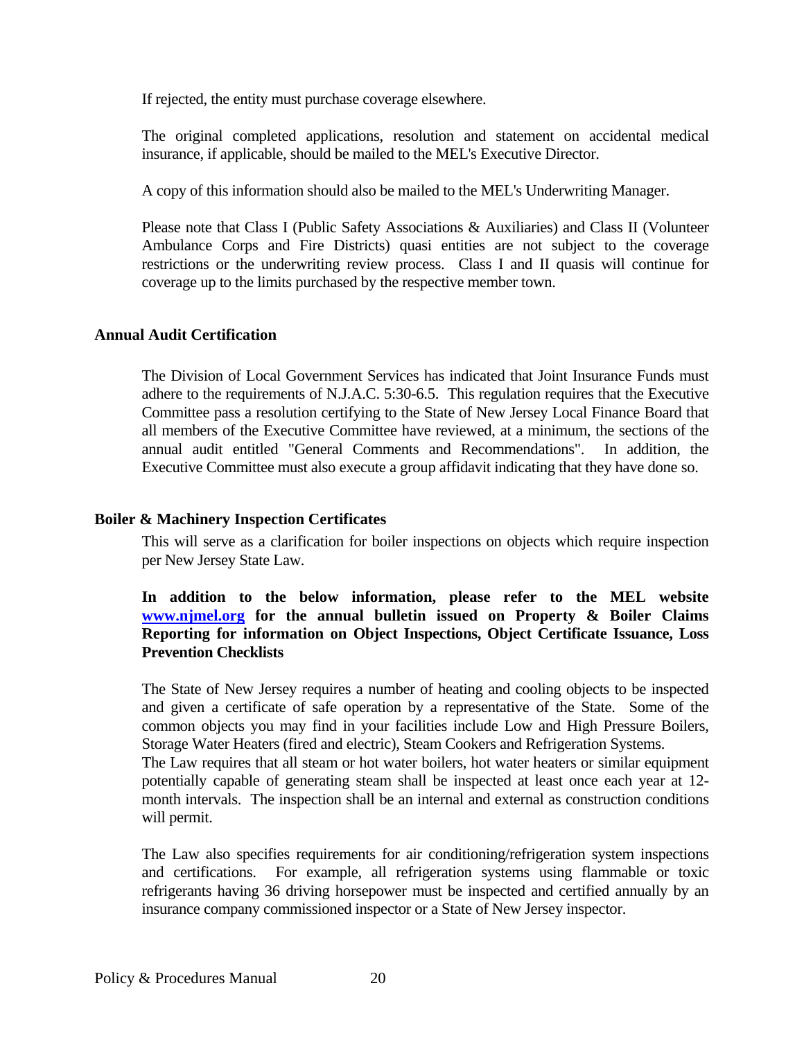If rejected, the entity must purchase coverage elsewhere.

The original completed applications, resolution and statement on accidental medical insurance, if applicable, should be mailed to the MEL's Executive Director.

A copy of this information should also be mailed to the MEL's Underwriting Manager.

Please note that Class I (Public Safety Associations & Auxiliaries) and Class II (Volunteer Ambulance Corps and Fire Districts) quasi entities are not subject to the coverage restrictions or the underwriting review process. Class I and II quasis will continue for coverage up to the limits purchased by the respective member town.

## Annual Audit Certification

The Division of Local Government Services has indicated that Joint Insurance Funds must adhere to the requirements of N.J.A.C. 5:30-6.5. This regulation requires that the Executive Committee pass a resolution certifying to the State of New Jersey Local Finance Board that all members of the Executive Committee have reviewed, at a minimum, the sections of the annual audit entitled "General Comments and Recommendations". In addition, the Executive Committee must also execute a group affidavit indicating that they have done so.

## Boiler & Machinery Inspection Certificates

This will serve as a clarification for boiler inspections on objects which require inspection per New Jersey State Law.

**In addition to the below information, please refer to the MEL website [www.njmel.org](http://www.njmel.org) for the annual bulletin issued on Property & Boiler Claims Reporting for information on Object Inspections, Object Certificate Issuance, Loss Prevention Checklists**

The State of New Jersey requires a number of heating and cooling objects to be inspected and given a certificate of safe operation by a representative of the State. Some of the common objects you may find in your facilities include Low and High Pressure Boilers, Storage Water Heaters (fired and electric), Steam Cookers and Refrigeration Systems.
The Law requires that all steam or hot water boilers, hot water heaters or similar equipment potentially capable of generating steam shall be inspected at least once each year at 12-month intervals. The inspection shall be an internal and external as construction conditions will permit.

The Law also specifies requirements for air conditioning/refrigeration system inspections and certifications. For example, all refrigeration systems using flammable or toxic refrigerants having 36 driving horsepower must be inspected and certified annually by an insurance company commissioned inspector or a State of New Jersey inspector.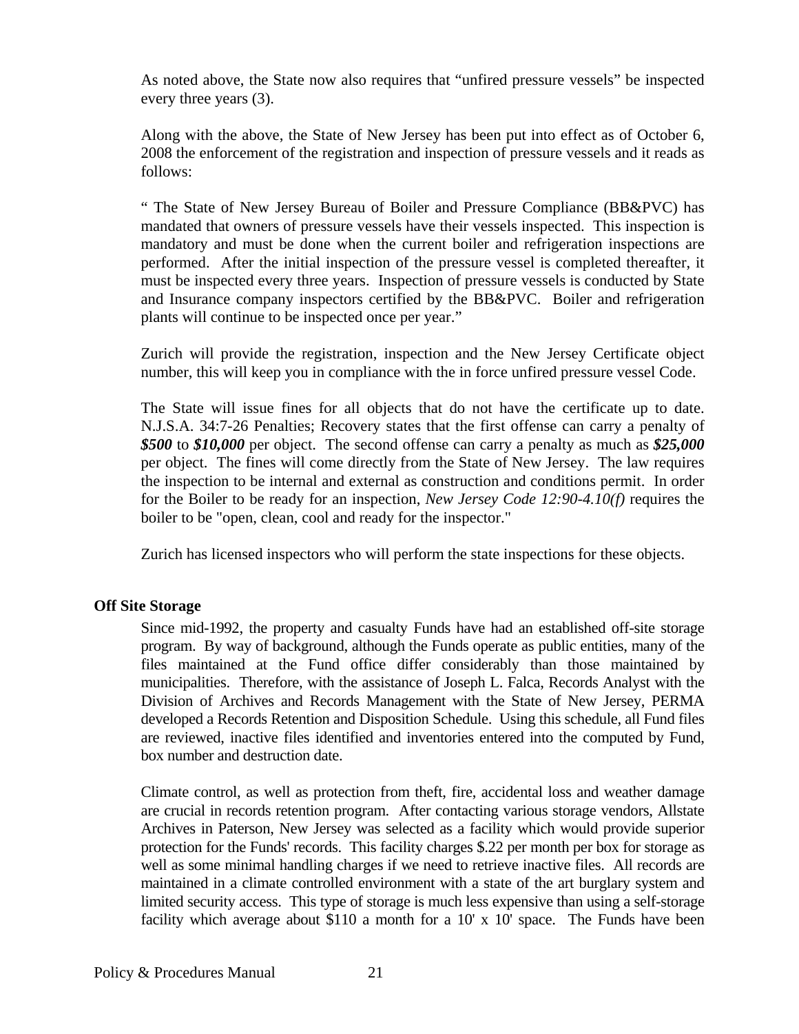As noted above, the State now also requires that "unfired pressure vessels" be inspected every three years (3).

Along with the above, the State of New Jersey has been put into effect as of October 6, 2008 the enforcement of the registration and inspection of pressure vessels and it reads as follows:

" The State of New Jersey Bureau of Boiler and Pressure Compliance (BB&PVC) has mandated that owners of pressure vessels have their vessels inspected. This inspection is mandatory and must be done when the current boiler and refrigeration inspections are performed. After the initial inspection of the pressure vessel is completed thereafter, it must be inspected every three years. Inspection of pressure vessels is conducted by State and Insurance company inspectors certified by the BB&PVC. Boiler and refrigeration plants will continue to be inspected once per year."

Zurich will provide the registration, inspection and the New Jersey Certificate object number, this will keep you in compliance with the in force unfired pressure vessel Code.

The State will issue fines for all objects that do not have the certificate up to date. N.J.S.A. 34:7-26 Penalties; Recovery states that the first offense can carry a penalty of ***$500*** to ***$10,000*** per object. The second offense can carry a penalty as much as ***$25,000*** per object. The fines will come directly from the State of New Jersey. The law requires the inspection to be internal and external as construction and conditions permit. In order for the Boiler to be ready for an inspection, *New Jersey Code 12:90-4.10(f)* requires the boiler to be "open, clean, cool and ready for the inspector."

Zurich has licensed inspectors who will perform the state inspections for these objects.

**Off Site Storage**

Since mid-1992, the property and casualty Funds have had an established off-site storage program. By way of background, although the Funds operate as public entities, many of the files maintained at the Fund office differ considerably than those maintained by municipalities. Therefore, with the assistance of Joseph L. Falca, Records Analyst with the Division of Archives and Records Management with the State of New Jersey, PERMA developed a Records Retention and Disposition Schedule. Using this schedule, all Fund files are reviewed, inactive files identified and inventories entered into the computed by Fund, box number and destruction date.

Climate control, as well as protection from theft, fire, accidental loss and weather damage are crucial in records retention program. After contacting various storage vendors, Allstate Archives in Paterson, New Jersey was selected as a facility which would provide superior protection for the Funds' records. This facility charges $.22 per month per box for storage as well as some minimal handling charges if we need to retrieve inactive files. All records are maintained in a climate controlled environment with a state of the art burglary system and limited security access. This type of storage is much less expensive than using a self-storage facility which average about $110 a month for a 10' x 10' space. The Funds have been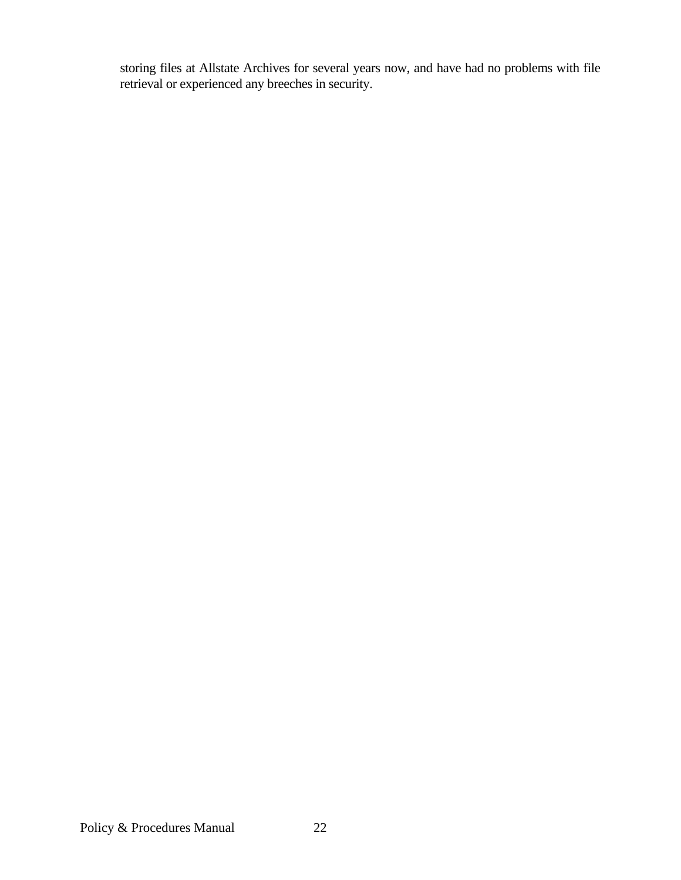storing files at Allstate Archives for several years now, and have had no problems with file retrieval or experienced any breeches in security.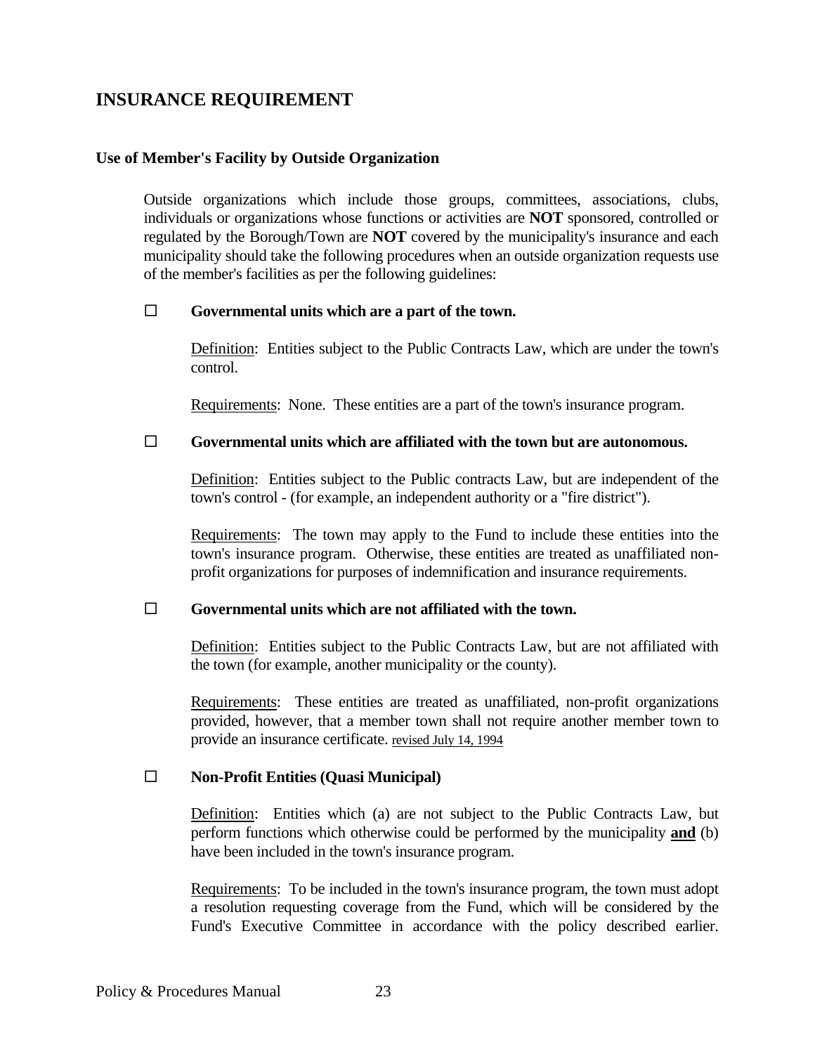## INSURANCE REQUIREMENT

### Use of Member's Facility by Outside Organization

Outside organizations which include those groups, committees, associations, clubs, individuals or organizations whose functions or activities are **NOT** sponsored, controlled or regulated by the Borough/Town are **NOT** covered by the municipality's insurance and each municipality should take the following procedures when an outside organization requests use of the member's facilities as per the following guidelines:

- ☐ **Governmental units which are a part of the town.**

  Definition: Entities subject to the Public Contracts Law, which are under the town's control.

  Requirements: None. These entities are a part of the town's insurance program.

- ☐ **Governmental units which are affiliated with the town but are autonomous.**

  Definition: Entities subject to the Public contracts Law, but are independent of the town's control - (for example, an independent authority or a "fire district").

  Requirements: The town may apply to the Fund to include these entities into the town's insurance program. Otherwise, these entities are treated as unaffiliated non-profit organizations for purposes of indemnification and insurance requirements.

- ☐ **Governmental units which are not affiliated with the town.**

  Definition: Entities subject to the Public Contracts Law, but are not affiliated with the town (for example, another municipality or the county).

  Requirements: These entities are treated as unaffiliated, non-profit organizations provided, however, that a member town shall not require another member town to provide an insurance certificate. revised July 14, 1994

- ☐ **Non-Profit Entities (Quasi Municipal)**

  Definition: Entities which (a) are not subject to the Public Contracts Law, but perform functions which otherwise could be performed by the municipality **and** (b) have been included in the town's insurance program.

  Requirements: To be included in the town's insurance program, the town must adopt a resolution requesting coverage from the Fund, which will be considered by the Fund's Executive Committee in accordance with the policy described earlier.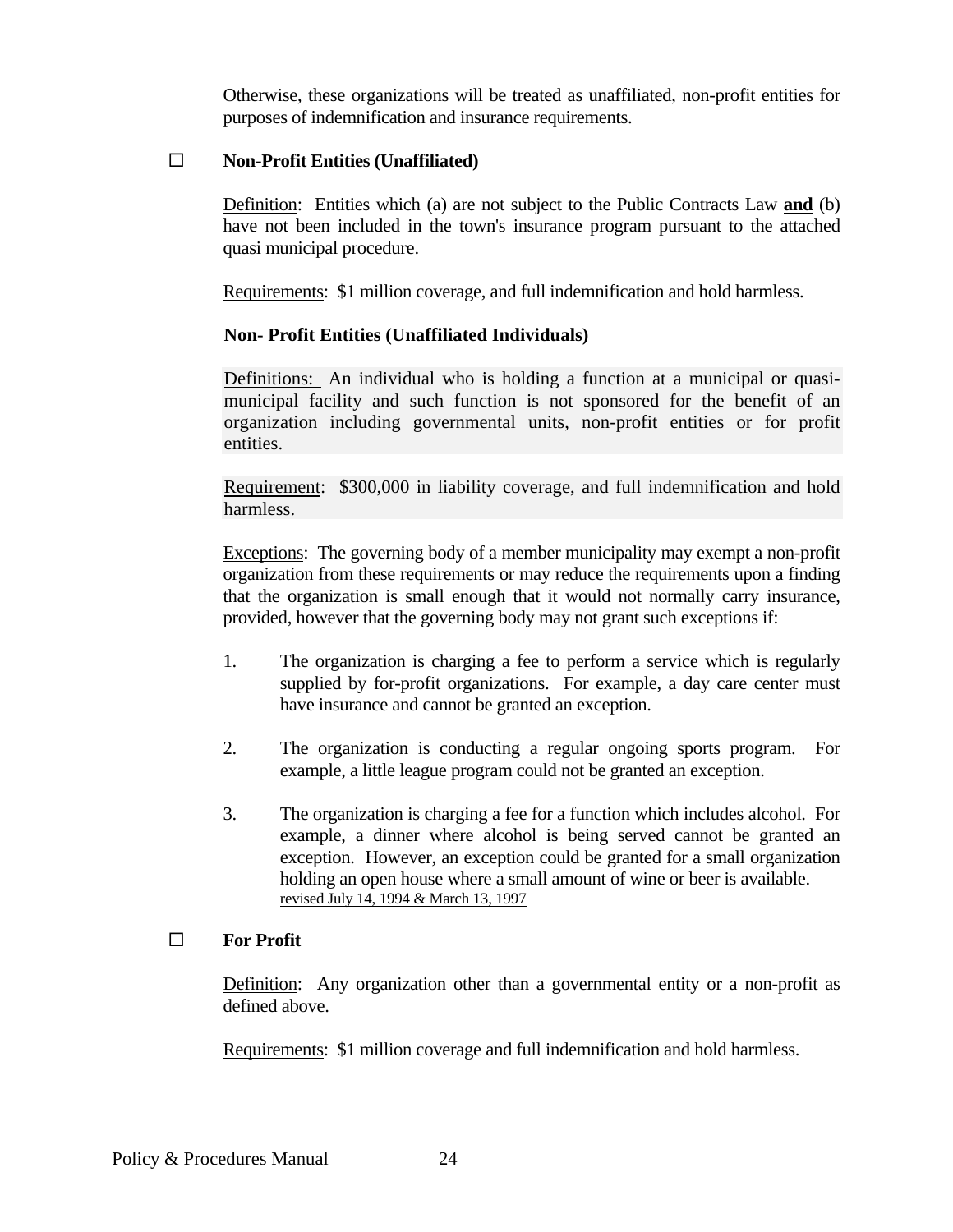Otherwise, these organizations will be treated as unaffiliated, non-profit entities for purposes of indemnification and insurance requirements.

- ☐ **Non-Profit Entities (Unaffiliated)**

Definition: Entities which (a) are not subject to the Public Contracts Law **and** (b) have not been included in the town's insurance program pursuant to the attached quasi municipal procedure.

Requirements: $1 million coverage, and full indemnification and hold harmless.

**Non- Profit Entities (Unaffiliated Individuals)**

Definitions: An individual who is holding a function at a municipal or quasi-municipal facility and such function is not sponsored for the benefit of an organization including governmental units, non-profit entities or for profit entities.

Requirement: $300,000 in liability coverage, and full indemnification and hold harmless.

Exceptions: The governing body of a member municipality may exempt a non-profit organization from these requirements or may reduce the requirements upon a finding that the organization is small enough that it would not normally carry insurance, provided, however that the governing body may not grant such exceptions if:

1. The organization is charging a fee to perform a service which is regularly supplied by for-profit organizations. For example, a day care center must have insurance and cannot be granted an exception.

2. The organization is conducting a regular ongoing sports program. For example, a little league program could not be granted an exception.

3. The organization is charging a fee for a function which includes alcohol. For example, a dinner where alcohol is being served cannot be granted an exception. However, an exception could be granted for a small organization holding an open house where a small amount of wine or beer is available.
revised July 14, 1994 & March 13, 1997

- ☐ **For Profit**

Definition: Any organization other than a governmental entity or a non-profit as defined above.

Requirements: $1 million coverage and full indemnification and hold harmless.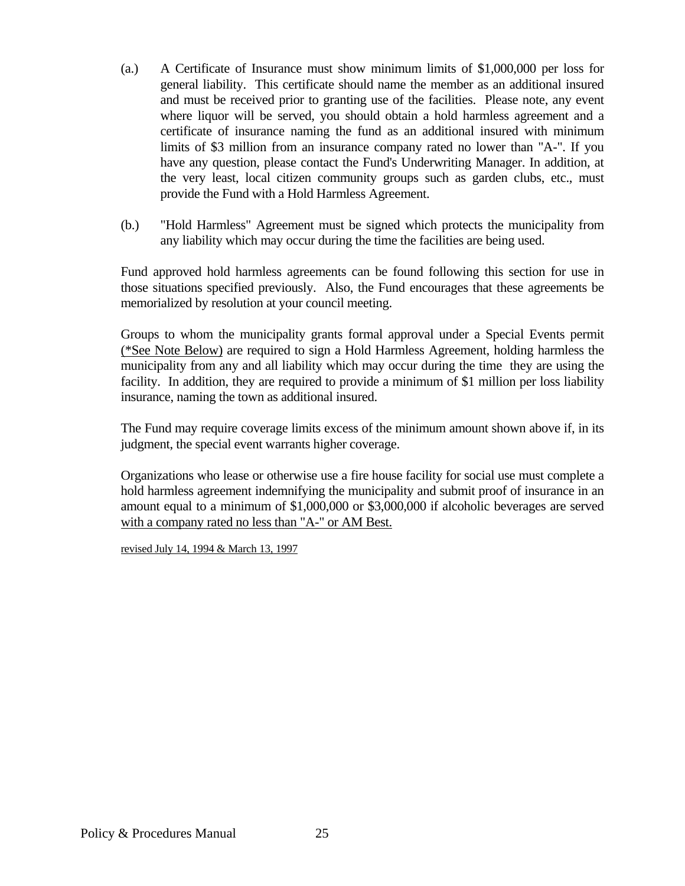(a.) A Certificate of Insurance must show minimum limits of $1,000,000 per loss for general liability. This certificate should name the member as an additional insured and must be received prior to granting use of the facilities. Please note, any event where liquor will be served, you should obtain a hold harmless agreement and a certificate of insurance naming the fund as an additional insured with minimum limits of $3 million from an insurance company rated no lower than "A-". If you have any question, please contact the Fund's Underwriting Manager. In addition, at the very least, local citizen community groups such as garden clubs, etc., must provide the Fund with a Hold Harmless Agreement.

(b.) "Hold Harmless" Agreement must be signed which protects the municipality from any liability which may occur during the time the facilities are being used.

Fund approved hold harmless agreements can be found following this section for use in those situations specified previously. Also, the Fund encourages that these agreements be memorialized by resolution at your council meeting.

Groups to whom the municipality grants formal approval under a Special Events permit <u>(*See Note Below)</u> are required to sign a Hold Harmless Agreement, holding harmless the municipality from any and all liability which may occur during the time they are using the facility. In addition, they are required to provide a minimum of $1 million per loss liability insurance, naming the town as additional insured.

The Fund may require coverage limits excess of the minimum amount shown above if, in its judgment, the special event warrants higher coverage.

Organizations who lease or otherwise use a fire house facility for social use must complete a hold harmless agreement indemnifying the municipality and submit proof of insurance in an amount equal to a minimum of $1,000,000 or $3,000,000 if alcoholic beverages are served <u>with a company rated no less than "A-" or AM Best.</u>

<u>revised July 14, 1994 & March 13, 1997</u>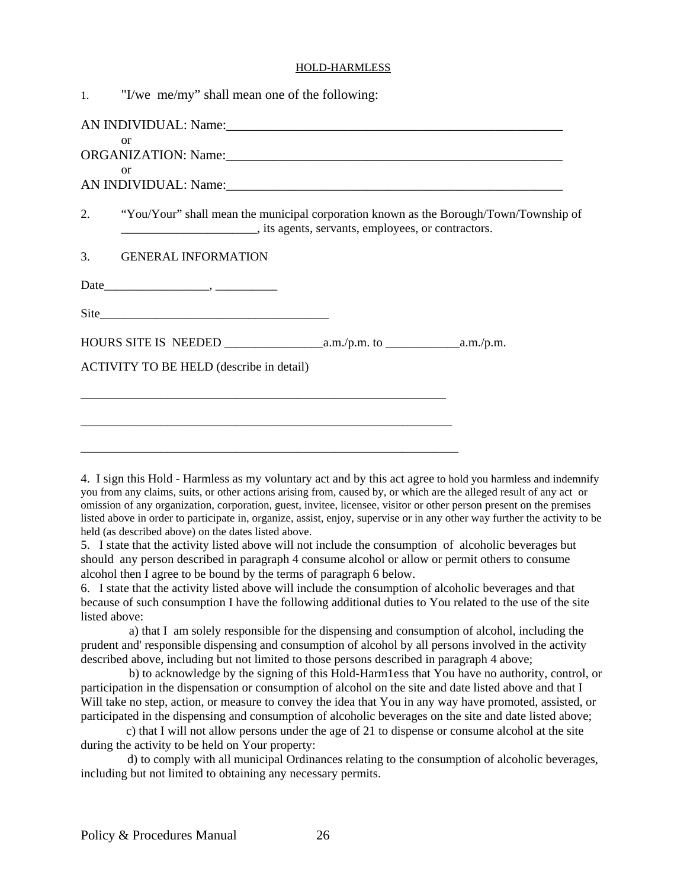HOLD-HARMLESS

1. "I/we me/my" shall mean one of the following:

AN INDIVIDUAL: Name:_____________________________________________________

or

ORGANIZATION: Name:_____________________________________________________

or

AN INDIVIDUAL: Name:_____________________________________________________

2. "You/Your" shall mean the municipal corporation known as the Borough/Town/Township of ______________________, its agents, servants, employees, or contractors.

3. GENERAL INFORMATION

Date_________________, __________

Site______________________________________

HOURS SITE IS NEEDED ________________a.m./p.m. to ____________a.m./p.m.

ACTIVITY TO BE HELD (describe in detail)

_____________________________________________________________

_____________________________________________________________

_____________________________________________________________

4. I sign this Hold - Harmless as my voluntary act and by this act agree to hold you harmless and indemnify you from any claims, suits, or other actions arising from, caused by, or which are the alleged result of any act or omission of any organization, corporation, guest, invitee, licensee, visitor or other person present on the premises listed above in order to participate in, organize, assist, enjoy, supervise or in any other way further the activity to be held (as described above) on the dates listed above.

5. I state that the activity listed above will not include the consumption of alcoholic beverages but should any person described in paragraph 4 consume alcohol or allow or permit others to consume alcohol then I agree to be bound by the terms of paragraph 6 below.

6. I state that the activity listed above will include the consumption of alcoholic beverages and that because of such consumption I have the following additional duties to You related to the use of the site listed above:

a) that I am solely responsible for the dispensing and consumption of alcohol, including the prudent and' responsible dispensing and consumption of alcohol by all persons involved in the activity described above, including but not limited to those persons described in paragraph 4 above;

b) to acknowledge by the signing of this Hold-Harm1ess that You have no authority, control, or participation in the dispensation or consumption of alcohol on the site and date listed above and that I Will take no step, action, or measure to convey the idea that You in any way have promoted, assisted, or participated in the dispensing and consumption of alcoholic beverages on the site and date listed above;

c) that I will not allow persons under the age of 21 to dispense or consume alcohol at the site during the activity to be held on Your property:

d) to comply with all municipal Ordinances relating to the consumption of alcoholic beverages, including but not limited to obtaining any necessary permits.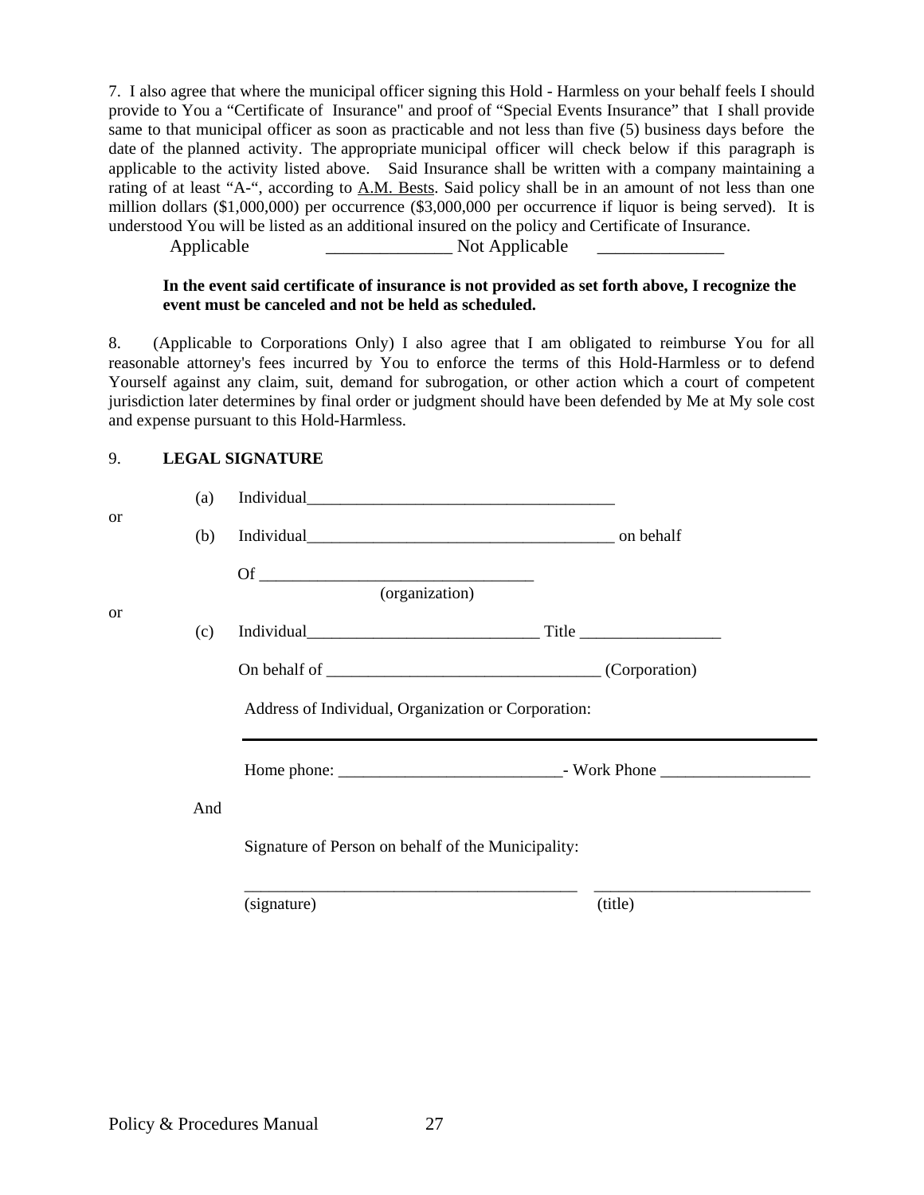7. I also agree that where the municipal officer signing this Hold - Harmless on your behalf feels I should provide to You a "Certificate of Insurance" and proof of "Special Events Insurance" that I shall provide same to that municipal officer as soon as practicable and not less than five (5) business days before the date of the planned activity. The appropriate municipal officer will check below if this paragraph is applicable to the activity listed above. Said Insurance shall be written with a company maintaining a rating of at least "A-", according to A.M. Bests. Said policy shall be in an amount of not less than one million dollars ($1,000,000) per occurrence ($3,000,000 per occurrence if liquor is being served). It is understood You will be listed as an additional insured on the policy and Certificate of Insurance.

Applicable ______________ Not Applicable ______________

**In the event said certificate of insurance is not provided as set forth above, I recognize the event must be canceled and not be held as scheduled.**

8. (Applicable to Corporations Only) I also agree that I am obligated to reimburse You for all reasonable attorney's fees incurred by You to enforce the terms of this Hold-Harmless or to defend Yourself against any claim, suit, demand for subrogation, or other action which a court of competent jurisdiction later determines by final order or judgment should have been defended by Me at My sole cost and expense pursuant to this Hold-Harmless.

9. **LEGAL SIGNATURE**

(a) Individual______________________________________

or

(b) Individual______________________________________ on behalf

Of _________________________________
(organization)

or

(c) Individual____________________________ Title _________________

On behalf of _________________________________ (Corporation)

Address of Individual, Organization or Corporation:

_______________________________________________________________

Home phone: ___________________________- Work Phone __________________

And

Signature of Person on behalf of the Municipality:

_________________________________________ __________________________
(signature) (title)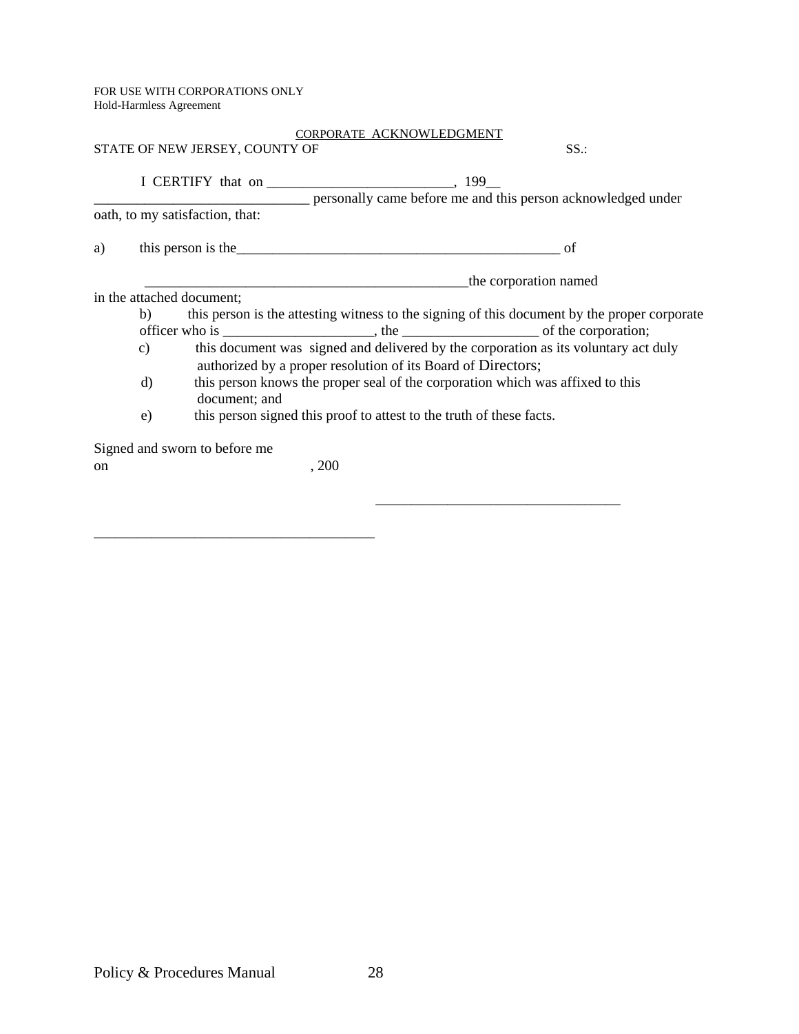FOR USE WITH CORPORATIONS ONLY
Hold-Harmless Agreement

CORPORATE ACKNOWLEDGMENT

STATE OF NEW JERSEY, COUNTY OF                                        SS.:

I CERTIFY that on __________________________, 199__
______________________________ personally came before me and this person acknowledged under oath, to my satisfaction, that:

a) this person is the______________________________________________ of

______________________________________________the corporation named in the attached document;

b) this person is the attesting witness to the signing of this document by the proper corporate officer who is ____________________, the __________________ of the corporation;

c) this document was signed and delivered by the corporation as its voluntary act duly authorized by a proper resolution of its Board of Directors;

d) this person knows the proper seal of the corporation which was affixed to this document; and

e) this person signed this proof to attest to the truth of these facts.

Signed and sworn to before me
on                                        , 200

_________________________________

_______________________________________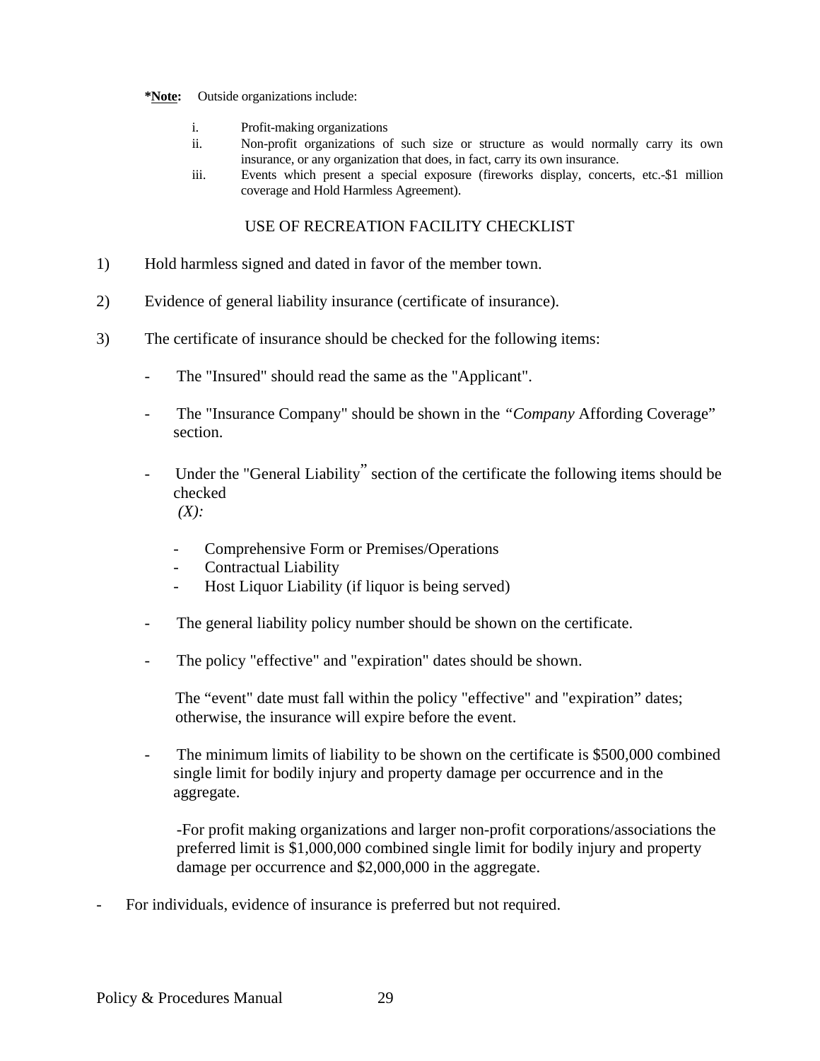**\*Note:** Outside organizations include:

i. Profit-making organizations
ii. Non-profit organizations of such size or structure as would normally carry its own insurance, or any organization that does, in fact, carry its own insurance.
iii. Events which present a special exposure (fireworks display, concerts, etc.-$1 million coverage and Hold Harmless Agreement).

## USE OF RECREATION FACILITY CHECKLIST

1) Hold harmless signed and dated in favor of the member town.

2) Evidence of general liability insurance (certificate of insurance).

3) The certificate of insurance should be checked for the following items:

   - The "Insured" should read the same as the "Applicant".

   - The "Insurance Company" should be shown in the *"Company* Affording Coverage" section.

   - Under the "General Liability" section of the certificate the following items should be checked *(X):*

     - Comprehensive Form or Premises/Operations
     - Contractual Liability
     - Host Liquor Liability (if liquor is being served)

   - The general liability policy number should be shown on the certificate.

   - The policy "effective" and "expiration" dates should be shown.

     The "event" date must fall within the policy "effective" and "expiration" dates; otherwise, the insurance will expire before the event.

   - The minimum limits of liability to be shown on the certificate is $500,000 combined single limit for bodily injury and property damage per occurrence and in the aggregate.

     -For profit making organizations and larger non-profit corporations/associations the preferred limit is $1,000,000 combined single limit for bodily injury and property damage per occurrence and $2,000,000 in the aggregate.

- For individuals, evidence of insurance is preferred but not required.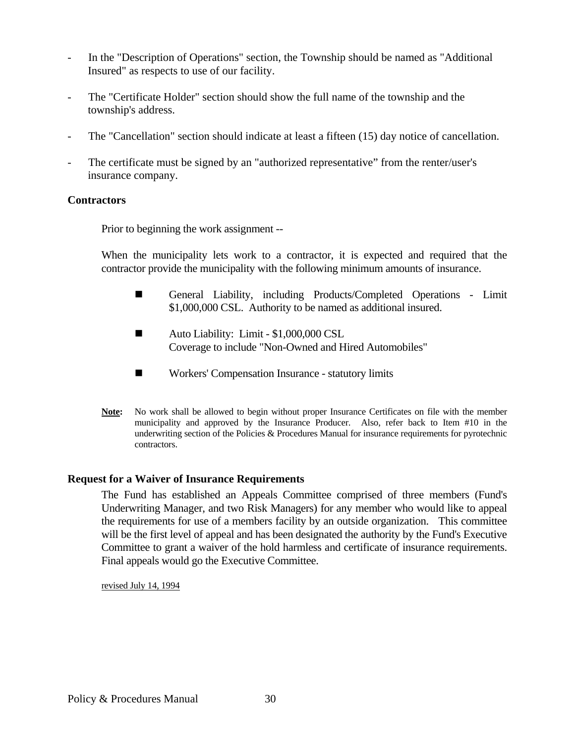- In the "Description of Operations" section, the Township should be named as "Additional Insured" as respects to use of our facility.

- The "Certificate Holder" section should show the full name of the township and the township's address.

- The "Cancellation" section should indicate at least a fifteen (15) day notice of cancellation.

- The certificate must be signed by an "authorized representative" from the renter/user's insurance company.

**Contractors**

Prior to beginning the work assignment --

When the municipality lets work to a contractor, it is expected and required that the contractor provide the municipality with the following minimum amounts of insurance.

- General Liability, including Products/Completed Operations - Limit $1,000,000 CSL. Authority to be named as additional insured.

- Auto Liability: Limit - $1,000,000 CSL
  Coverage to include "Non-Owned and Hired Automobiles"

- Workers' Compensation Insurance - statutory limits

**Note:** No work shall be allowed to begin without proper Insurance Certificates on file with the member municipality and approved by the Insurance Producer. Also, refer back to Item #10 in the underwriting section of the Policies & Procedures Manual for insurance requirements for pyrotechnic contractors.

**Request for a Waiver of Insurance Requirements**

The Fund has established an Appeals Committee comprised of three members (Fund's Underwriting Manager, and two Risk Managers) for any member who would like to appeal the requirements for use of a members facility by an outside organization. This committee will be the first level of appeal and has been designated the authority by the Fund's Executive Committee to grant a waiver of the hold harmless and certificate of insurance requirements. Final appeals would go the Executive Committee.

revised July 14, 1994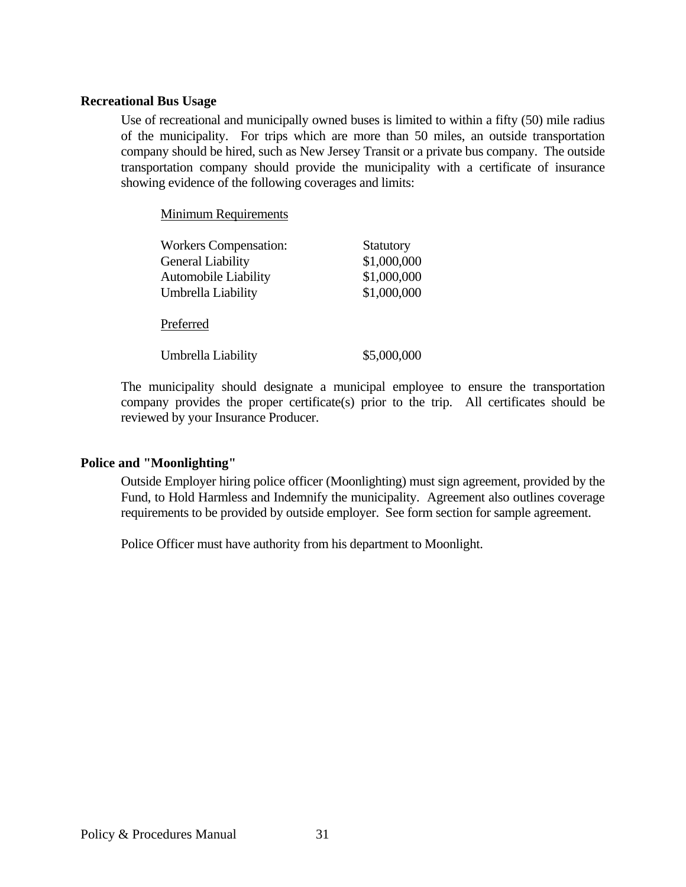**Recreational Bus Usage**

Use of recreational and municipally owned buses is limited to within a fifty (50) mile radius of the municipality. For trips which are more than 50 miles, an outside transportation company should be hired, such as New Jersey Transit or a private bus company. The outside transportation company should provide the municipality with a certificate of insurance showing evidence of the following coverages and limits:

<u>Minimum Requirements</u>

| | |
|---|---|
| Workers Compensation: | Statutory |
| General Liability | $1,000,000 |
| Automobile Liability | $1,000,000 |
| Umbrella Liability | $1,000,000 |

<u>Preferred</u>

| | |
|---|---|
| Umbrella Liability | $5,000,000 |

The municipality should designate a municipal employee to ensure the transportation company provides the proper certificate(s) prior to the trip. All certificates should be reviewed by your Insurance Producer.

**Police and "Moonlighting"**

Outside Employer hiring police officer (Moonlighting) must sign agreement, provided by the Fund, to Hold Harmless and Indemnify the municipality. Agreement also outlines coverage requirements to be provided by outside employer. See form section for sample agreement.

Police Officer must have authority from his department to Moonlight.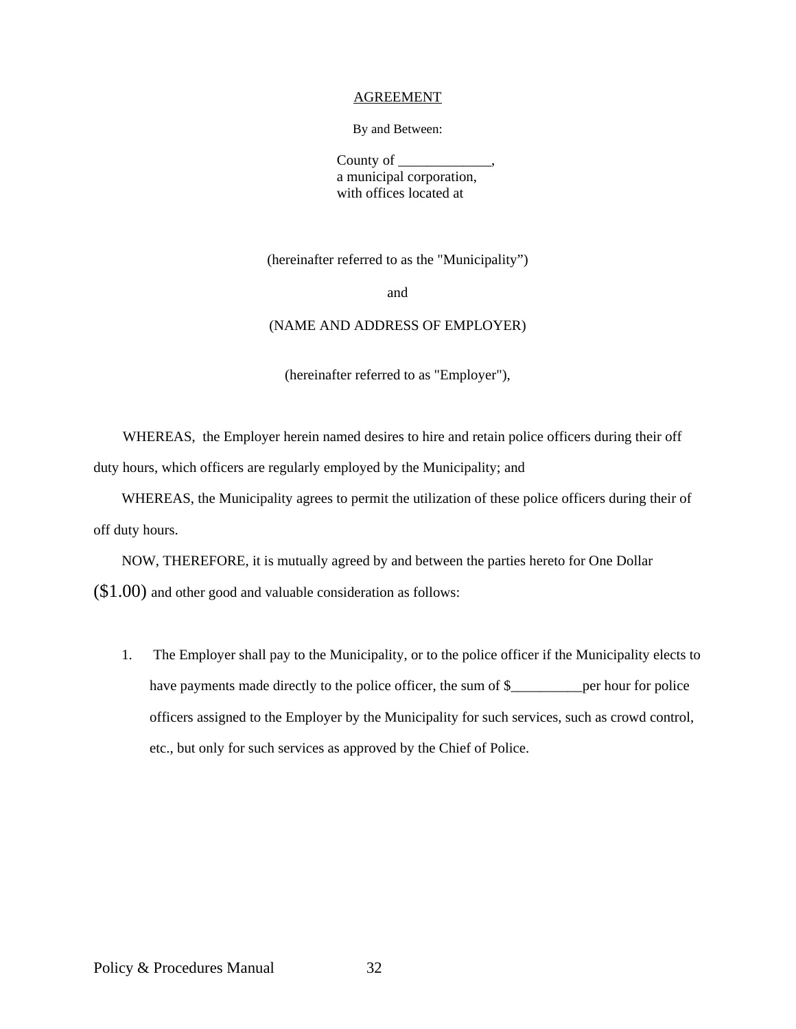AGREEMENT

By and Between:

County of _____________,
a municipal corporation,
with offices located at

(hereinafter referred to as the "Municipality")

and

(NAME AND ADDRESS OF EMPLOYER)

(hereinafter referred to as "Employer"),

WHEREAS, the Employer herein named desires to hire and retain police officers during their off duty hours, which officers are regularly employed by the Municipality; and

WHEREAS, the Municipality agrees to permit the utilization of these police officers during their of off duty hours.

NOW, THEREFORE, it is mutually agreed by and between the parties hereto for One Dollar ($1.00) and other good and valuable consideration as follows:

1. The Employer shall pay to the Municipality, or to the police officer if the Municipality elects to have payments made directly to the police officer, the sum of $__________per hour for police officers assigned to the Employer by the Municipality for such services, such as crowd control, etc., but only for such services as approved by the Chief of Police.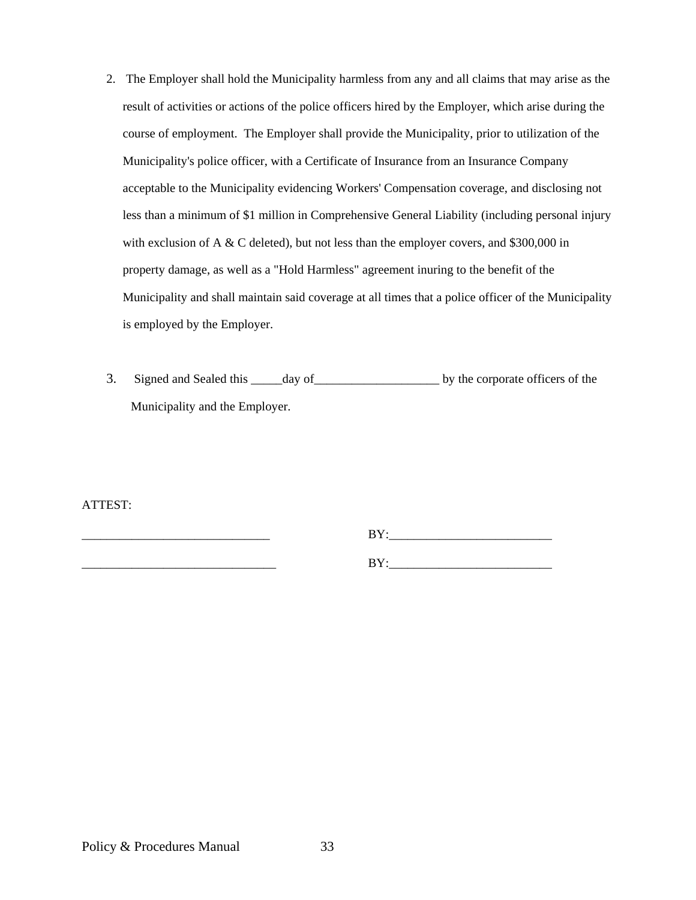2. The Employer shall hold the Municipality harmless from any and all claims that may arise as the result of activities or actions of the police officers hired by the Employer, which arise during the course of employment. The Employer shall provide the Municipality, prior to utilization of the Municipality's police officer, with a Certificate of Insurance from an Insurance Company acceptable to the Municipality evidencing Workers' Compensation coverage, and disclosing not less than a minimum of $1 million in Comprehensive General Liability (including personal injury with exclusion of A & C deleted), but not less than the employer covers, and $300,000 in property damage, as well as a "Hold Harmless" agreement inuring to the benefit of the Municipality and shall maintain said coverage at all times that a police officer of the Municipality is employed by the Employer.

3. Signed and Sealed this _____day of____________________ by the corporate officers of the Municipality and the Employer.

ATTEST:

______________________________ BY:__________________________

_______________________________ BY:__________________________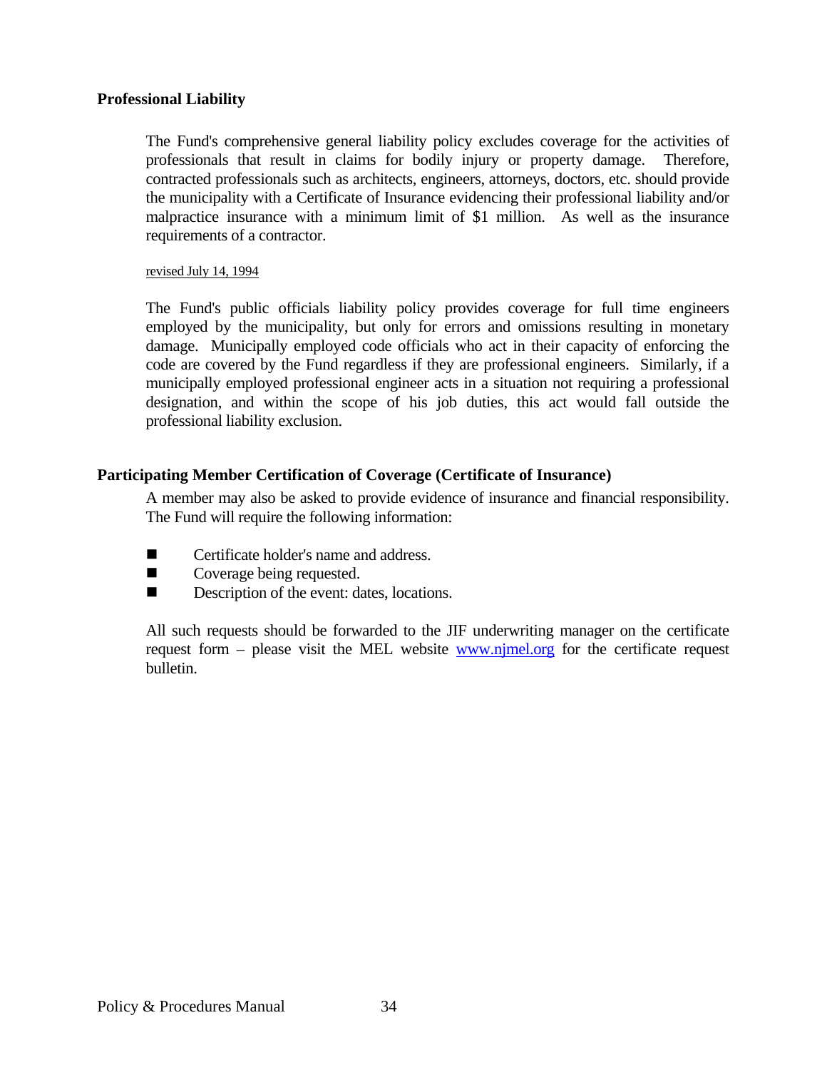### Professional Liability

The Fund's comprehensive general liability policy excludes coverage for the activities of professionals that result in claims for bodily injury or property damage. Therefore, contracted professionals such as architects, engineers, attorneys, doctors, etc. should provide the municipality with a Certificate of Insurance evidencing their professional liability and/or malpractice insurance with a minimum limit of $1 million. As well as the insurance requirements of a contractor.

revised July 14, 1994

The Fund's public officials liability policy provides coverage for full time engineers employed by the municipality, but only for errors and omissions resulting in monetary damage. Municipally employed code officials who act in their capacity of enforcing the code are covered by the Fund regardless if they are professional engineers. Similarly, if a municipally employed professional engineer acts in a situation not requiring a professional designation, and within the scope of his job duties, this act would fall outside the professional liability exclusion.

### Participating Member Certification of Coverage (Certificate of Insurance)

A member may also be asked to provide evidence of insurance and financial responsibility. The Fund will require the following information:

- Certificate holder's name and address.
- Coverage being requested.
- Description of the event: dates, locations.

All such requests should be forwarded to the JIF underwriting manager on the certificate request form – please visit the MEL website www.njmel.org for the certificate request bulletin.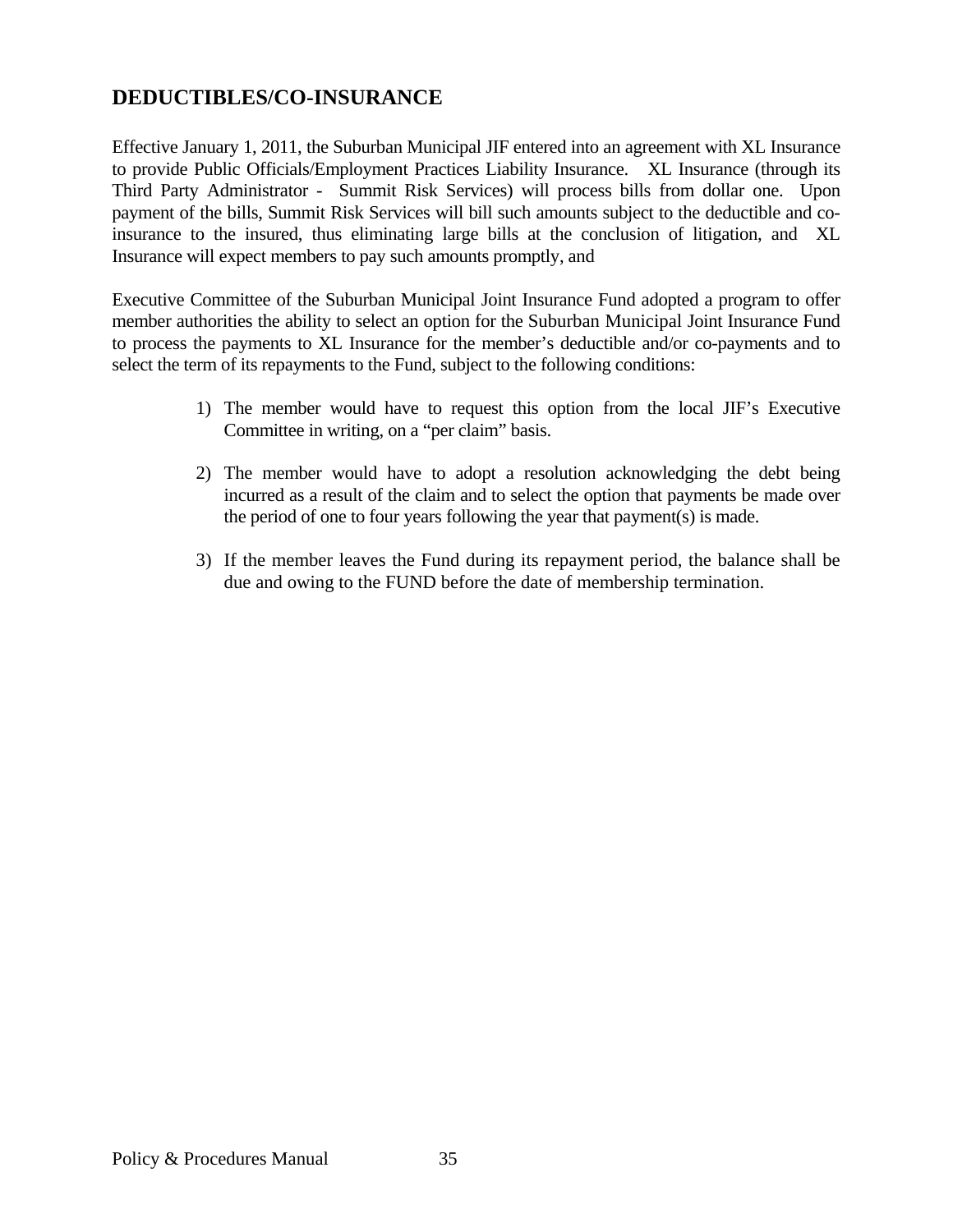## DEDUCTIBLES/CO-INSURANCE

Effective January 1, 2011, the Suburban Municipal JIF entered into an agreement with XL Insurance to provide Public Officials/Employment Practices Liability Insurance. XL Insurance (through its Third Party Administrator - Summit Risk Services) will process bills from dollar one. Upon payment of the bills, Summit Risk Services will bill such amounts subject to the deductible and co-insurance to the insured, thus eliminating large bills at the conclusion of litigation, and XL Insurance will expect members to pay such amounts promptly, and

Executive Committee of the Suburban Municipal Joint Insurance Fund adopted a program to offer member authorities the ability to select an option for the Suburban Municipal Joint Insurance Fund to process the payments to XL Insurance for the member's deductible and/or co-payments and to select the term of its repayments to the Fund, subject to the following conditions:

1) The member would have to request this option from the local JIF's Executive Committee in writing, on a "per claim" basis.

2) The member would have to adopt a resolution acknowledging the debt being incurred as a result of the claim and to select the option that payments be made over the period of one to four years following the year that payment(s) is made.

3) If the member leaves the Fund during its repayment period, the balance shall be due and owing to the FUND before the date of membership termination.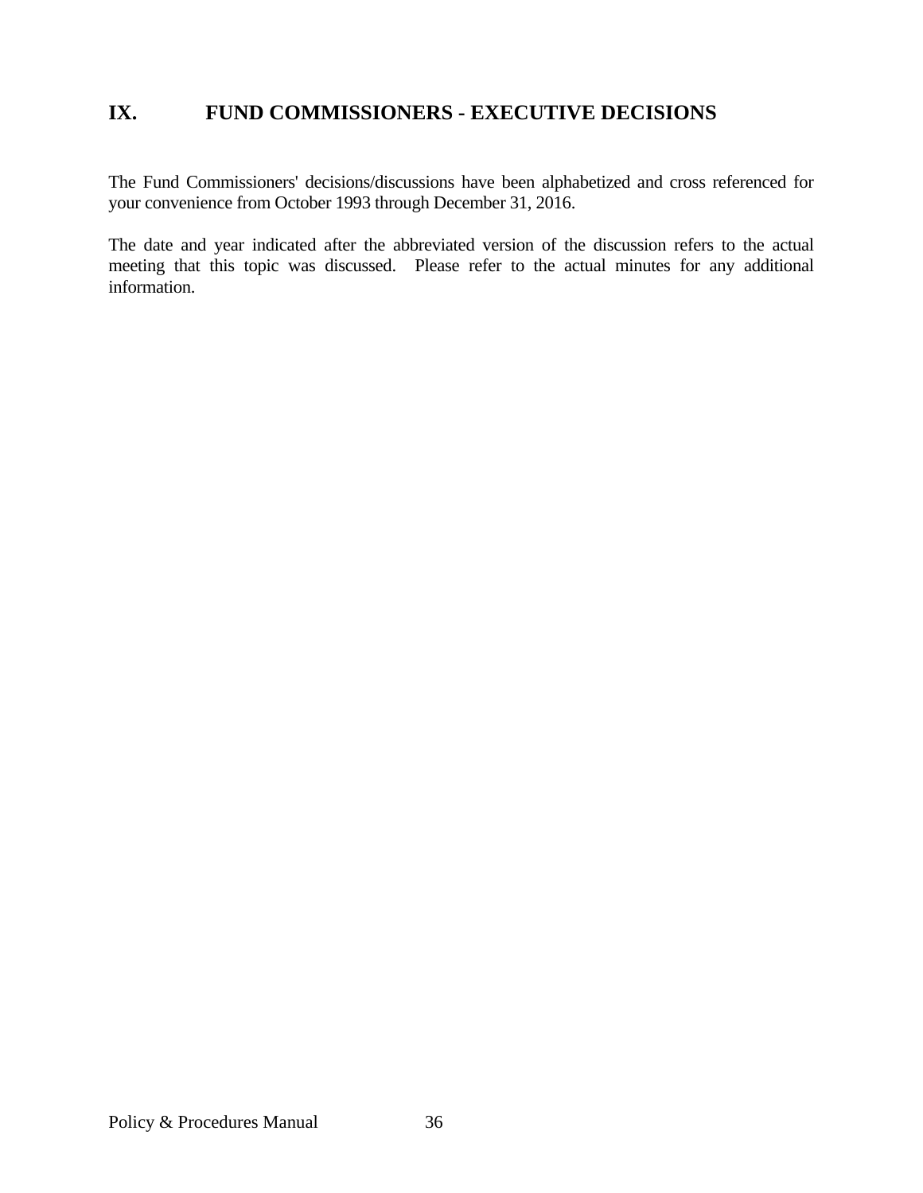## IX. FUND COMMISSIONERS - EXECUTIVE DECISIONS

The Fund Commissioners' decisions/discussions have been alphabetized and cross referenced for your convenience from October 1993 through December 31, 2016.

The date and year indicated after the abbreviated version of the discussion refers to the actual meeting that this topic was discussed. Please refer to the actual minutes for any additional information.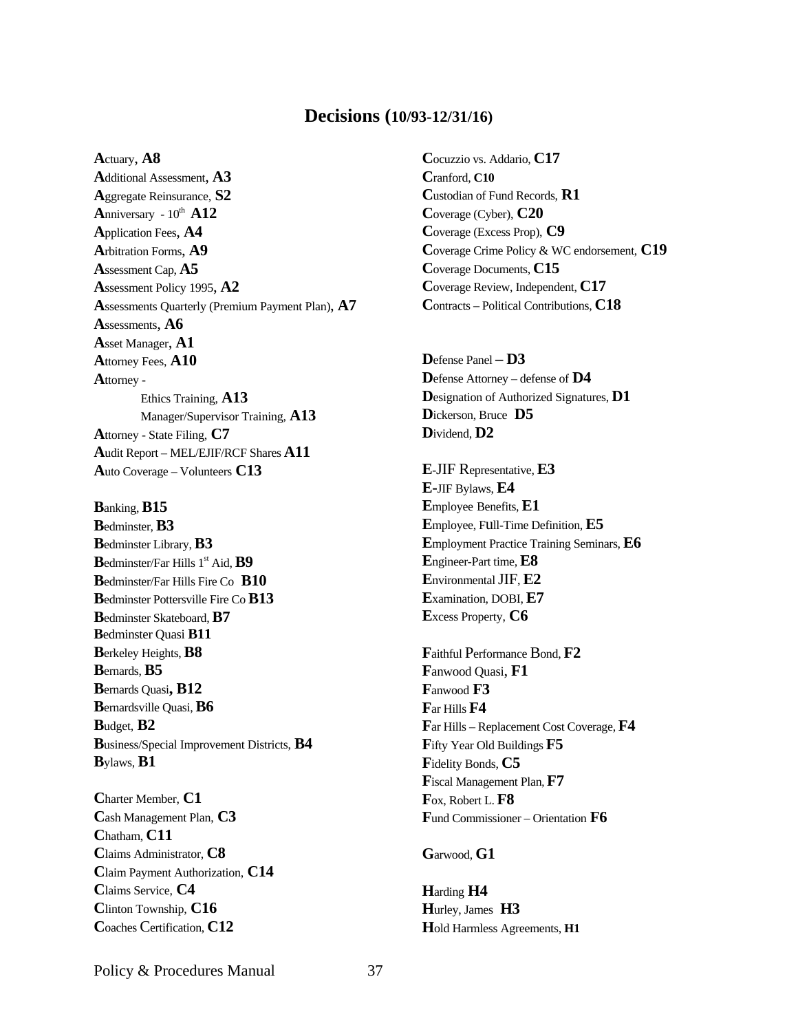# Decisions (10/93-12/31/16)

Actuary, **A8**
Additional Assessment, **A3**
Aggregate Reinsurance, **S2**
Anniversary - 10th **A12**
Application Fees, **A4**
Arbitration Forms, **A9**
Assessment Cap, **A5**
Assessment Policy 1995, **A2**
Assessments Quarterly (Premium Payment Plan), **A7**
Assessments, **A6**
Asset Manager, **A1**
Attorney Fees, **A10**
Attorney -
  Ethics Training, **A13**
  Manager/Supervisor Training, **A13**
Attorney - State Filing, **C7**
Audit Report – MEL/EJIF/RCF Shares **A11**
Auto Coverage – Volunteers **C13**

Banking, **B15**
Bedminster, **B3**
Bedminster Library, **B3**
Bedminster/Far Hills 1st Aid, **B9**
Bedminster/Far Hills Fire Co **B10**
Bedminster Pottersville Fire Co **B13**
Bedminster Skateboard, **B7**
Bedminster Quasi **B11**
Berkeley Heights, **B8**
Bernards, **B5**
Bernards Quasi, **B12**
Bernardsville Quasi, **B6**
Budget, **B2**
Business/Special Improvement Districts, **B4**
Bylaws, **B1**

Charter Member, **C1**
Cash Management Plan, **C3**
Chatham, **C11**
Claims Administrator, **C8**
Claim Payment Authorization, **C14**
Claims Service, **C4**
Clinton Township, **C16**
Coaches Certification, **C12**
Cocuzzio vs. Addario, **C17**
Cranford, **C10**
Custodian of Fund Records, **R1**
Coverage (Cyber), **C20**
Coverage (Excess Prop), **C9**
Coverage Crime Policy & WC endorsement, **C19**
Coverage Documents, **C15**
Coverage Review, Independent, **C17**
Contracts – Political Contributions, **C18**

Defense Panel – **D3**
Defense Attorney – defense of **D4**
Designation of Authorized Signatures, **D1**
Dickerson, Bruce **D5**
Dividend, **D2**

E-JIF Representative, **E3**
E-JIF Bylaws, **E4**
Employee Benefits, **E1**
Employee, Full-Time Definition, **E5**
Employment Practice Training Seminars, **E6**
Engineer-Part time, **E8**
Environmental JIF, **E2**
Examination, DOBI, **E7**
Excess Property, **C6**

Faithful Performance Bond, **F2**
Fanwood Quasi, **F1**
Fanwood **F3**
Far Hills **F4**
Far Hills – Replacement Cost Coverage, **F4**
Fifty Year Old Buildings **F5**
Fidelity Bonds, **C5**
Fiscal Management Plan, **F7**
Fox, Robert L. **F8**
Fund Commissioner – Orientation **F6**

Garwood, **G1**

Harding **H4**
Hurley, James **H3**
Hold Harmless Agreements, **H1**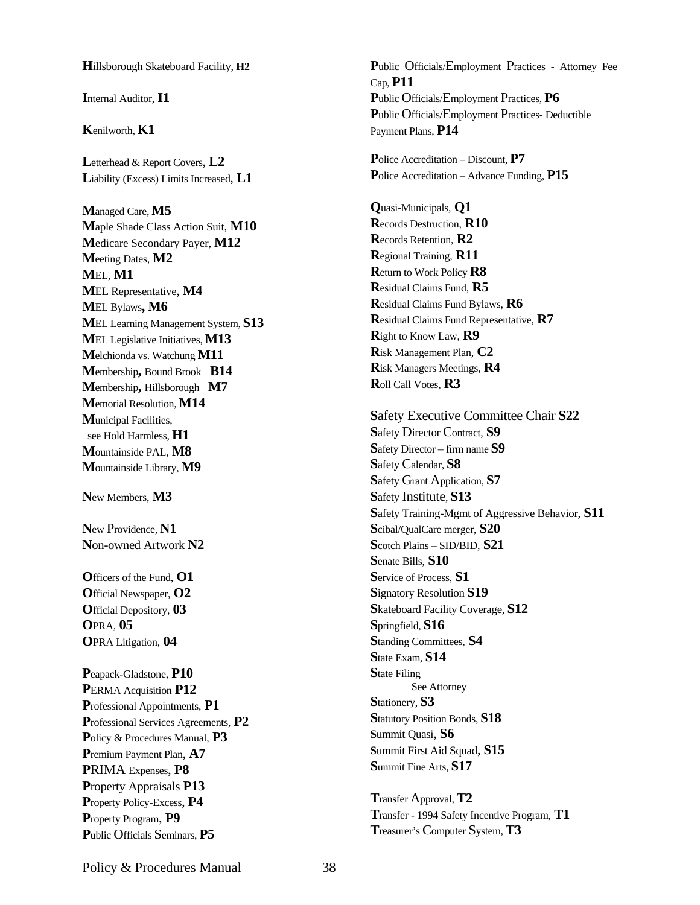**H**illsborough Skateboard Facility, **H2**

**I**nternal Auditor, **I1**

**K**enilworth, **K1**

**L**etterhead & Report Covers, **L2**
**L**iability (Excess) Limits Increased, **L1**

**M**anaged Care, **M5**
**M**aple Shade Class Action Suit, **M10**
**M**edicare Secondary Payer, **M12**
**M**eeting Dates, **M2**
**M**EL, **M1**
**M**EL Representative, **M4**
**M**EL Bylaws**, M6**
**M**EL Learning Management System, **S13**
**M**EL Legislative Initiatives, **M13**
**M**elchionda vs. Watchung **M11**
**M**embership**,** Bound Brook **B14**
**M**embership**,** Hillsborough **M7**
**M**emorial Resolution, **M14**
**M**unicipal Facilities,
see Hold Harmless, **H1**
**M**ountainside PAL, **M8**
**M**ountainside Library, **M9**

**N**ew Members, **M3**

**N**ew Providence, **N1**
**N**on-owned Artwork **N2**

**O**fficers of the Fund, **O1**
**O**fficial Newspaper, **O2**
**O**fficial Depository, **03**
**O**PRA, **05**
**O**PRA Litigation, **04**

**P**eapack-Gladstone, **P10**
**P**ERMA Acquisition **P12**
**P**rofessional Appointments, **P1**
**P**rofessional Services Agreements, **P2**
**P**olicy & Procedures Manual, **P3**
**P**remium Payment Plan, **A7**
**P**RIMA Expenses, **P8**
**P**roperty Appraisals **P13**
**P**roperty Policy-Excess, **P4**
**P**roperty Program, **P9**
**P**ublic Officials Seminars, **P5**

**P**ublic Officials/Employment Practices - Attorney Fee Cap, **P11**
**P**ublic Officials/Employment Practices, **P6**
**P**ublic Officials/Employment Practices- Deductible Payment Plans, **P14**

**P**olice Accreditation – Discount, **P7**
**P**olice Accreditation – Advance Funding, **P15**

**Q**uasi-Municipals, **Q1**
**R**ecords Destruction, **R10**
**R**ecords Retention, **R2**
**R**egional Training, **R11**
**R**eturn to Work Policy **R8**
**R**esidual Claims Fund, **R5**
**R**esidual Claims Fund Bylaws, **R6**
**R**esidual Claims Fund Representative, **R7**
**R**ight to Know Law, **R9**
**R**isk Management Plan, **C2**
**R**isk Managers Meetings, **R4**
**R**oll Call Votes, **R3**

**S**afety Executive Committee Chair **S22**
**S**afety Director Contract, **S9**
**S**afety Director – firm name **S9**
**S**afety Calendar, **S8**
**S**afety Grant Application, **S7**
**S**afety Institute, **S13**
**S**afety Training-Mgmt of Aggressive Behavior, **S11**
**S**cibal/QualCare merger, **S20**
**S**cotch Plains – SID/BID, **S21**
**S**enate Bills, **S10**
**S**ervice of Process, **S1**
**S**ignatory Resolution **S19**
**S**kateboard Facility Coverage, **S12**
**S**pringfield, **S16**
**S**tanding Committees, **S4**
**S**tate Exam, **S14**
**S**tate Filing
See Attorney
**S**tationery, **S3**
**S**tatutory Position Bonds, **S18**
**S**ummit Quasi, **S6**
**S**ummit First Aid Squad, **S15**
**S**ummit Fine Arts, **S17**

**T**ransfer Approval, **T2**
**T**ransfer - 1994 Safety Incentive Program, **T1**
**T**reasurer's Computer System, **T3**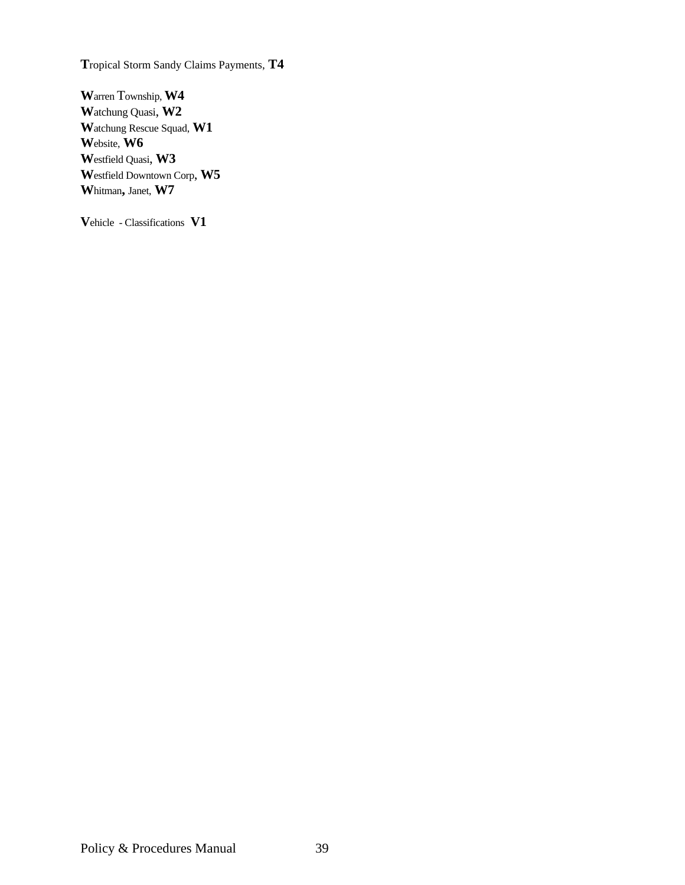**T**ropical Storm Sandy Claims Payments, **T4**

**W**arren Township, **W4**
**W**atchung Quasi, **W2**
**W**atchung Rescue Squad, **W1**
**W**ebsite, **W6**
**W**estfield Quasi, **W3**
**W**estfield Downtown Corp, **W5**
**W**hitman**,** Janet, **W7**

**V**ehicle - Classifications **V1**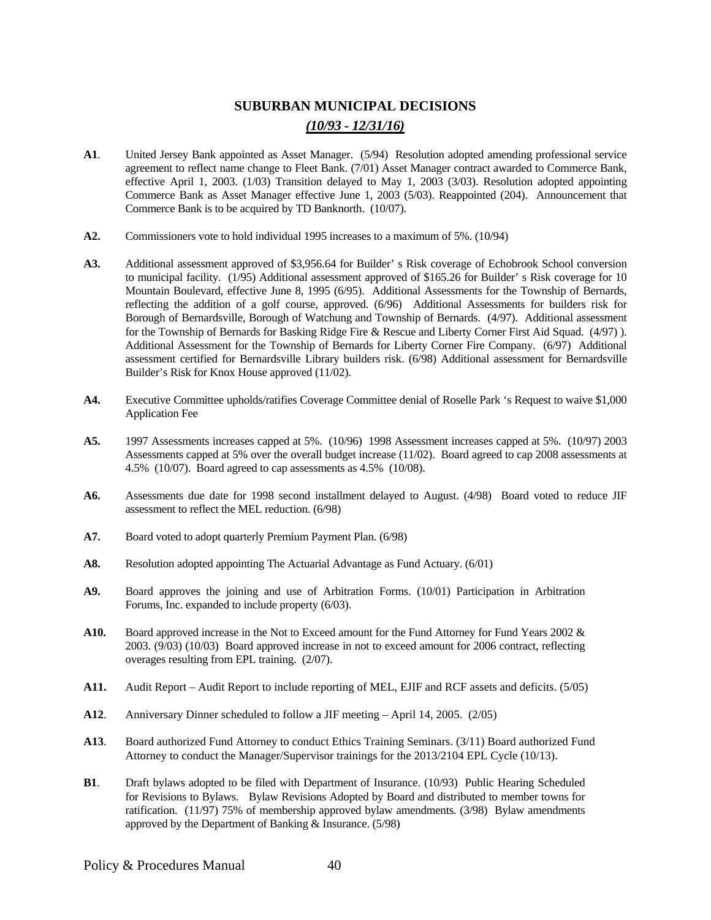# SUBURBAN MUNICIPAL DECISIONS

## *(10/93 - 12/31/16)*

**A1**. United Jersey Bank appointed as Asset Manager. (5/94) Resolution adopted amending professional service agreement to reflect name change to Fleet Bank. (7/01) Asset Manager contract awarded to Commerce Bank, effective April 1, 2003. (1/03) Transition delayed to May 1, 2003 (3/03). Resolution adopted appointing Commerce Bank as Asset Manager effective June 1, 2003 (5/03). Reappointed (204). Announcement that Commerce Bank is to be acquired by TD Banknorth. (10/07).

**A2.** Commissioners vote to hold individual 1995 increases to a maximum of 5%. (10/94)

**A3.** Additional assessment approved of $3,956.64 for Builder' s Risk coverage of Echobrook School conversion to municipal facility. (1/95) Additional assessment approved of $165.26 for Builder' s Risk coverage for 10 Mountain Boulevard, effective June 8, 1995 (6/95). Additional Assessments for the Township of Bernards, reflecting the addition of a golf course, approved. (6/96) Additional Assessments for builders risk for Borough of Bernardsville, Borough of Watchung and Township of Bernards. (4/97). Additional assessment for the Township of Bernards for Basking Ridge Fire & Rescue and Liberty Corner First Aid Squad. (4/97) ). Additional Assessment for the Township of Bernards for Liberty Corner Fire Company. (6/97) Additional assessment certified for Bernardsville Library builders risk. (6/98) Additional assessment for Bernardsville Builder's Risk for Knox House approved (11/02).

**A4.** Executive Committee upholds/ratifies Coverage Committee denial of Roselle Park 's Request to waive $1,000 Application Fee

**A5.** 1997 Assessments increases capped at 5%. (10/96) 1998 Assessment increases capped at 5%. (10/97) 2003 Assessments capped at 5% over the overall budget increase (11/02). Board agreed to cap 2008 assessments at 4.5% (10/07). Board agreed to cap assessments as 4.5% (10/08).

**A6.** Assessments due date for 1998 second installment delayed to August. (4/98) Board voted to reduce JIF assessment to reflect the MEL reduction. (6/98)

**A7.** Board voted to adopt quarterly Premium Payment Plan. (6/98)

**A8.** Resolution adopted appointing The Actuarial Advantage as Fund Actuary. (6/01)

**A9.** Board approves the joining and use of Arbitration Forms. (10/01) Participation in Arbitration Forums, Inc. expanded to include property (6/03).

**A10.** Board approved increase in the Not to Exceed amount for the Fund Attorney for Fund Years 2002 & 2003. (9/03) (10/03) Board approved increase in not to exceed amount for 2006 contract, reflecting overages resulting from EPL training. (2/07).

**A11.** Audit Report – Audit Report to include reporting of MEL, EJIF and RCF assets and deficits. (5/05)

**A12**. Anniversary Dinner scheduled to follow a JIF meeting – April 14, 2005. (2/05)

**A13**. Board authorized Fund Attorney to conduct Ethics Training Seminars. (3/11) Board authorized Fund Attorney to conduct the Manager/Supervisor trainings for the 2013/2104 EPL Cycle (10/13).

**B1**. Draft bylaws adopted to be filed with Department of Insurance. (10/93) Public Hearing Scheduled for Revisions to Bylaws. Bylaw Revisions Adopted by Board and distributed to member towns for ratification. (11/97) 75% of membership approved bylaw amendments. (3/98) Bylaw amendments approved by the Department of Banking & Insurance. (5/98)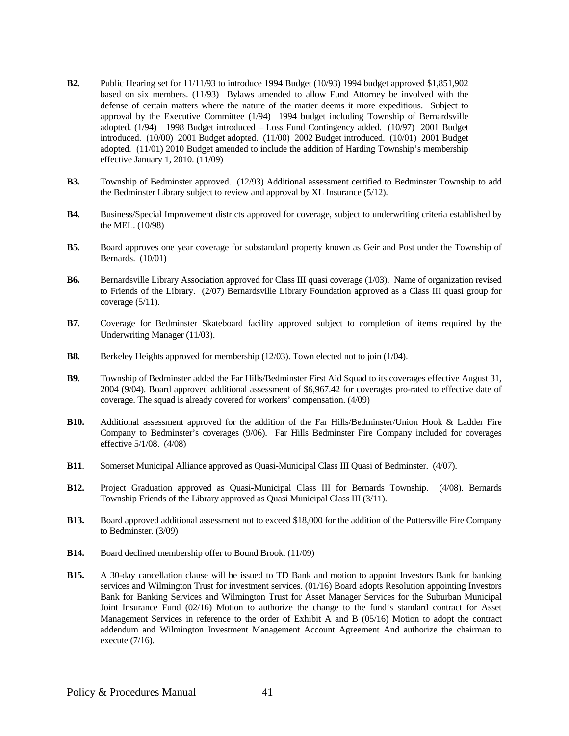**B2.** Public Hearing set for 11/11/93 to introduce 1994 Budget (10/93) 1994 budget approved $1,851,902 based on six members. (11/93) Bylaws amended to allow Fund Attorney be involved with the defense of certain matters where the nature of the matter deems it more expeditious. Subject to approval by the Executive Committee (1/94) 1994 budget including Township of Bernardsville adopted. (1/94) 1998 Budget introduced – Loss Fund Contingency added. (10/97) 2001 Budget introduced. (10/00) 2001 Budget adopted. (11/00) 2002 Budget introduced. (10/01) 2001 Budget adopted. (11/01) 2010 Budget amended to include the addition of Harding Township's membership effective January 1, 2010. (11/09)

**B3.** Township of Bedminster approved. (12/93) Additional assessment certified to Bedminster Township to add the Bedminster Library subject to review and approval by XL Insurance (5/12).

**B4.** Business/Special Improvement districts approved for coverage, subject to underwriting criteria established by the MEL. (10/98)

**B5.** Board approves one year coverage for substandard property known as Geir and Post under the Township of Bernards. (10/01)

**B6.** Bernardsville Library Association approved for Class III quasi coverage (1/03). Name of organization revised to Friends of the Library. (2/07) Bernardsville Library Foundation approved as a Class III quasi group for coverage (5/11).

**B7.** Coverage for Bedminster Skateboard facility approved subject to completion of items required by the Underwriting Manager (11/03).

**B8.** Berkeley Heights approved for membership (12/03). Town elected not to join (1/04).

**B9.** Township of Bedminster added the Far Hills/Bedminster First Aid Squad to its coverages effective August 31, 2004 (9/04). Board approved additional assessment of $6,967.42 for coverages pro-rated to effective date of coverage. The squad is already covered for workers' compensation. (4/09)

**B10.** Additional assessment approved for the addition of the Far Hills/Bedminster/Union Hook & Ladder Fire Company to Bedminster's coverages (9/06). Far Hills Bedminster Fire Company included for coverages effective 5/1/08. (4/08)

**B11**. Somerset Municipal Alliance approved as Quasi-Municipal Class III Quasi of Bedminster. (4/07).

**B12.** Project Graduation approved as Quasi-Municipal Class III for Bernards Township. (4/08). Bernards Township Friends of the Library approved as Quasi Municipal Class III (3/11).

**B13.** Board approved additional assessment not to exceed $18,000 for the addition of the Pottersville Fire Company to Bedminster. (3/09)

**B14.** Board declined membership offer to Bound Brook. (11/09)

**B15.** A 30-day cancellation clause will be issued to TD Bank and motion to appoint Investors Bank for banking services and Wilmington Trust for investment services. (01/16) Board adopts Resolution appointing Investors Bank for Banking Services and Wilmington Trust for Asset Manager Services for the Suburban Municipal Joint Insurance Fund (02/16) Motion to authorize the change to the fund's standard contract for Asset Management Services in reference to the order of Exhibit A and B (05/16) Motion to adopt the contract addendum and Wilmington Investment Management Account Agreement And authorize the chairman to execute (7/16).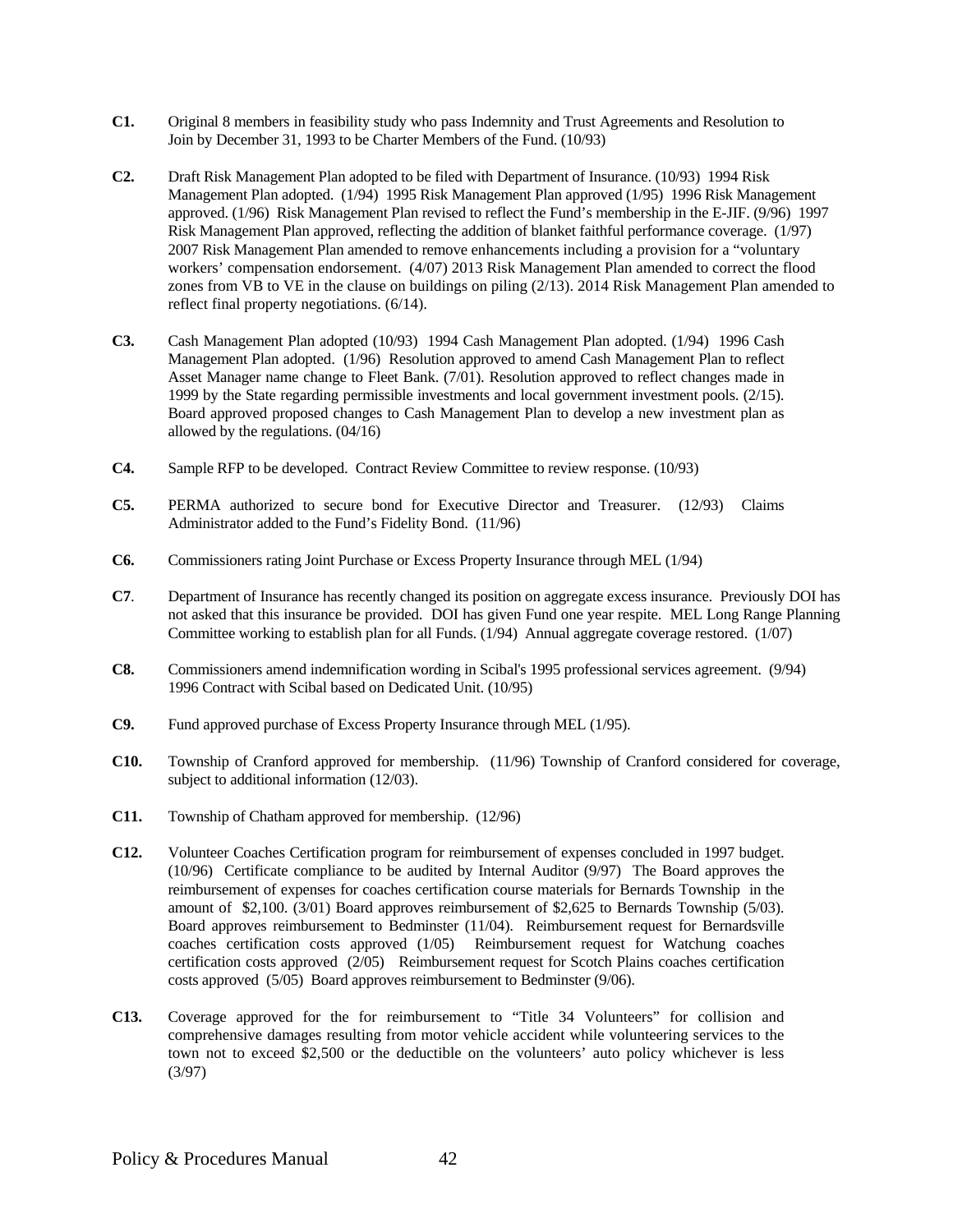**C1.** Original 8 members in feasibility study who pass Indemnity and Trust Agreements and Resolution to Join by December 31, 1993 to be Charter Members of the Fund. (10/93)

**C2.** Draft Risk Management Plan adopted to be filed with Department of Insurance. (10/93) 1994 Risk Management Plan adopted. (1/94) 1995 Risk Management Plan approved (1/95) 1996 Risk Management approved. (1/96) Risk Management Plan revised to reflect the Fund's membership in the E-JIF. (9/96) 1997 Risk Management Plan approved, reflecting the addition of blanket faithful performance coverage. (1/97) 2007 Risk Management Plan amended to remove enhancements including a provision for a "voluntary workers' compensation endorsement. (4/07) 2013 Risk Management Plan amended to correct the flood zones from VB to VE in the clause on buildings on piling (2/13). 2014 Risk Management Plan amended to reflect final property negotiations. (6/14).

**C3.** Cash Management Plan adopted (10/93) 1994 Cash Management Plan adopted. (1/94) 1996 Cash Management Plan adopted. (1/96) Resolution approved to amend Cash Management Plan to reflect Asset Manager name change to Fleet Bank. (7/01). Resolution approved to reflect changes made in 1999 by the State regarding permissible investments and local government investment pools. (2/15). Board approved proposed changes to Cash Management Plan to develop a new investment plan as allowed by the regulations. (04/16)

**C4.** Sample RFP to be developed. Contract Review Committee to review response. (10/93)

**C5.** PERMA authorized to secure bond for Executive Director and Treasurer. (12/93) Claims Administrator added to the Fund's Fidelity Bond. (11/96)

**C6.** Commissioners rating Joint Purchase or Excess Property Insurance through MEL (1/94)

**C7**. Department of Insurance has recently changed its position on aggregate excess insurance. Previously DOI has not asked that this insurance be provided. DOI has given Fund one year respite. MEL Long Range Planning Committee working to establish plan for all Funds. (1/94) Annual aggregate coverage restored. (1/07)

**C8.** Commissioners amend indemnification wording in Scibal's 1995 professional services agreement. (9/94) 1996 Contract with Scibal based on Dedicated Unit. (10/95)

**C9.** Fund approved purchase of Excess Property Insurance through MEL (1/95).

**C10.** Township of Cranford approved for membership. (11/96) Township of Cranford considered for coverage, subject to additional information (12/03).

**C11.** Township of Chatham approved for membership. (12/96)

**C12.** Volunteer Coaches Certification program for reimbursement of expenses concluded in 1997 budget. (10/96) Certificate compliance to be audited by Internal Auditor (9/97) The Board approves the reimbursement of expenses for coaches certification course materials for Bernards Township in the amount of $2,100. (3/01) Board approves reimbursement of $2,625 to Bernards Township (5/03). Board approves reimbursement to Bedminster (11/04). Reimbursement request for Bernardsville coaches certification costs approved (1/05) Reimbursement request for Watchung coaches certification costs approved (2/05) Reimbursement request for Scotch Plains coaches certification costs approved (5/05) Board approves reimbursement to Bedminster (9/06).

**C13.** Coverage approved for the for reimbursement to "Title 34 Volunteers" for collision and comprehensive damages resulting from motor vehicle accident while volunteering services to the town not to exceed $2,500 or the deductible on the volunteers' auto policy whichever is less (3/97)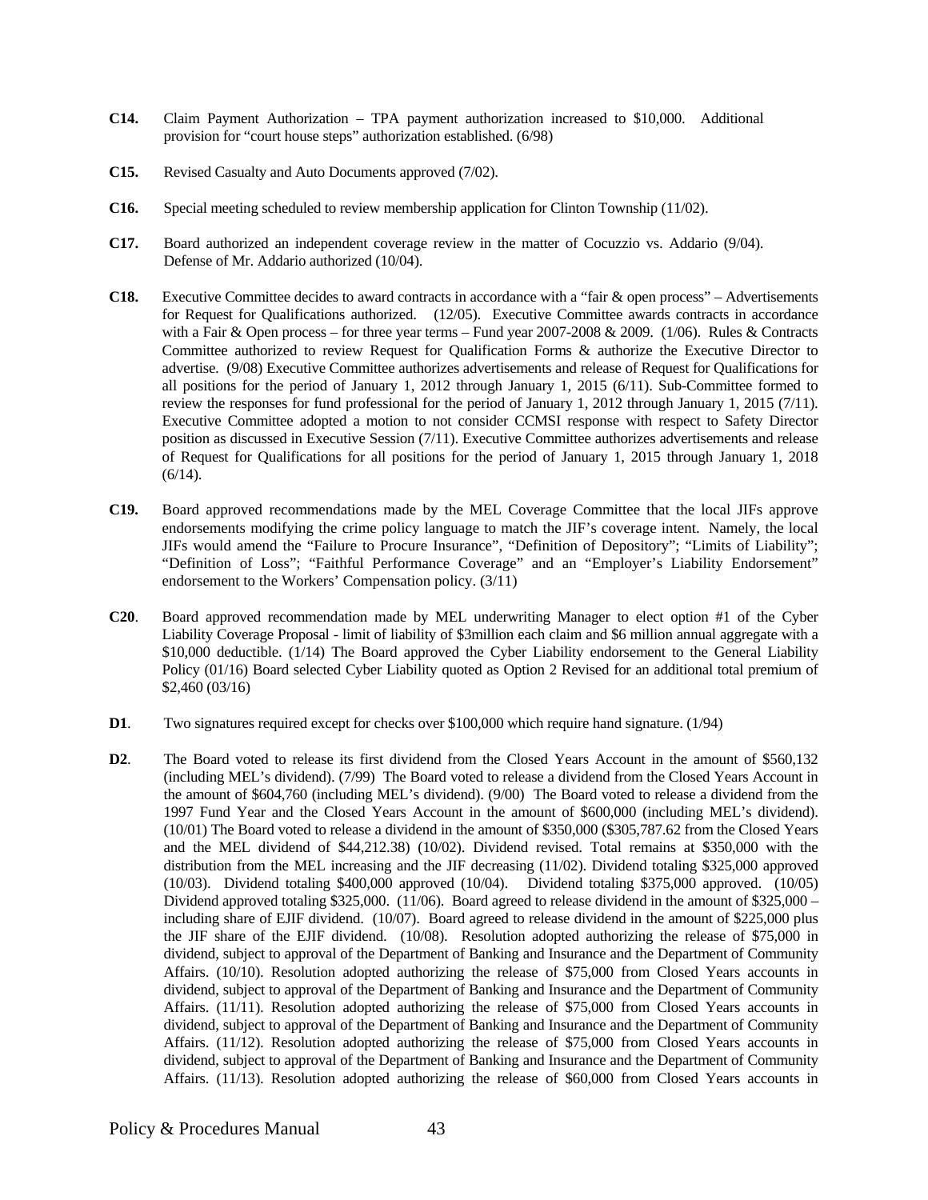**C14.** Claim Payment Authorization – TPA payment authorization increased to $10,000. Additional provision for "court house steps" authorization established. (6/98)

**C15.** Revised Casualty and Auto Documents approved (7/02).

**C16.** Special meeting scheduled to review membership application for Clinton Township (11/02).

**C17.** Board authorized an independent coverage review in the matter of Cocuzzio vs. Addario (9/04). Defense of Mr. Addario authorized (10/04).

**C18.** Executive Committee decides to award contracts in accordance with a "fair & open process" – Advertisements for Request for Qualifications authorized. (12/05). Executive Committee awards contracts in accordance with a Fair & Open process – for three year terms – Fund year 2007-2008 & 2009. (1/06). Rules & Contracts Committee authorized to review Request for Qualification Forms & authorize the Executive Director to advertise. (9/08) Executive Committee authorizes advertisements and release of Request for Qualifications for all positions for the period of January 1, 2012 through January 1, 2015 (6/11). Sub-Committee formed to review the responses for fund professional for the period of January 1, 2012 through January 1, 2015 (7/11). Executive Committee adopted a motion to not consider CCMSI response with respect to Safety Director position as discussed in Executive Session (7/11). Executive Committee authorizes advertisements and release of Request for Qualifications for all positions for the period of January 1, 2015 through January 1, 2018 (6/14).

**C19.** Board approved recommendations made by the MEL Coverage Committee that the local JIFs approve endorsements modifying the crime policy language to match the JIF's coverage intent. Namely, the local JIFs would amend the "Failure to Procure Insurance", "Definition of Depository"; "Limits of Liability"; "Definition of Loss"; "Faithful Performance Coverage" and an "Employer's Liability Endorsement" endorsement to the Workers' Compensation policy. (3/11)

**C20**. Board approved recommendation made by MEL underwriting Manager to elect option #1 of the Cyber Liability Coverage Proposal - limit of liability of $3million each claim and $6 million annual aggregate with a $10,000 deductible. (1/14) The Board approved the Cyber Liability endorsement to the General Liability Policy (01/16) Board selected Cyber Liability quoted as Option 2 Revised for an additional total premium of $2,460 (03/16)

**D1**. Two signatures required except for checks over $100,000 which require hand signature. (1/94)

**D2**. The Board voted to release its first dividend from the Closed Years Account in the amount of $560,132 (including MEL's dividend). (7/99) The Board voted to release a dividend from the Closed Years Account in the amount of $604,760 (including MEL's dividend). (9/00) The Board voted to release a dividend from the 1997 Fund Year and the Closed Years Account in the amount of $600,000 (including MEL's dividend). (10/01) The Board voted to release a dividend in the amount of $350,000 ($305,787.62 from the Closed Years and the MEL dividend of $44,212.38) (10/02). Dividend revised. Total remains at $350,000 with the distribution from the MEL increasing and the JIF decreasing (11/02). Dividend totaling $325,000 approved (10/03). Dividend totaling $400,000 approved (10/04). Dividend totaling $375,000 approved. (10/05) Dividend approved totaling $325,000. (11/06). Board agreed to release dividend in the amount of $325,000 – including share of EJIF dividend. (10/07). Board agreed to release dividend in the amount of $225,000 plus the JIF share of the EJIF dividend. (10/08). Resolution adopted authorizing the release of $75,000 in dividend, subject to approval of the Department of Banking and Insurance and the Department of Community Affairs. (10/10). Resolution adopted authorizing the release of $75,000 from Closed Years accounts in dividend, subject to approval of the Department of Banking and Insurance and the Department of Community Affairs. (11/11). Resolution adopted authorizing the release of $75,000 from Closed Years accounts in dividend, subject to approval of the Department of Banking and Insurance and the Department of Community Affairs. (11/12). Resolution adopted authorizing the release of $75,000 from Closed Years accounts in dividend, subject to approval of the Department of Banking and Insurance and the Department of Community Affairs. (11/13). Resolution adopted authorizing the release of $60,000 from Closed Years accounts in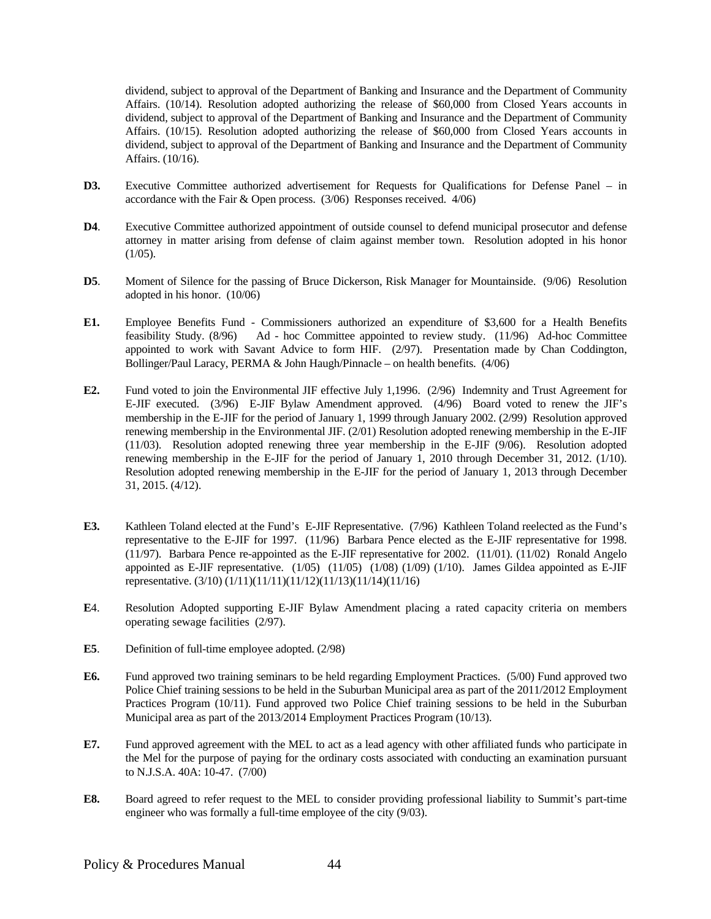dividend, subject to approval of the Department of Banking and Insurance and the Department of Community Affairs. (10/14). Resolution adopted authorizing the release of $60,000 from Closed Years accounts in dividend, subject to approval of the Department of Banking and Insurance and the Department of Community Affairs. (10/15). Resolution adopted authorizing the release of $60,000 from Closed Years accounts in dividend, subject to approval of the Department of Banking and Insurance and the Department of Community Affairs. (10/16).

**D3.** Executive Committee authorized advertisement for Requests for Qualifications for Defense Panel – in accordance with the Fair & Open process. (3/06) Responses received. 4/06)

**D4**. Executive Committee authorized appointment of outside counsel to defend municipal prosecutor and defense attorney in matter arising from defense of claim against member town. Resolution adopted in his honor (1/05).

**D5**. Moment of Silence for the passing of Bruce Dickerson, Risk Manager for Mountainside. (9/06) Resolution adopted in his honor. (10/06)

**E1.** Employee Benefits Fund - Commissioners authorized an expenditure of $3,600 for a Health Benefits feasibility Study. (8/96) Ad - hoc Committee appointed to review study. (11/96) Ad-hoc Committee appointed to work with Savant Advice to form HIF. (2/97). Presentation made by Chan Coddington, Bollinger/Paul Laracy, PERMA & John Haugh/Pinnacle – on health benefits. (4/06)

**E2.** Fund voted to join the Environmental JIF effective July 1,1996. (2/96) Indemnity and Trust Agreement for E-JIF executed. (3/96) E-JIF Bylaw Amendment approved. (4/96) Board voted to renew the JIF's membership in the E-JIF for the period of January 1, 1999 through January 2002. (2/99) Resolution approved renewing membership in the Environmental JIF. (2/01) Resolution adopted renewing membership in the E-JIF (11/03). Resolution adopted renewing three year membership in the E-JIF (9/06). Resolution adopted renewing membership in the E-JIF for the period of January 1, 2010 through December 31, 2012. (1/10). Resolution adopted renewing membership in the E-JIF for the period of January 1, 2013 through December 31, 2015. (4/12).

**E3.** Kathleen Toland elected at the Fund's E-JIF Representative. (7/96) Kathleen Toland reelected as the Fund's representative to the E-JIF for 1997. (11/96) Barbara Pence elected as the E-JIF representative for 1998. (11/97). Barbara Pence re-appointed as the E-JIF representative for 2002. (11/01). (11/02) Ronald Angelo appointed as E-JIF representative. (1/05) (11/05) (1/08) (1/09) (1/10). James Gildea appointed as E-JIF representative. (3/10) (1/11)(11/11)(11/12)(11/13)(11/14)(11/16)

**E**4. Resolution Adopted supporting E-JIF Bylaw Amendment placing a rated capacity criteria on members operating sewage facilities (2/97).

**E5**. Definition of full-time employee adopted. (2/98)

**E6.** Fund approved two training seminars to be held regarding Employment Practices. (5/00) Fund approved two Police Chief training sessions to be held in the Suburban Municipal area as part of the 2011/2012 Employment Practices Program (10/11). Fund approved two Police Chief training sessions to be held in the Suburban Municipal area as part of the 2013/2014 Employment Practices Program (10/13).

**E7.** Fund approved agreement with the MEL to act as a lead agency with other affiliated funds who participate in the Mel for the purpose of paying for the ordinary costs associated with conducting an examination pursuant to N.J.S.A. 40A: 10-47. (7/00)

**E8.** Board agreed to refer request to the MEL to consider providing professional liability to Summit's part-time engineer who was formally a full-time employee of the city (9/03).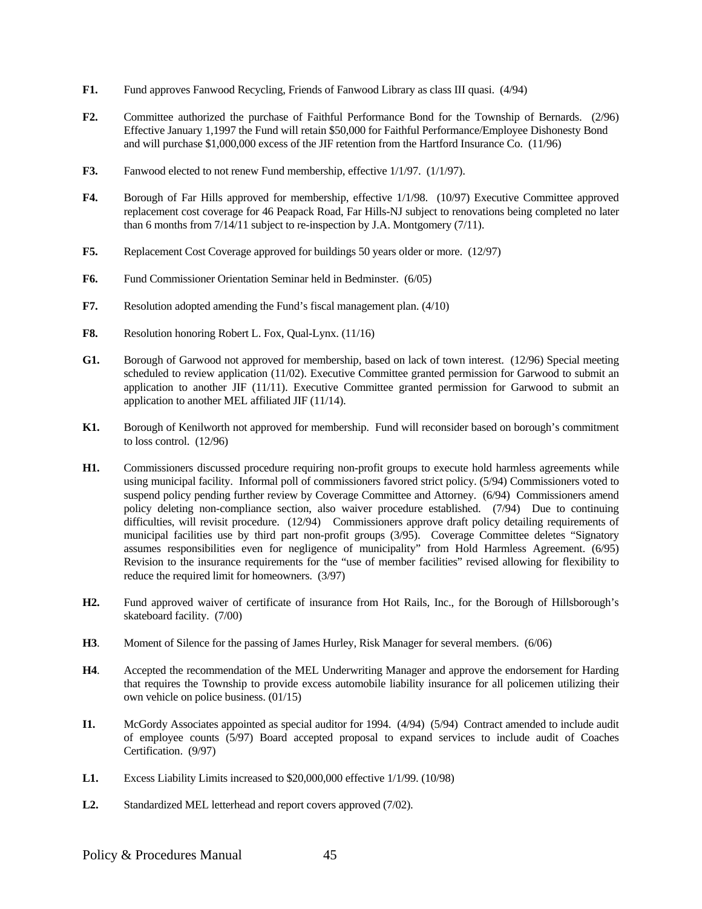**F1.** Fund approves Fanwood Recycling, Friends of Fanwood Library as class III quasi. (4/94)

**F2.** Committee authorized the purchase of Faithful Performance Bond for the Township of Bernards. (2/96) Effective January 1,1997 the Fund will retain $50,000 for Faithful Performance/Employee Dishonesty Bond and will purchase $1,000,000 excess of the JIF retention from the Hartford Insurance Co. (11/96)

**F3.** Fanwood elected to not renew Fund membership, effective 1/1/97. (1/1/97).

**F4.** Borough of Far Hills approved for membership, effective 1/1/98. (10/97) Executive Committee approved replacement cost coverage for 46 Peapack Road, Far Hills-NJ subject to renovations being completed no later than 6 months from 7/14/11 subject to re-inspection by J.A. Montgomery (7/11).

**F5.** Replacement Cost Coverage approved for buildings 50 years older or more. (12/97)

**F6.** Fund Commissioner Orientation Seminar held in Bedminster. (6/05)

**F7.** Resolution adopted amending the Fund's fiscal management plan. (4/10)

**F8.** Resolution honoring Robert L. Fox, Qual-Lynx. (11/16)

**G1.** Borough of Garwood not approved for membership, based on lack of town interest. (12/96) Special meeting scheduled to review application (11/02). Executive Committee granted permission for Garwood to submit an application to another JIF (11/11). Executive Committee granted permission for Garwood to submit an application to another MEL affiliated JIF (11/14).

**K1.** Borough of Kenilworth not approved for membership. Fund will reconsider based on borough's commitment to loss control. (12/96)

**H1.** Commissioners discussed procedure requiring non-profit groups to execute hold harmless agreements while using municipal facility. Informal poll of commissioners favored strict policy. (5/94) Commissioners voted to suspend policy pending further review by Coverage Committee and Attorney. (6/94) Commissioners amend policy deleting non-compliance section, also waiver procedure established. (7/94) Due to continuing difficulties, will revisit procedure. (12/94) Commissioners approve draft policy detailing requirements of municipal facilities use by third part non-profit groups (3/95). Coverage Committee deletes "Signatory assumes responsibilities even for negligence of municipality" from Hold Harmless Agreement. (6/95) Revision to the insurance requirements for the "use of member facilities" revised allowing for flexibility to reduce the required limit for homeowners. (3/97)

**H2.** Fund approved waiver of certificate of insurance from Hot Rails, Inc., for the Borough of Hillsborough's skateboard facility. (7/00)

**H3**. Moment of Silence for the passing of James Hurley, Risk Manager for several members. (6/06)

**H4**. Accepted the recommendation of the MEL Underwriting Manager and approve the endorsement for Harding that requires the Township to provide excess automobile liability insurance for all policemen utilizing their own vehicle on police business. (01/15)

**I1.** McGordy Associates appointed as special auditor for 1994. (4/94) (5/94) Contract amended to include audit of employee counts (5/97) Board accepted proposal to expand services to include audit of Coaches Certification. (9/97)

**L1.** Excess Liability Limits increased to $20,000,000 effective 1/1/99. (10/98)

**L2.** Standardized MEL letterhead and report covers approved (7/02).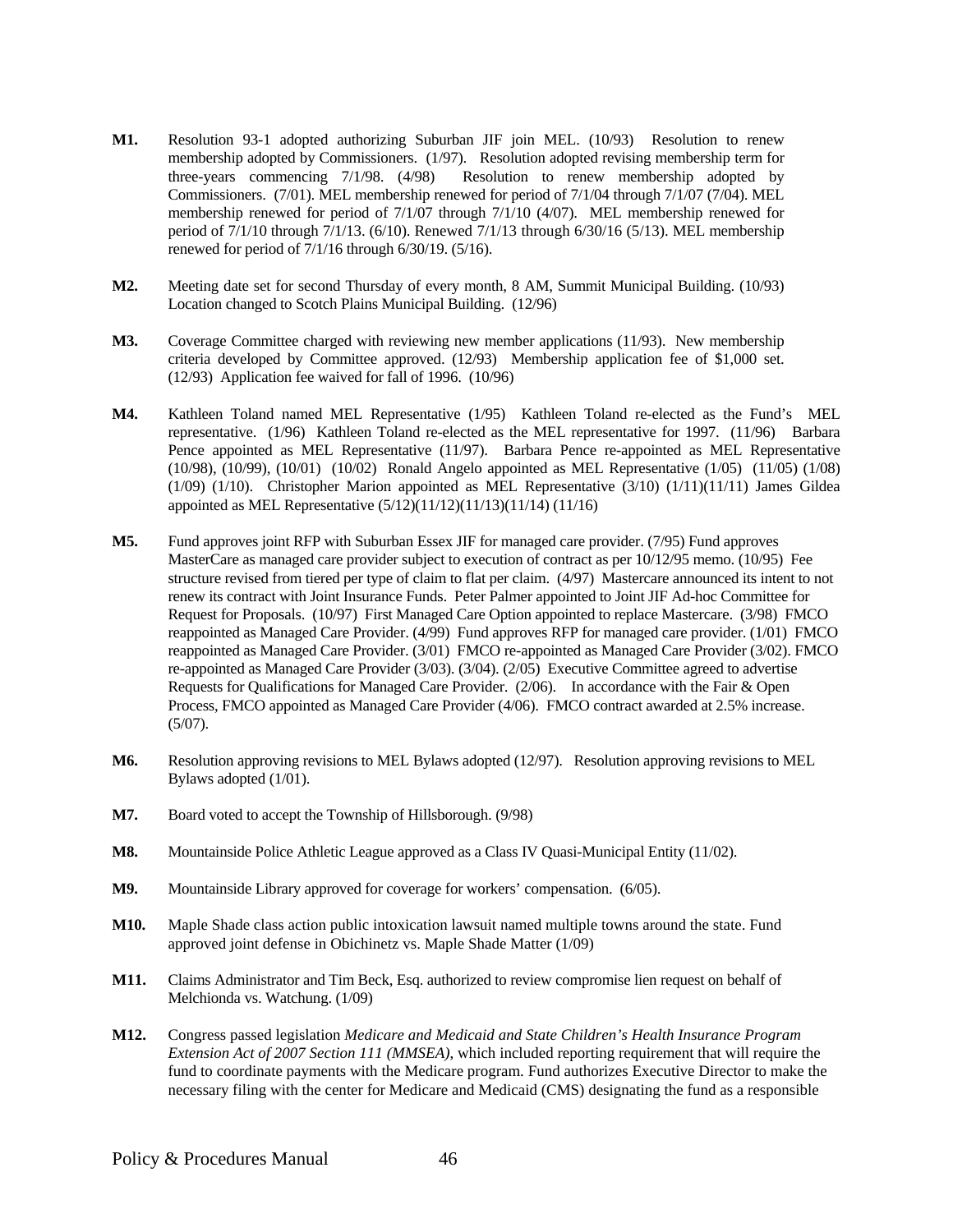**M1.** Resolution 93-1 adopted authorizing Suburban JIF join MEL. (10/93) Resolution to renew membership adopted by Commissioners. (1/97). Resolution adopted revising membership term for three-years commencing 7/1/98. (4/98) Resolution to renew membership adopted by Commissioners. (7/01). MEL membership renewed for period of 7/1/04 through 7/1/07 (7/04). MEL membership renewed for period of 7/1/07 through 7/1/10 (4/07). MEL membership renewed for period of 7/1/10 through 7/1/13. (6/10). Renewed 7/1/13 through 6/30/16 (5/13). MEL membership renewed for period of 7/1/16 through 6/30/19. (5/16).

**M2.** Meeting date set for second Thursday of every month, 8 AM, Summit Municipal Building. (10/93) Location changed to Scotch Plains Municipal Building. (12/96)

**M3.** Coverage Committee charged with reviewing new member applications (11/93). New membership criteria developed by Committee approved. (12/93) Membership application fee of $1,000 set. (12/93) Application fee waived for fall of 1996. (10/96)

**M4.** Kathleen Toland named MEL Representative (1/95) Kathleen Toland re-elected as the Fund's MEL representative. (1/96) Kathleen Toland re-elected as the MEL representative for 1997. (11/96) Barbara Pence appointed as MEL Representative (11/97). Barbara Pence re-appointed as MEL Representative (10/98), (10/99), (10/01) (10/02) Ronald Angelo appointed as MEL Representative (1/05) (11/05) (1/08) (1/09) (1/10). Christopher Marion appointed as MEL Representative (3/10) (1/11)(11/11) James Gildea appointed as MEL Representative (5/12)(11/12)(11/13)(11/14) (11/16)

**M5.** Fund approves joint RFP with Suburban Essex JIF for managed care provider. (7/95) Fund approves MasterCare as managed care provider subject to execution of contract as per 10/12/95 memo. (10/95) Fee structure revised from tiered per type of claim to flat per claim. (4/97) Mastercare announced its intent to not renew its contract with Joint Insurance Funds. Peter Palmer appointed to Joint JIF Ad-hoc Committee for Request for Proposals. (10/97) First Managed Care Option appointed to replace Mastercare. (3/98) FMCO reappointed as Managed Care Provider. (4/99) Fund approves RFP for managed care provider. (1/01) FMCO reappointed as Managed Care Provider. (3/01) FMCO re-appointed as Managed Care Provider (3/02). FMCO re-appointed as Managed Care Provider (3/03). (3/04). (2/05) Executive Committee agreed to advertise Requests for Qualifications for Managed Care Provider. (2/06). In accordance with the Fair & Open Process, FMCO appointed as Managed Care Provider (4/06). FMCO contract awarded at 2.5% increase. (5/07).

**M6.** Resolution approving revisions to MEL Bylaws adopted (12/97). Resolution approving revisions to MEL Bylaws adopted (1/01).

**M7.** Board voted to accept the Township of Hillsborough. (9/98)

**M8.** Mountainside Police Athletic League approved as a Class IV Quasi-Municipal Entity (11/02).

**M9.** Mountainside Library approved for coverage for workers' compensation. (6/05).

**M10.** Maple Shade class action public intoxication lawsuit named multiple towns around the state. Fund approved joint defense in Obichinetz vs. Maple Shade Matter (1/09)

**M11.** Claims Administrator and Tim Beck, Esq. authorized to review compromise lien request on behalf of Melchionda vs. Watchung. (1/09)

**M12.** Congress passed legislation *Medicare and Medicaid and State Children's Health Insurance Program Extension Act of 2007 Section 111 (MMSEA)*, which included reporting requirement that will require the fund to coordinate payments with the Medicare program. Fund authorizes Executive Director to make the necessary filing with the center for Medicare and Medicaid (CMS) designating the fund as a responsible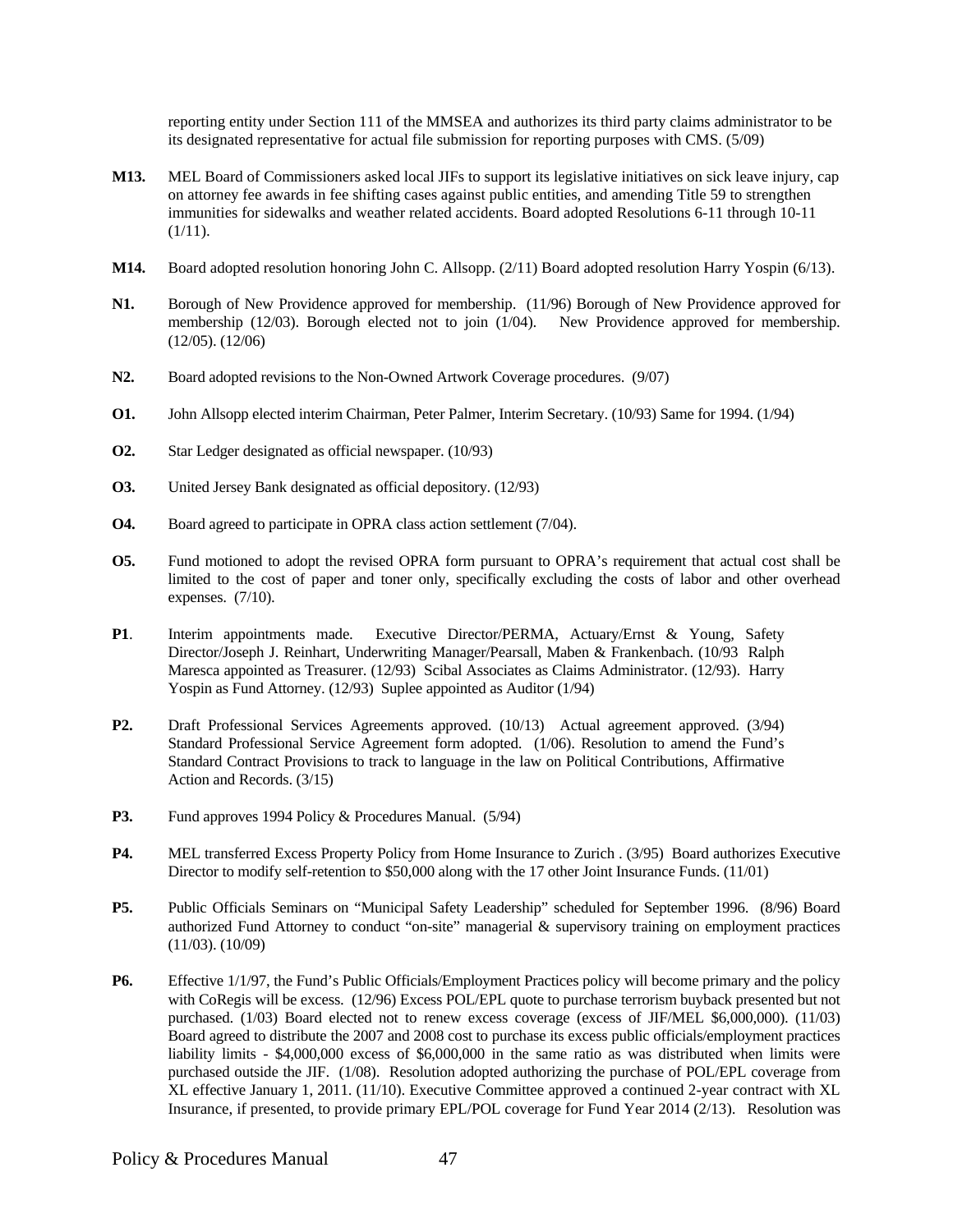reporting entity under Section 111 of the MMSEA and authorizes its third party claims administrator to be its designated representative for actual file submission for reporting purposes with CMS. (5/09)

**M13.** MEL Board of Commissioners asked local JIFs to support its legislative initiatives on sick leave injury, cap on attorney fee awards in fee shifting cases against public entities, and amending Title 59 to strengthen immunities for sidewalks and weather related accidents. Board adopted Resolutions 6-11 through 10-11 (1/11).

**M14.** Board adopted resolution honoring John C. Allsopp. (2/11) Board adopted resolution Harry Yospin (6/13).

**N1.** Borough of New Providence approved for membership. (11/96) Borough of New Providence approved for membership (12/03). Borough elected not to join (1/04). New Providence approved for membership. (12/05). (12/06)

**N2.** Board adopted revisions to the Non-Owned Artwork Coverage procedures. (9/07)

**O1.** John Allsopp elected interim Chairman, Peter Palmer, Interim Secretary. (10/93) Same for 1994. (1/94)

**O2.** Star Ledger designated as official newspaper. (10/93)

**O3.** United Jersey Bank designated as official depository. (12/93)

**O4.** Board agreed to participate in OPRA class action settlement (7/04).

**O5.** Fund motioned to adopt the revised OPRA form pursuant to OPRA's requirement that actual cost shall be limited to the cost of paper and toner only, specifically excluding the costs of labor and other overhead expenses. (7/10).

**P1**. Interim appointments made. Executive Director/PERMA, Actuary/Ernst & Young, Safety Director/Joseph J. Reinhart, Underwriting Manager/Pearsall, Maben & Frankenbach. (10/93 Ralph Maresca appointed as Treasurer. (12/93) Scibal Associates as Claims Administrator. (12/93). Harry Yospin as Fund Attorney. (12/93) Suplee appointed as Auditor (1/94)

**P2.** Draft Professional Services Agreements approved. (10/13) Actual agreement approved. (3/94) Standard Professional Service Agreement form adopted. (1/06). Resolution to amend the Fund's Standard Contract Provisions to track to language in the law on Political Contributions, Affirmative Action and Records. (3/15)

**P3.** Fund approves 1994 Policy & Procedures Manual. (5/94)

**P4.** MEL transferred Excess Property Policy from Home Insurance to Zurich . (3/95) Board authorizes Executive Director to modify self-retention to $50,000 along with the 17 other Joint Insurance Funds. (11/01)

**P5.** Public Officials Seminars on "Municipal Safety Leadership" scheduled for September 1996. (8/96) Board authorized Fund Attorney to conduct "on-site" managerial & supervisory training on employment practices (11/03). (10/09)

**P6.** Effective 1/1/97, the Fund's Public Officials/Employment Practices policy will become primary and the policy with CoRegis will be excess. (12/96) Excess POL/EPL quote to purchase terrorism buyback presented but not purchased. (1/03) Board elected not to renew excess coverage (excess of JIF/MEL $6,000,000). (11/03) Board agreed to distribute the 2007 and 2008 cost to purchase its excess public officials/employment practices liability limits - $4,000,000 excess of $6,000,000 in the same ratio as was distributed when limits were purchased outside the JIF. (1/08). Resolution adopted authorizing the purchase of POL/EPL coverage from XL effective January 1, 2011. (11/10). Executive Committee approved a continued 2-year contract with XL Insurance, if presented, to provide primary EPL/POL coverage for Fund Year 2014 (2/13). Resolution was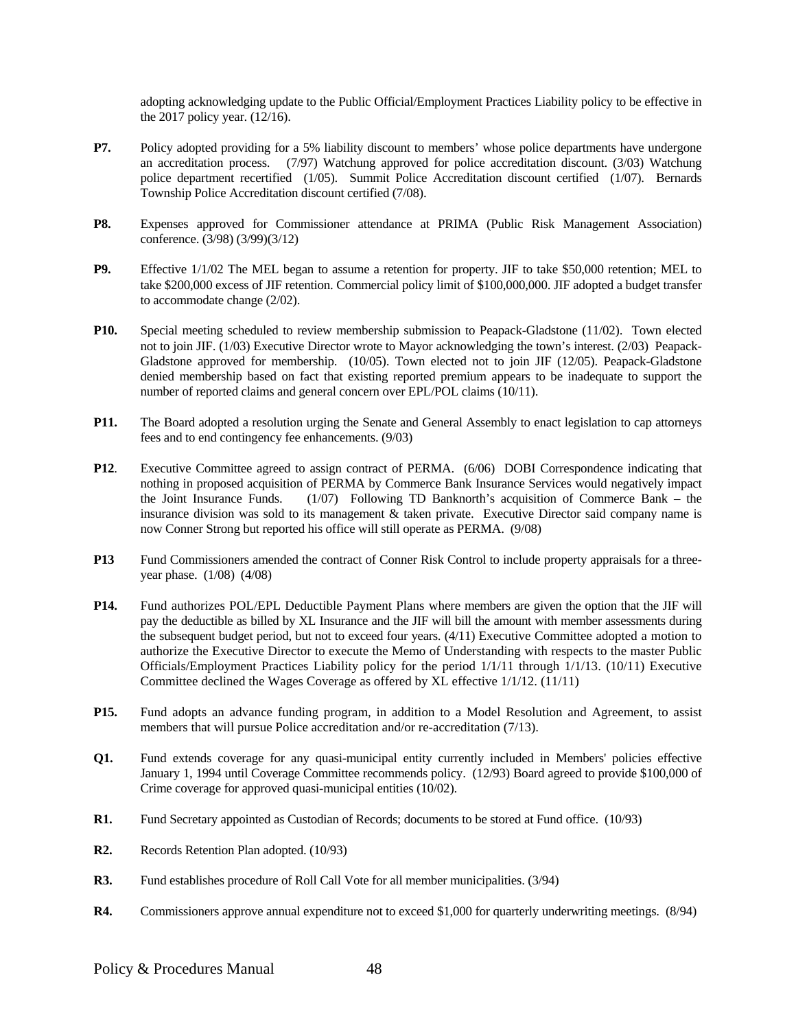adopting acknowledging update to the Public Official/Employment Practices Liability policy to be effective in the 2017 policy year. (12/16).

**P7.** Policy adopted providing for a 5% liability discount to members' whose police departments have undergone an accreditation process. (7/97) Watchung approved for police accreditation discount. (3/03) Watchung police department recertified (1/05). Summit Police Accreditation discount certified (1/07). Bernards Township Police Accreditation discount certified (7/08).

**P8.** Expenses approved for Commissioner attendance at PRIMA (Public Risk Management Association) conference. (3/98) (3/99)(3/12)

**P9.** Effective 1/1/02 The MEL began to assume a retention for property. JIF to take $50,000 retention; MEL to take $200,000 excess of JIF retention. Commercial policy limit of $100,000,000. JIF adopted a budget transfer to accommodate change (2/02).

**P10.** Special meeting scheduled to review membership submission to Peapack-Gladstone (11/02). Town elected not to join JIF. (1/03) Executive Director wrote to Mayor acknowledging the town's interest. (2/03) Peapack-Gladstone approved for membership. (10/05). Town elected not to join JIF (12/05). Peapack-Gladstone denied membership based on fact that existing reported premium appears to be inadequate to support the number of reported claims and general concern over EPL/POL claims (10/11).

**P11.** The Board adopted a resolution urging the Senate and General Assembly to enact legislation to cap attorneys fees and to end contingency fee enhancements. (9/03)

**P12**. Executive Committee agreed to assign contract of PERMA. (6/06) DOBI Correspondence indicating that nothing in proposed acquisition of PERMA by Commerce Bank Insurance Services would negatively impact the Joint Insurance Funds. (1/07) Following TD Banknorth's acquisition of Commerce Bank – the insurance division was sold to its management & taken private. Executive Director said company name is now Conner Strong but reported his office will still operate as PERMA. (9/08)

**P13** Fund Commissioners amended the contract of Conner Risk Control to include property appraisals for a three-year phase. (1/08) (4/08)

**P14.** Fund authorizes POL/EPL Deductible Payment Plans where members are given the option that the JIF will pay the deductible as billed by XL Insurance and the JIF will bill the amount with member assessments during the subsequent budget period, but not to exceed four years. (4/11) Executive Committee adopted a motion to authorize the Executive Director to execute the Memo of Understanding with respects to the master Public Officials/Employment Practices Liability policy for the period 1/1/11 through 1/1/13. (10/11) Executive Committee declined the Wages Coverage as offered by XL effective 1/1/12. (11/11)

**P15.** Fund adopts an advance funding program, in addition to a Model Resolution and Agreement, to assist members that will pursue Police accreditation and/or re-accreditation (7/13).

**Q1.** Fund extends coverage for any quasi-municipal entity currently included in Members' policies effective January 1, 1994 until Coverage Committee recommends policy. (12/93) Board agreed to provide $100,000 of Crime coverage for approved quasi-municipal entities (10/02).

**R1.** Fund Secretary appointed as Custodian of Records; documents to be stored at Fund office. (10/93)

**R2.** Records Retention Plan adopted. (10/93)

**R3.** Fund establishes procedure of Roll Call Vote for all member municipalities. (3/94)

**R4.** Commissioners approve annual expenditure not to exceed $1,000 for quarterly underwriting meetings. (8/94)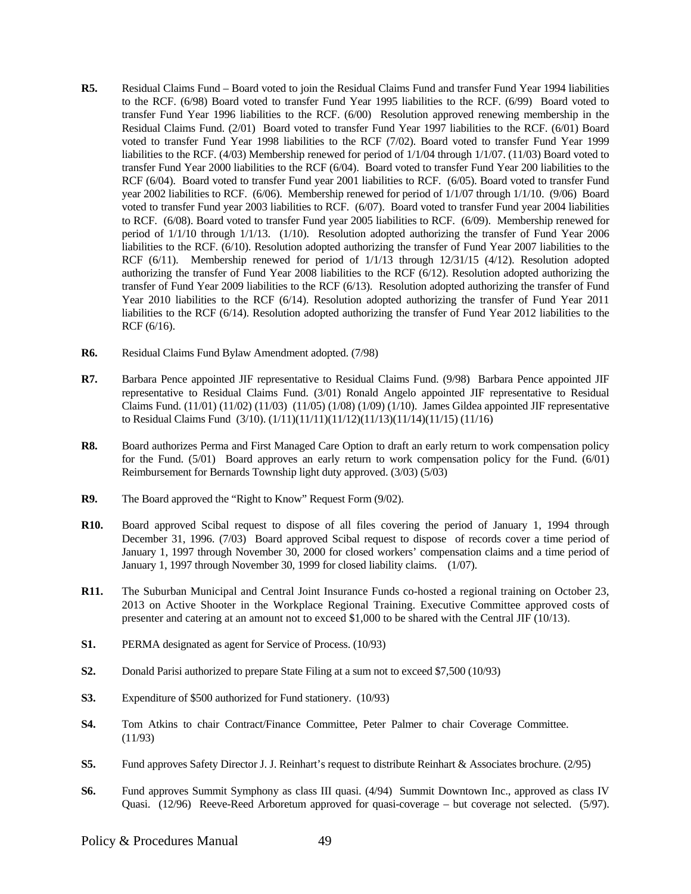**R5.** Residual Claims Fund – Board voted to join the Residual Claims Fund and transfer Fund Year 1994 liabilities to the RCF. (6/98) Board voted to transfer Fund Year 1995 liabilities to the RCF. (6/99) Board voted to transfer Fund Year 1996 liabilities to the RCF. (6/00) Resolution approved renewing membership in the Residual Claims Fund. (2/01) Board voted to transfer Fund Year 1997 liabilities to the RCF. (6/01) Board voted to transfer Fund Year 1998 liabilities to the RCF (7/02). Board voted to transfer Fund Year 1999 liabilities to the RCF. (4/03) Membership renewed for period of 1/1/04 through 1/1/07. (11/03) Board voted to transfer Fund Year 2000 liabilities to the RCF (6/04). Board voted to transfer Fund Year 200 liabilities to the RCF (6/04). Board voted to transfer Fund year 2001 liabilities to RCF. (6/05). Board voted to transfer Fund year 2002 liabilities to RCF. (6/06). Membership renewed for period of 1/1/07 through 1/1/10. (9/06) Board voted to transfer Fund year 2003 liabilities to RCF. (6/07). Board voted to transfer Fund year 2004 liabilities to RCF. (6/08). Board voted to transfer Fund year 2005 liabilities to RCF. (6/09). Membership renewed for period of 1/1/10 through 1/1/13. (1/10). Resolution adopted authorizing the transfer of Fund Year 2006 liabilities to the RCF. (6/10). Resolution adopted authorizing the transfer of Fund Year 2007 liabilities to the RCF (6/11). Membership renewed for period of 1/1/13 through 12/31/15 (4/12). Resolution adopted authorizing the transfer of Fund Year 2008 liabilities to the RCF (6/12). Resolution adopted authorizing the transfer of Fund Year 2009 liabilities to the RCF (6/13). Resolution adopted authorizing the transfer of Fund Year 2010 liabilities to the RCF (6/14). Resolution adopted authorizing the transfer of Fund Year 2011 liabilities to the RCF (6/14). Resolution adopted authorizing the transfer of Fund Year 2012 liabilities to the RCF (6/16).

**R6.** Residual Claims Fund Bylaw Amendment adopted. (7/98)

**R7.** Barbara Pence appointed JIF representative to Residual Claims Fund. (9/98) Barbara Pence appointed JIF representative to Residual Claims Fund. (3/01) Ronald Angelo appointed JIF representative to Residual Claims Fund. (11/01) (11/02) (11/03) (11/05) (1/08) (1/09) (1/10). James Gildea appointed JIF representative to Residual Claims Fund (3/10). (1/11)(11/11)(11/12)(11/13)(11/14)(11/15) (11/16)

**R8.** Board authorizes Perma and First Managed Care Option to draft an early return to work compensation policy for the Fund. (5/01) Board approves an early return to work compensation policy for the Fund. (6/01) Reimbursement for Bernards Township light duty approved. (3/03) (5/03)

**R9.** The Board approved the "Right to Know" Request Form (9/02).

**R10.** Board approved Scibal request to dispose of all files covering the period of January 1, 1994 through December 31, 1996. (7/03) Board approved Scibal request to dispose of records cover a time period of January 1, 1997 through November 30, 2000 for closed workers' compensation claims and a time period of January 1, 1997 through November 30, 1999 for closed liability claims. (1/07).

**R11.** The Suburban Municipal and Central Joint Insurance Funds co-hosted a regional training on October 23, 2013 on Active Shooter in the Workplace Regional Training. Executive Committee approved costs of presenter and catering at an amount not to exceed $1,000 to be shared with the Central JIF (10/13).

**S1.** PERMA designated as agent for Service of Process. (10/93)

**S2.** Donald Parisi authorized to prepare State Filing at a sum not to exceed $7,500 (10/93)

**S3.** Expenditure of $500 authorized for Fund stationery. (10/93)

**S4.** Tom Atkins to chair Contract/Finance Committee, Peter Palmer to chair Coverage Committee. (11/93)

**S5.** Fund approves Safety Director J. J. Reinhart's request to distribute Reinhart & Associates brochure. (2/95)

**S6.** Fund approves Summit Symphony as class III quasi. (4/94) Summit Downtown Inc., approved as class IV Quasi. (12/96) Reeve-Reed Arboretum approved for quasi-coverage – but coverage not selected. (5/97).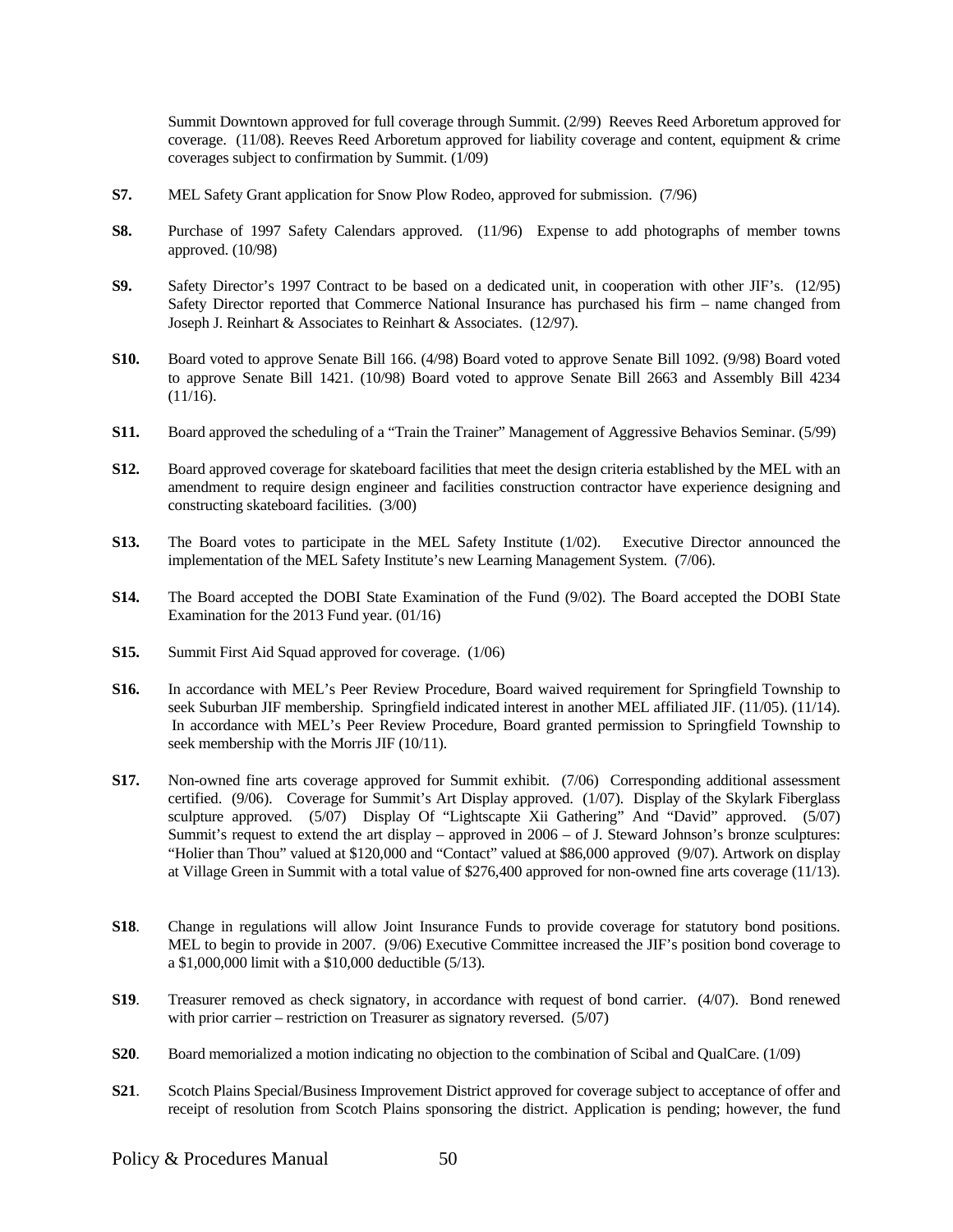Summit Downtown approved for full coverage through Summit. (2/99) Reeves Reed Arboretum approved for coverage. (11/08). Reeves Reed Arboretum approved for liability coverage and content, equipment & crime coverages subject to confirmation by Summit. (1/09)

**S7.** MEL Safety Grant application for Snow Plow Rodeo, approved for submission. (7/96)

**S8.** Purchase of 1997 Safety Calendars approved. (11/96) Expense to add photographs of member towns approved. (10/98)

**S9.** Safety Director's 1997 Contract to be based on a dedicated unit, in cooperation with other JIF's. (12/95) Safety Director reported that Commerce National Insurance has purchased his firm – name changed from Joseph J. Reinhart & Associates to Reinhart & Associates. (12/97).

**S10.** Board voted to approve Senate Bill 166. (4/98) Board voted to approve Senate Bill 1092. (9/98) Board voted to approve Senate Bill 1421. (10/98) Board voted to approve Senate Bill 2663 and Assembly Bill 4234 (11/16).

**S11.** Board approved the scheduling of a "Train the Trainer" Management of Aggressive Behavios Seminar. (5/99)

**S12.** Board approved coverage for skateboard facilities that meet the design criteria established by the MEL with an amendment to require design engineer and facilities construction contractor have experience designing and constructing skateboard facilities. (3/00)

**S13.** The Board votes to participate in the MEL Safety Institute (1/02). Executive Director announced the implementation of the MEL Safety Institute's new Learning Management System. (7/06).

**S14.** The Board accepted the DOBI State Examination of the Fund (9/02). The Board accepted the DOBI State Examination for the 2013 Fund year. (01/16)

**S15.** Summit First Aid Squad approved for coverage. (1/06)

**S16.** In accordance with MEL's Peer Review Procedure, Board waived requirement for Springfield Township to seek Suburban JIF membership. Springfield indicated interest in another MEL affiliated JIF. (11/05). (11/14). In accordance with MEL's Peer Review Procedure, Board granted permission to Springfield Township to seek membership with the Morris JIF (10/11).

**S17.** Non-owned fine arts coverage approved for Summit exhibit. (7/06) Corresponding additional assessment certified. (9/06). Coverage for Summit's Art Display approved. (1/07). Display of the Skylark Fiberglass sculpture approved. (5/07) Display Of "Lightscapte Xii Gathering" And "David" approved. (5/07) Summit's request to extend the art display – approved in 2006 – of J. Steward Johnson's bronze sculptures: "Holier than Thou" valued at $120,000 and "Contact" valued at $86,000 approved (9/07). Artwork on display at Village Green in Summit with a total value of $276,400 approved for non-owned fine arts coverage (11/13).

**S18**. Change in regulations will allow Joint Insurance Funds to provide coverage for statutory bond positions. MEL to begin to provide in 2007. (9/06) Executive Committee increased the JIF's position bond coverage to a $1,000,000 limit with a $10,000 deductible (5/13).

**S19**. Treasurer removed as check signatory, in accordance with request of bond carrier. (4/07). Bond renewed with prior carrier – restriction on Treasurer as signatory reversed. (5/07)

**S20**. Board memorialized a motion indicating no objection to the combination of Scibal and QualCare. (1/09)

**S21**. Scotch Plains Special/Business Improvement District approved for coverage subject to acceptance of offer and receipt of resolution from Scotch Plains sponsoring the district. Application is pending; however, the fund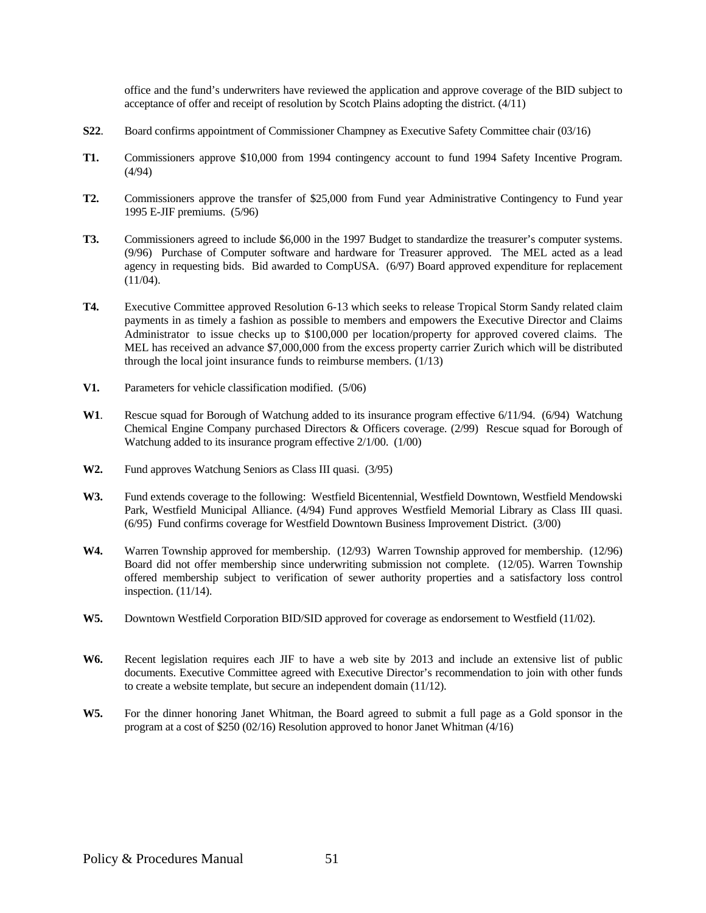office and the fund's underwriters have reviewed the application and approve coverage of the BID subject to acceptance of offer and receipt of resolution by Scotch Plains adopting the district. (4/11)

**S22**. Board confirms appointment of Commissioner Champney as Executive Safety Committee chair (03/16)

**T1.** Commissioners approve $10,000 from 1994 contingency account to fund 1994 Safety Incentive Program. (4/94)

**T2.** Commissioners approve the transfer of $25,000 from Fund year Administrative Contingency to Fund year 1995 E-JIF premiums. (5/96)

**T3.** Commissioners agreed to include $6,000 in the 1997 Budget to standardize the treasurer's computer systems. (9/96) Purchase of Computer software and hardware for Treasurer approved. The MEL acted as a lead agency in requesting bids. Bid awarded to CompUSA. (6/97) Board approved expenditure for replacement (11/04).

**T4.** Executive Committee approved Resolution 6-13 which seeks to release Tropical Storm Sandy related claim payments in as timely a fashion as possible to members and empowers the Executive Director and Claims Administrator to issue checks up to $100,000 per location/property for approved covered claims. The MEL has received an advance $7,000,000 from the excess property carrier Zurich which will be distributed through the local joint insurance funds to reimburse members. (1/13)

**V1.** Parameters for vehicle classification modified. (5/06)

**W1**. Rescue squad for Borough of Watchung added to its insurance program effective 6/11/94. (6/94) Watchung Chemical Engine Company purchased Directors & Officers coverage. (2/99) Rescue squad for Borough of Watchung added to its insurance program effective 2/1/00. (1/00)

**W2.** Fund approves Watchung Seniors as Class III quasi. (3/95)

**W3.** Fund extends coverage to the following: Westfield Bicentennial, Westfield Downtown, Westfield Mendowski Park, Westfield Municipal Alliance. (4/94) Fund approves Westfield Memorial Library as Class III quasi. (6/95) Fund confirms coverage for Westfield Downtown Business Improvement District. (3/00)

**W4.** Warren Township approved for membership. (12/93) Warren Township approved for membership. (12/96) Board did not offer membership since underwriting submission not complete. (12/05). Warren Township offered membership subject to verification of sewer authority properties and a satisfactory loss control inspection. (11/14).

**W5.** Downtown Westfield Corporation BID/SID approved for coverage as endorsement to Westfield (11/02).

**W6.** Recent legislation requires each JIF to have a web site by 2013 and include an extensive list of public documents. Executive Committee agreed with Executive Director's recommendation to join with other funds to create a website template, but secure an independent domain (11/12).

**W5.** For the dinner honoring Janet Whitman, the Board agreed to submit a full page as a Gold sponsor in the program at a cost of $250 (02/16) Resolution approved to honor Janet Whitman (4/16)